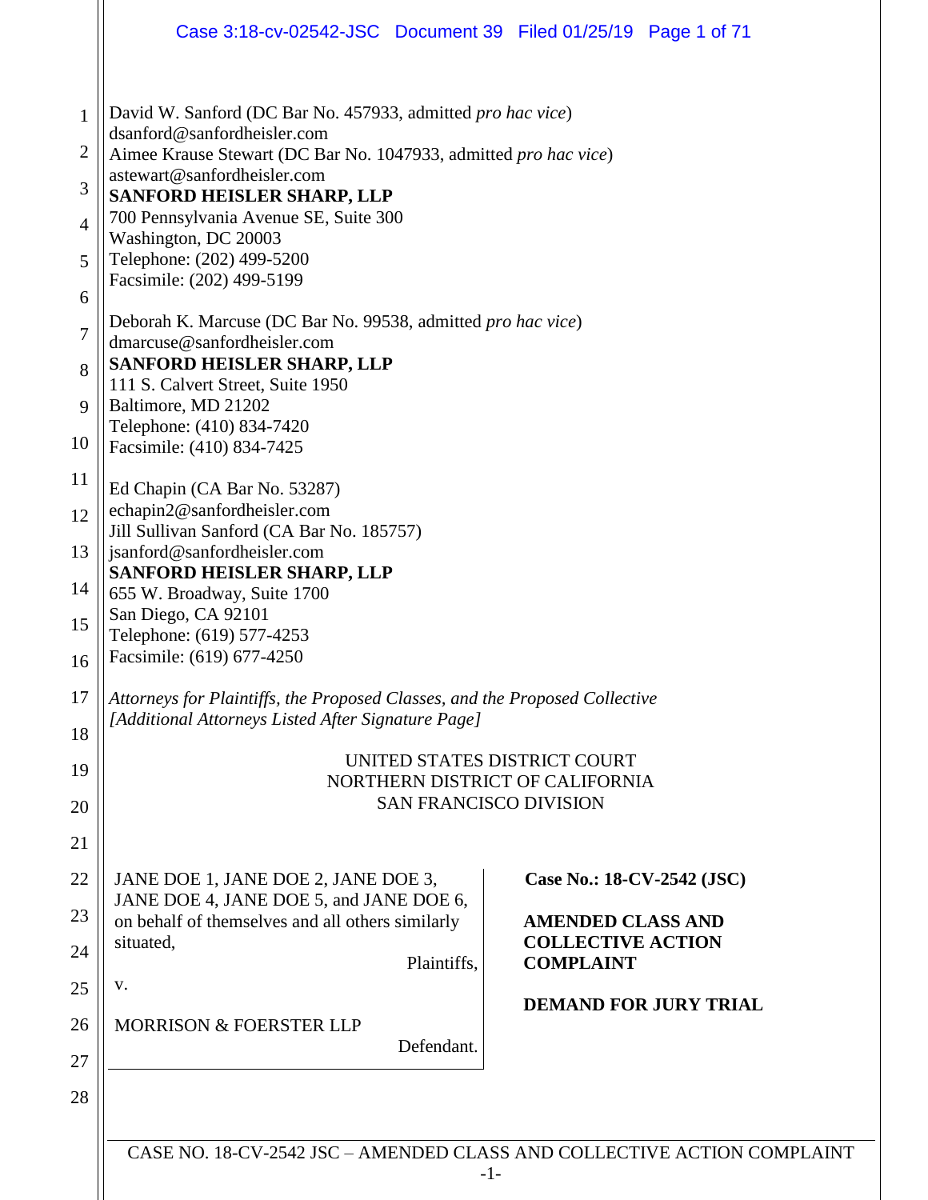David W. Sanford (DC Bar No. 457933, admitted *pro hac vice*)
dsanford@sanfordheisler.com
Aimee Krause Stewart (DC Bar No. 1047933, admitted *pro hac vice*)
astewart@sanfordheisler.com
**SANFORD HEISLER SHARP, LLP**
700 Pennsylvania Avenue SE, Suite 300
Washington, DC 20003
Telephone: (202) 499-5200
Facsimile: (202) 499-5199

Deborah K. Marcuse (DC Bar No. 99538, admitted *pro hac vice*)
dmarcuse@sanfordheisler.com
**SANFORD HEISLER SHARP, LLP**
111 S. Calvert Street, Suite 1950
Baltimore, MD 21202
Telephone: (410) 834-7420
Facsimile: (410) 834-7425

Ed Chapin (CA Bar No. 53287)
echapin2@sanfordheisler.com
Jill Sullivan Sanford (CA Bar No. 185757)
jsanford@sanfordheisler.com
**SANFORD HEISLER SHARP, LLP**
655 W. Broadway, Suite 1700
San Diego, CA 92101
Telephone: (619) 577-4253
Facsimile: (619) 677-4250

*Attorneys for Plaintiffs, the Proposed Classes, and the Proposed Collective*
*[Additional Attorneys Listed After Signature Page]*

UNITED STATES DISTRICT COURT
NORTHERN DISTRICT OF CALIFORNIA
SAN FRANCISCO DIVISION

JANE DOE 1, JANE DOE 2, JANE DOE 3, JANE DOE 4, JANE DOE 5, and JANE DOE 6, on behalf of themselves and all others similarly situated,

Plaintiffs,

v.

MORRISON & FOERSTER LLP

Defendant.

**Case No.: 18-CV-2542 (JSC)**

**AMENDED CLASS AND COLLECTIVE ACTION COMPLAINT**

**DEMAND FOR JURY TRIAL**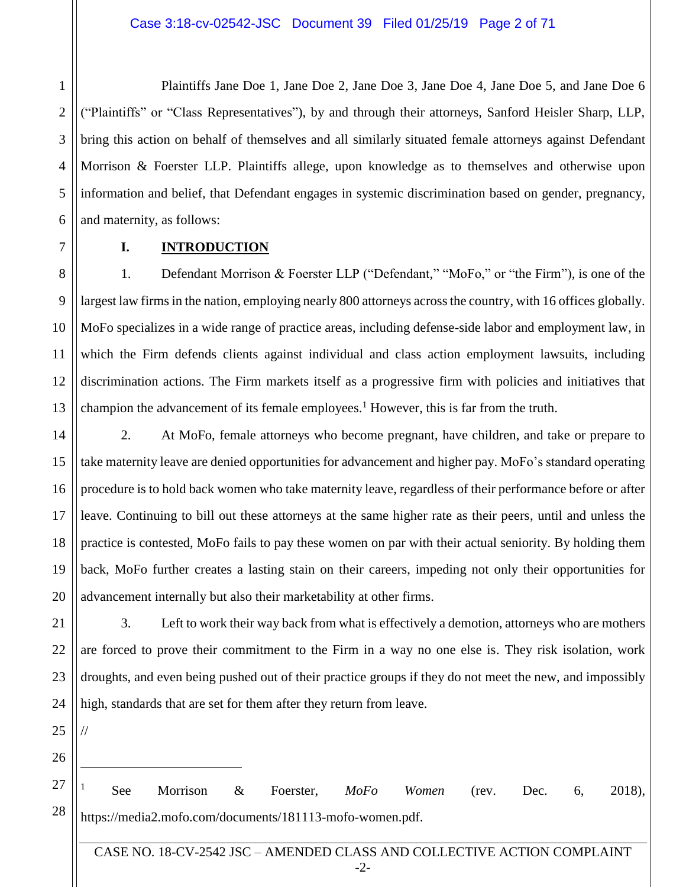Plaintiffs Jane Doe 1, Jane Doe 2, Jane Doe 3, Jane Doe 4, Jane Doe 5, and Jane Doe 6 ("Plaintiffs" or "Class Representatives"), by and through their attorneys, Sanford Heisler Sharp, LLP, bring this action on behalf of themselves and all similarly situated female attorneys against Defendant Morrison & Foerster LLP. Plaintiffs allege, upon knowledge as to themselves and otherwise upon information and belief, that Defendant engages in systemic discrimination based on gender, pregnancy, and maternity, as follows:

## I. INTRODUCTION

1. Defendant Morrison & Foerster LLP ("Defendant," "MoFo," or "the Firm"), is one of the largest law firms in the nation, employing nearly 800 attorneys across the country, with 16 offices globally. MoFo specializes in a wide range of practice areas, including defense-side labor and employment law, in which the Firm defends clients against individual and class action employment lawsuits, including discrimination actions. The Firm markets itself as a progressive firm with policies and initiatives that champion the advancement of its female employees.[1] However, this is far from the truth.

2. At MoFo, female attorneys who become pregnant, have children, and take or prepare to take maternity leave are denied opportunities for advancement and higher pay. MoFo's standard operating procedure is to hold back women who take maternity leave, regardless of their performance before or after leave. Continuing to bill out these attorneys at the same higher rate as their peers, until and unless the practice is contested, MoFo fails to pay these women on par with their actual seniority. By holding them back, MoFo further creates a lasting stain on their careers, impeding not only their opportunities for advancement internally but also their marketability at other firms.

3. Left to work their way back from what is effectively a demotion, attorneys who are mothers are forced to prove their commitment to the Firm in a way no one else is. They risk isolation, work droughts, and even being pushed out of their practice groups if they do not meet the new, and impossibly high, standards that are set for them after they return from leave.

//

---

[1] See Morrison & Foerster, *MoFo Women* (rev. Dec. 6, 2018), https://media2.mofo.com/documents/181113-mofo-women.pdf.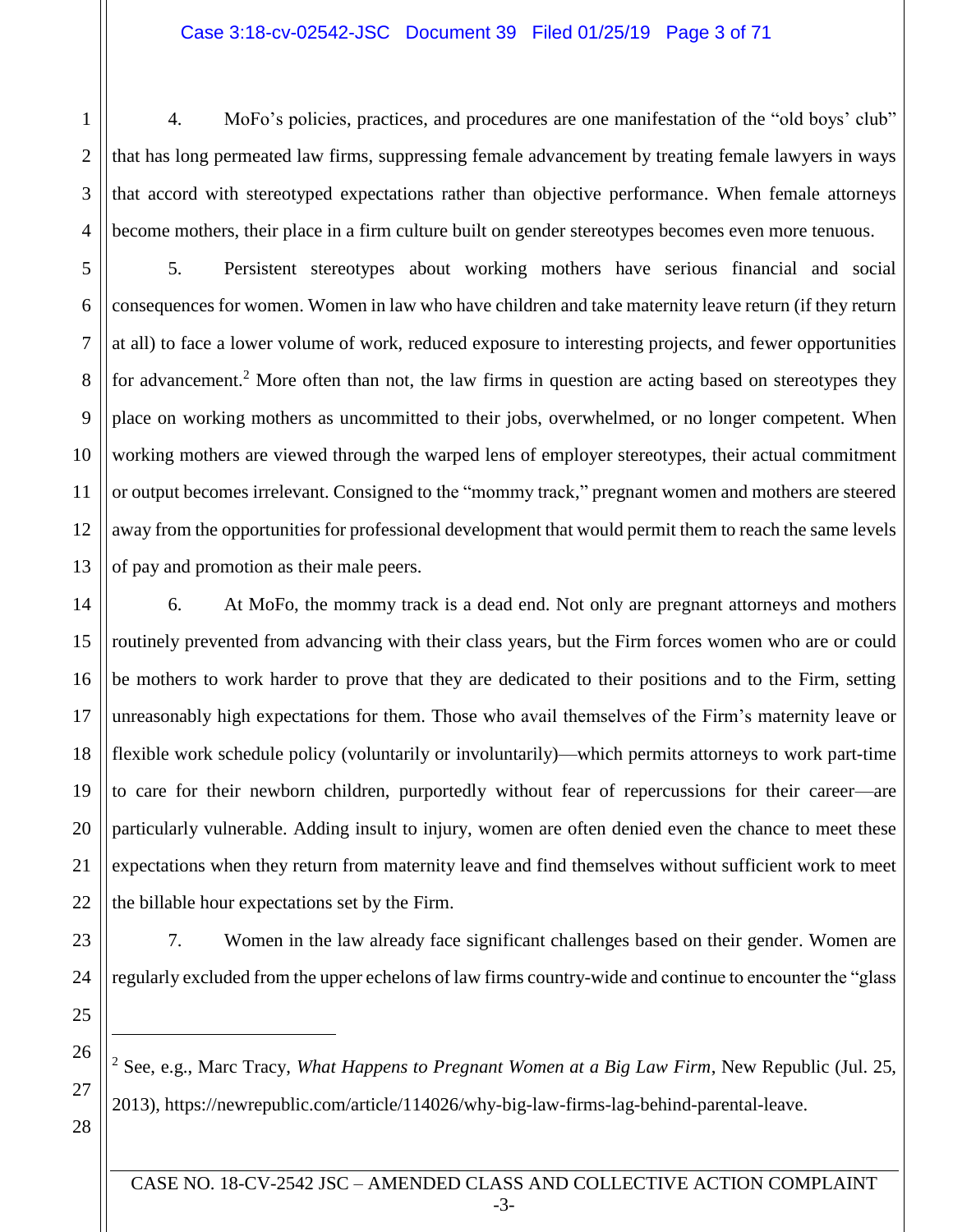4. MoFo's policies, practices, and procedures are one manifestation of the "old boys' club" that has long permeated law firms, suppressing female advancement by treating female lawyers in ways that accord with stereotyped expectations rather than objective performance. When female attorneys become mothers, their place in a firm culture built on gender stereotypes becomes even more tenuous.

5. Persistent stereotypes about working mothers have serious financial and social consequences for women. Women in law who have children and take maternity leave return (if they return at all) to face a lower volume of work, reduced exposure to interesting projects, and fewer opportunities for advancement.[2] More often than not, the law firms in question are acting based on stereotypes they place on working mothers as uncommitted to their jobs, overwhelmed, or no longer competent. When working mothers are viewed through the warped lens of employer stereotypes, their actual commitment or output becomes irrelevant. Consigned to the "mommy track," pregnant women and mothers are steered away from the opportunities for professional development that would permit them to reach the same levels of pay and promotion as their male peers.

6. At MoFo, the mommy track is a dead end. Not only are pregnant attorneys and mothers routinely prevented from advancing with their class years, but the Firm forces women who are or could be mothers to work harder to prove that they are dedicated to their positions and to the Firm, setting unreasonably high expectations for them. Those who avail themselves of the Firm's maternity leave or flexible work schedule policy (voluntarily or involuntarily)—which permits attorneys to work part-time to care for their newborn children, purportedly without fear of repercussions for their career—are particularly vulnerable. Adding insult to injury, women are often denied even the chance to meet these expectations when they return from maternity leave and find themselves without sufficient work to meet the billable hour expectations set by the Firm.

7. Women in the law already face significant challenges based on their gender. Women are regularly excluded from the upper echelons of law firms country-wide and continue to encounter the "glass

---

[2] See, e.g., Marc Tracy, *What Happens to Pregnant Women at a Big Law Firm*, New Republic (Jul. 25, 2013), https://newrepublic.com/article/114026/why-big-law-firms-lag-behind-parental-leave.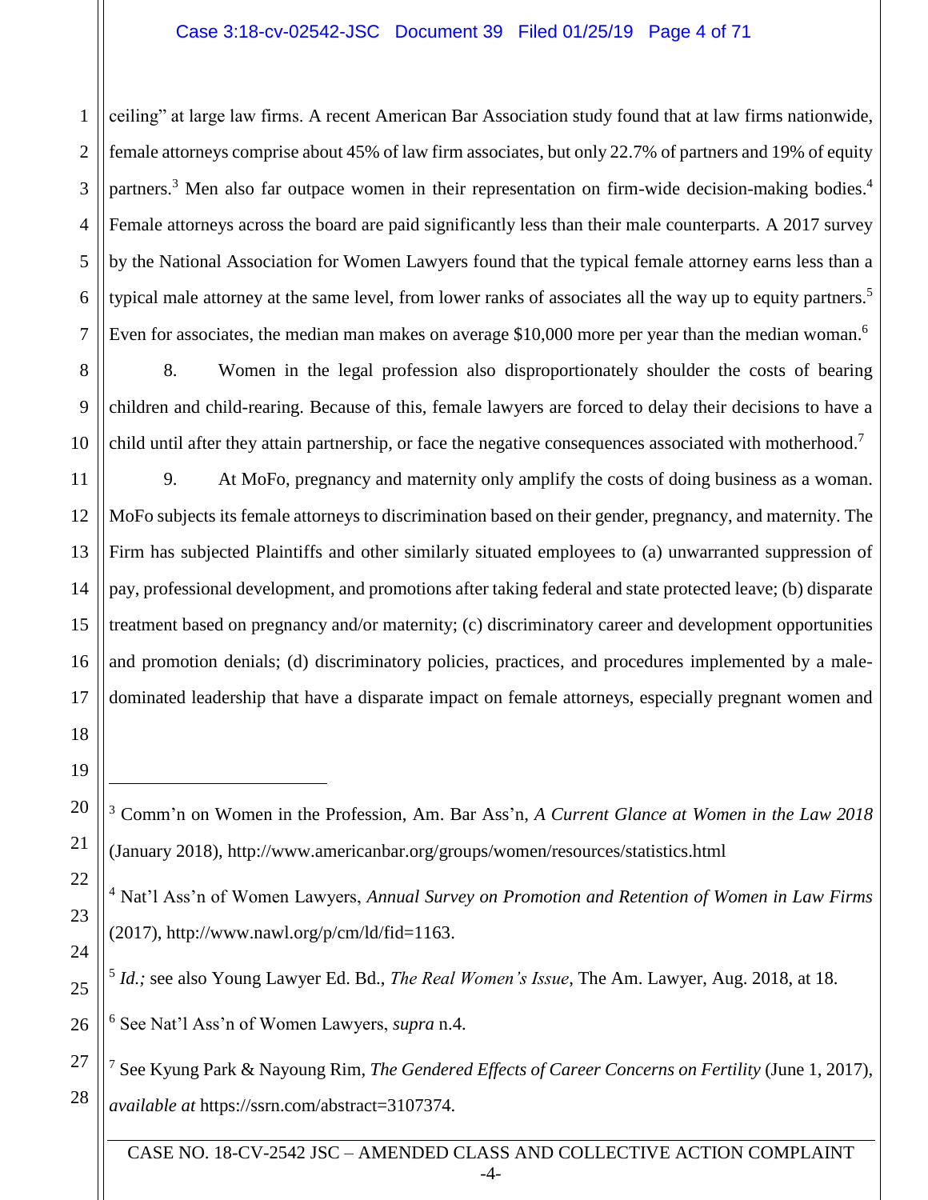ceiling" at large law firms. A recent American Bar Association study found that at law firms nationwide, female attorneys comprise about 45% of law firm associates, but only 22.7% of partners and 19% of equity partners.[3] Men also far outpace women in their representation on firm-wide decision-making bodies.[4] Female attorneys across the board are paid significantly less than their male counterparts. A 2017 survey by the National Association for Women Lawyers found that the typical female attorney earns less than a typical male attorney at the same level, from lower ranks of associates all the way up to equity partners.[5] Even for associates, the median man makes on average $10,000 more per year than the median woman.[6]

8. Women in the legal profession also disproportionately shoulder the costs of bearing children and child-rearing. Because of this, female lawyers are forced to delay their decisions to have a child until after they attain partnership, or face the negative consequences associated with motherhood.[7]

9. At MoFo, pregnancy and maternity only amplify the costs of doing business as a woman. MoFo subjects its female attorneys to discrimination based on their gender, pregnancy, and maternity. The Firm has subjected Plaintiffs and other similarly situated employees to (a) unwarranted suppression of pay, professional development, and promotions after taking federal and state protected leave; (b) disparate treatment based on pregnancy and/or maternity; (c) discriminatory career and development opportunities and promotion denials; (d) discriminatory policies, practices, and procedures implemented by a male-dominated leadership that have a disparate impact on female attorneys, especially pregnant women and

---

[3] Comm'n on Women in the Profession, Am. Bar Ass'n, *A Current Glance at Women in the Law 2018* (January 2018), http://www.americanbar.org/groups/women/resources/statistics.html

[4] Nat'l Ass'n of Women Lawyers, *Annual Survey on Promotion and Retention of Women in Law Firms* (2017), http://www.nawl.org/p/cm/ld/fid=1163.

[5] *Id.;* see also Young Lawyer Ed. Bd., *The Real Women's Issue*, The Am. Lawyer, Aug. 2018, at 18.

[6] See Nat'l Ass'n of Women Lawyers, *supra* n.4.

[7] See Kyung Park & Nayoung Rim, *The Gendered Effects of Career Concerns on Fertility* (June 1, 2017), *available at* https://ssrn.com/abstract=3107374.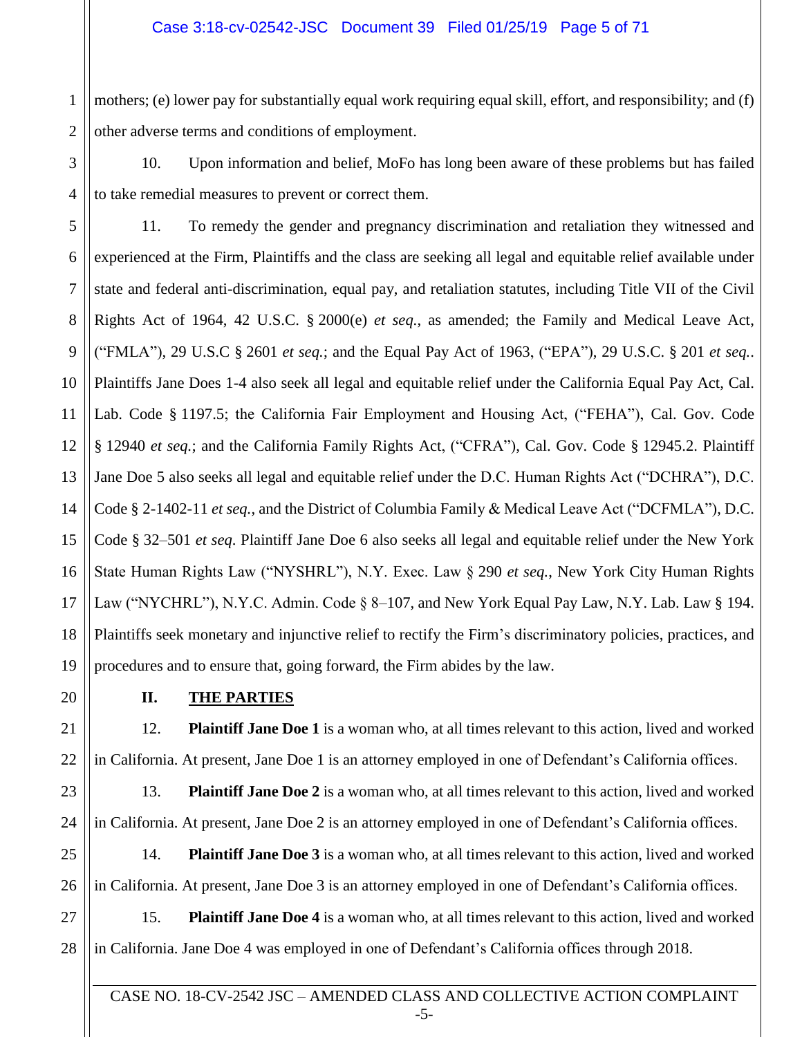mothers; (e) lower pay for substantially equal work requiring equal skill, effort, and responsibility; and (f) other adverse terms and conditions of employment.

10. Upon information and belief, MoFo has long been aware of these problems but has failed to take remedial measures to prevent or correct them.

11. To remedy the gender and pregnancy discrimination and retaliation they witnessed and experienced at the Firm, Plaintiffs and the class are seeking all legal and equitable relief available under state and federal anti-discrimination, equal pay, and retaliation statutes, including Title VII of the Civil Rights Act of 1964, 42 U.S.C. § 2000(e) *et seq.*, as amended; the Family and Medical Leave Act, ("FMLA"), 29 U.S.C § 2601 *et seq.*; and the Equal Pay Act of 1963, ("EPA"), 29 U.S.C. § 201 *et seq.*. Plaintiffs Jane Does 1-4 also seek all legal and equitable relief under the California Equal Pay Act, Cal. Lab. Code § 1197.5; the California Fair Employment and Housing Act, ("FEHA"), Cal. Gov. Code § 12940 *et seq.*; and the California Family Rights Act, ("CFRA"), Cal. Gov. Code § 12945.2. Plaintiff Jane Doe 5 also seeks all legal and equitable relief under the D.C. Human Rights Act ("DCHRA"), D.C. Code § 2-1402-11 *et seq.*, and the District of Columbia Family & Medical Leave Act ("DCFMLA"), D.C. Code § 32–501 *et seq*. Plaintiff Jane Doe 6 also seeks all legal and equitable relief under the New York State Human Rights Law ("NYSHRL"), N.Y. Exec. Law § 290 *et seq.*, New York City Human Rights Law ("NYCHRL"), N.Y.C. Admin. Code § 8–107, and New York Equal Pay Law, N.Y. Lab. Law § 194. Plaintiffs seek monetary and injunctive relief to rectify the Firm's discriminatory policies, practices, and procedures and to ensure that, going forward, the Firm abides by the law.

## II. THE PARTIES

12. **Plaintiff Jane Doe 1** is a woman who, at all times relevant to this action, lived and worked in California. At present, Jane Doe 1 is an attorney employed in one of Defendant's California offices.

13. **Plaintiff Jane Doe 2** is a woman who, at all times relevant to this action, lived and worked in California. At present, Jane Doe 2 is an attorney employed in one of Defendant's California offices.

14. **Plaintiff Jane Doe 3** is a woman who, at all times relevant to this action, lived and worked in California. At present, Jane Doe 3 is an attorney employed in one of Defendant's California offices.

15. **Plaintiff Jane Doe 4** is a woman who, at all times relevant to this action, lived and worked in California. Jane Doe 4 was employed in one of Defendant's California offices through 2018.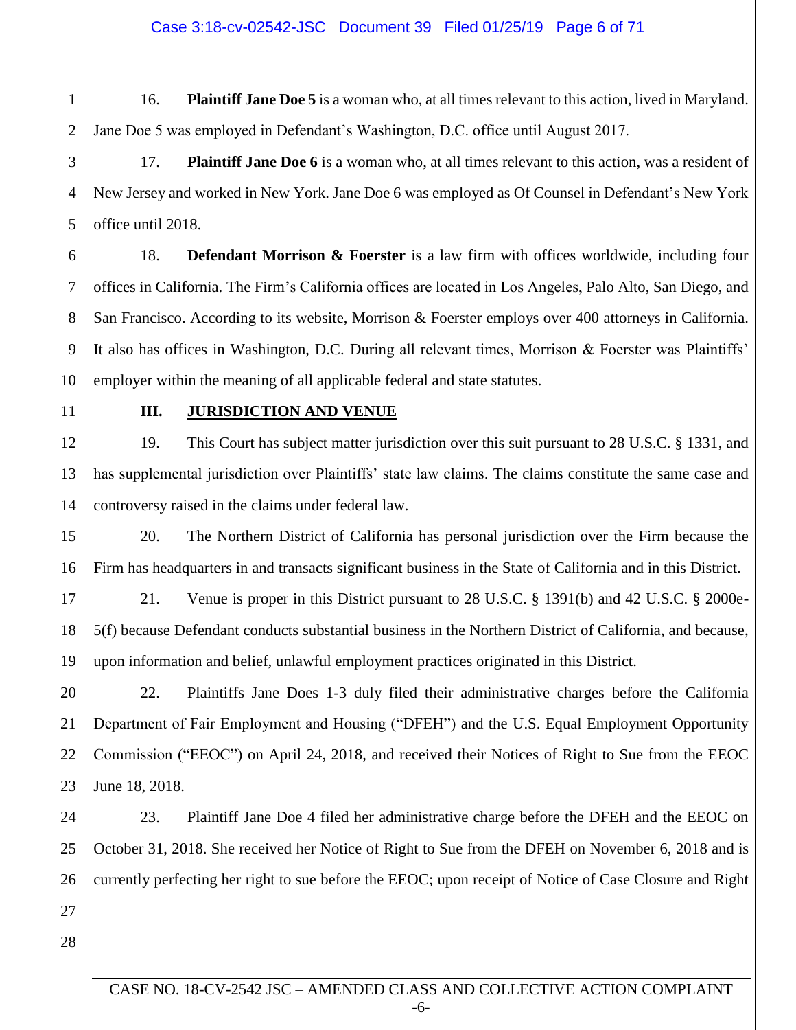16. **Plaintiff Jane Doe 5** is a woman who, at all times relevant to this action, lived in Maryland. Jane Doe 5 was employed in Defendant's Washington, D.C. office until August 2017.

17. **Plaintiff Jane Doe 6** is a woman who, at all times relevant to this action, was a resident of New Jersey and worked in New York. Jane Doe 6 was employed as Of Counsel in Defendant's New York office until 2018.

18. **Defendant Morrison & Foerster** is a law firm with offices worldwide, including four offices in California. The Firm's California offices are located in Los Angeles, Palo Alto, San Diego, and San Francisco. According to its website, Morrison & Foerster employs over 400 attorneys in California. It also has offices in Washington, D.C. During all relevant times, Morrison & Foerster was Plaintiffs' employer within the meaning of all applicable federal and state statutes.

## III. JURISDICTION AND VENUE

19. This Court has subject matter jurisdiction over this suit pursuant to 28 U.S.C. § 1331, and has supplemental jurisdiction over Plaintiffs' state law claims. The claims constitute the same case and controversy raised in the claims under federal law.

20. The Northern District of California has personal jurisdiction over the Firm because the Firm has headquarters in and transacts significant business in the State of California and in this District.

21. Venue is proper in this District pursuant to 28 U.S.C. § 1391(b) and 42 U.S.C. § 2000e-5(f) because Defendant conducts substantial business in the Northern District of California, and because, upon information and belief, unlawful employment practices originated in this District.

22. Plaintiffs Jane Does 1-3 duly filed their administrative charges before the California Department of Fair Employment and Housing ("DFEH") and the U.S. Equal Employment Opportunity Commission ("EEOC") on April 24, 2018, and received their Notices of Right to Sue from the EEOC June 18, 2018.

23. Plaintiff Jane Doe 4 filed her administrative charge before the DFEH and the EEOC on October 31, 2018. She received her Notice of Right to Sue from the DFEH on November 6, 2018 and is currently perfecting her right to sue before the EEOC; upon receipt of Notice of Case Closure and Right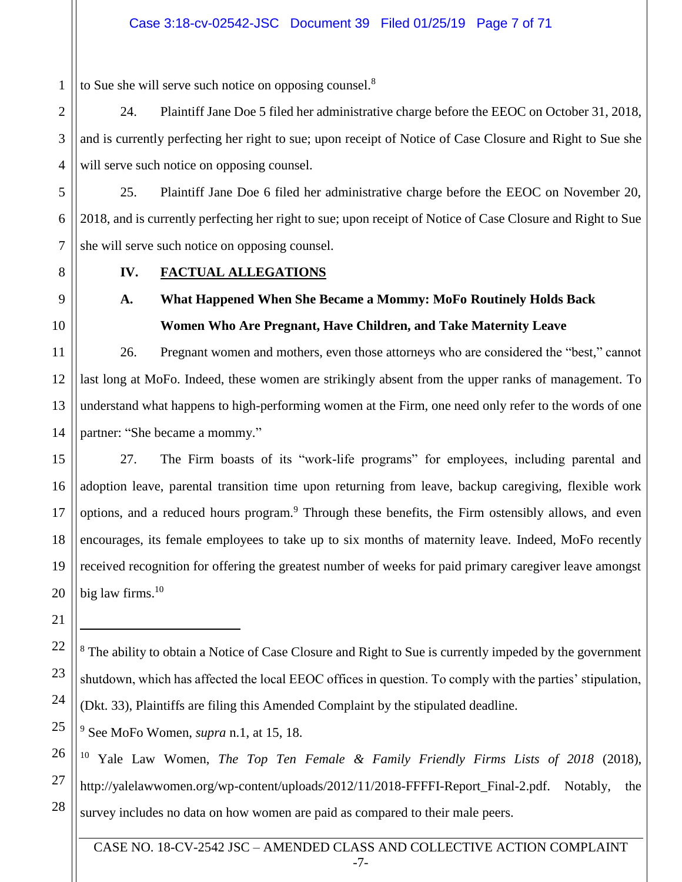to Sue she will serve such notice on opposing counsel.[8]

24. Plaintiff Jane Doe 5 filed her administrative charge before the EEOC on October 31, 2018, and is currently perfecting her right to sue; upon receipt of Notice of Case Closure and Right to Sue she will serve such notice on opposing counsel.

25. Plaintiff Jane Doe 6 filed her administrative charge before the EEOC on November 20, 2018, and is currently perfecting her right to sue; upon receipt of Notice of Case Closure and Right to Sue she will serve such notice on opposing counsel.

## IV. FACTUAL ALLEGATIONS

### A. What Happened When She Became a Mommy: MoFo Routinely Holds Back Women Who Are Pregnant, Have Children, and Take Maternity Leave

26. Pregnant women and mothers, even those attorneys who are considered the "best," cannot last long at MoFo. Indeed, these women are strikingly absent from the upper ranks of management. To understand what happens to high-performing women at the Firm, one need only refer to the words of one partner: "She became a mommy."

27. The Firm boasts of its "work-life programs" for employees, including parental and adoption leave, parental transition time upon returning from leave, backup caregiving, flexible work options, and a reduced hours program.[9] Through these benefits, the Firm ostensibly allows, and even encourages, its female employees to take up to six months of maternity leave. Indeed, MoFo recently received recognition for offering the greatest number of weeks for paid primary caregiver leave amongst big law firms.[10]

---

[8] The ability to obtain a Notice of Case Closure and Right to Sue is currently impeded by the government shutdown, which has affected the local EEOC offices in question. To comply with the parties' stipulation, (Dkt. 33), Plaintiffs are filing this Amended Complaint by the stipulated deadline.

[9] See MoFo Women, *supra* n.1, at 15, 18.

[10] Yale Law Women, *The Top Ten Female & Family Friendly Firms Lists of 2018* (2018), http://yalelawwomen.org/wp-content/uploads/2012/11/2018-FFFFI-Report_Final-2.pdf. Notably, the survey includes no data on how women are paid as compared to their male peers.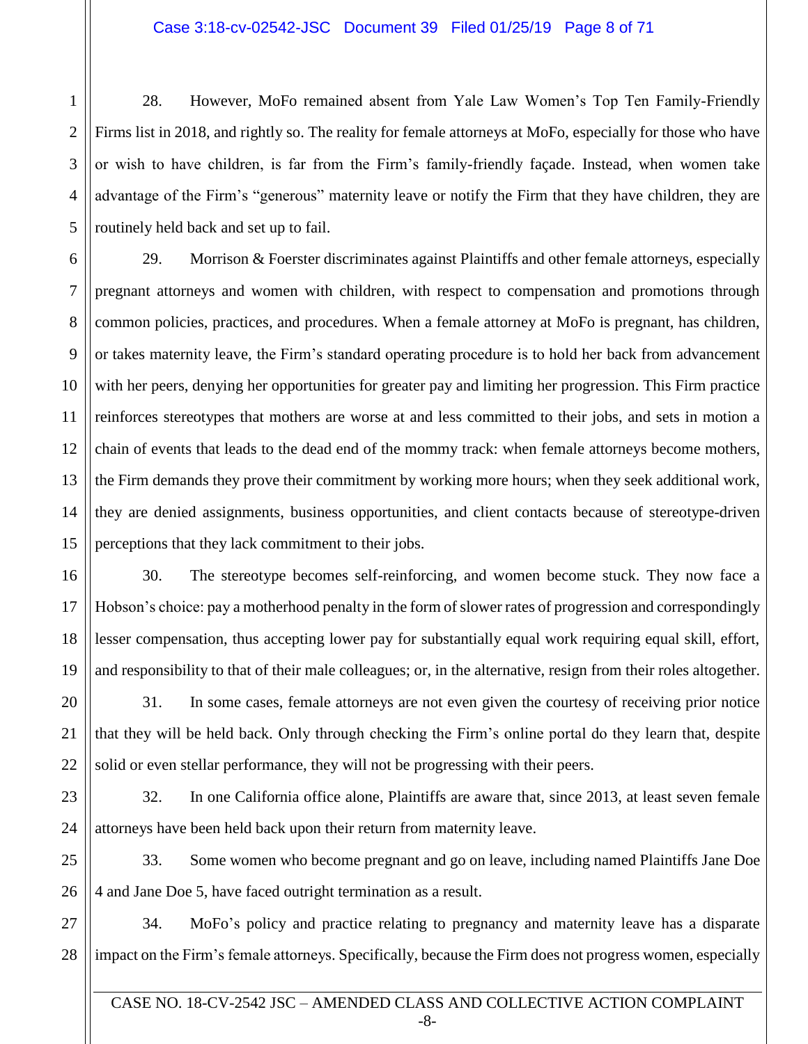28. However, MoFo remained absent from Yale Law Women's Top Ten Family-Friendly Firms list in 2018, and rightly so. The reality for female attorneys at MoFo, especially for those who have or wish to have children, is far from the Firm's family-friendly façade. Instead, when women take advantage of the Firm's "generous" maternity leave or notify the Firm that they have children, they are routinely held back and set up to fail.

29. Morrison & Foerster discriminates against Plaintiffs and other female attorneys, especially pregnant attorneys and women with children, with respect to compensation and promotions through common policies, practices, and procedures. When a female attorney at MoFo is pregnant, has children, or takes maternity leave, the Firm's standard operating procedure is to hold her back from advancement with her peers, denying her opportunities for greater pay and limiting her progression. This Firm practice reinforces stereotypes that mothers are worse at and less committed to their jobs, and sets in motion a chain of events that leads to the dead end of the mommy track: when female attorneys become mothers, the Firm demands they prove their commitment by working more hours; when they seek additional work, they are denied assignments, business opportunities, and client contacts because of stereotype-driven perceptions that they lack commitment to their jobs.

30. The stereotype becomes self-reinforcing, and women become stuck. They now face a Hobson's choice: pay a motherhood penalty in the form of slower rates of progression and correspondingly lesser compensation, thus accepting lower pay for substantially equal work requiring equal skill, effort, and responsibility to that of their male colleagues; or, in the alternative, resign from their roles altogether.

31. In some cases, female attorneys are not even given the courtesy of receiving prior notice that they will be held back. Only through checking the Firm's online portal do they learn that, despite solid or even stellar performance, they will not be progressing with their peers.

32. In one California office alone, Plaintiffs are aware that, since 2013, at least seven female attorneys have been held back upon their return from maternity leave.

33. Some women who become pregnant and go on leave, including named Plaintiffs Jane Doe 4 and Jane Doe 5, have faced outright termination as a result.

34. MoFo's policy and practice relating to pregnancy and maternity leave has a disparate impact on the Firm's female attorneys. Specifically, because the Firm does not progress women, especially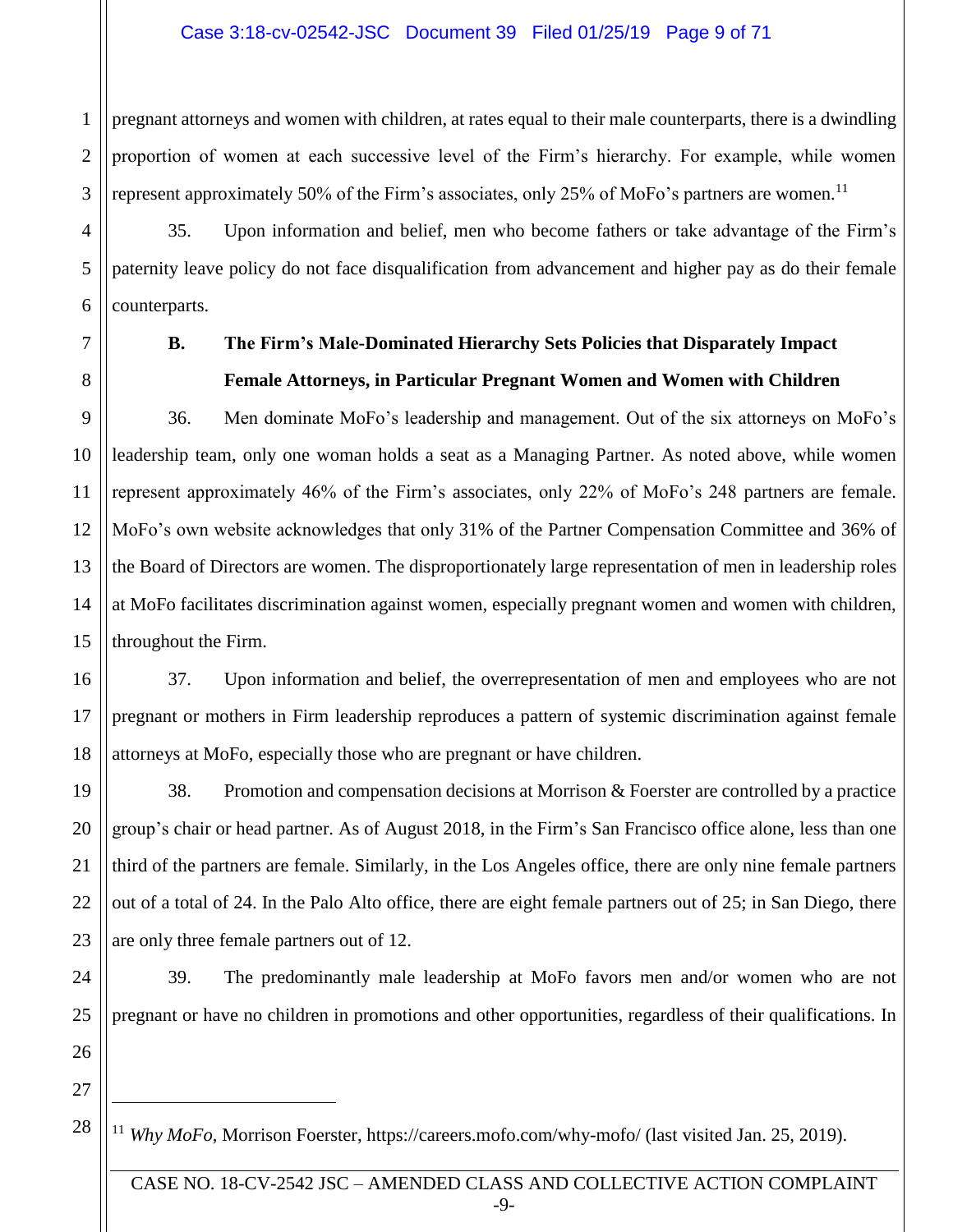pregnant attorneys and women with children, at rates equal to their male counterparts, there is a dwindling proportion of women at each successive level of the Firm's hierarchy. For example, while women represent approximately 50% of the Firm's associates, only 25% of MoFo's partners are women.[11]

35. Upon information and belief, men who become fathers or take advantage of the Firm's paternity leave policy do not face disqualification from advancement and higher pay as do their female counterparts.

**B. The Firm's Male-Dominated Hierarchy Sets Policies that Disparately Impact Female Attorneys, in Particular Pregnant Women and Women with Children**

36. Men dominate MoFo's leadership and management. Out of the six attorneys on MoFo's leadership team, only one woman holds a seat as a Managing Partner. As noted above, while women represent approximately 46% of the Firm's associates, only 22% of MoFo's 248 partners are female. MoFo's own website acknowledges that only 31% of the Partner Compensation Committee and 36% of the Board of Directors are women. The disproportionately large representation of men in leadership roles at MoFo facilitates discrimination against women, especially pregnant women and women with children, throughout the Firm.

37. Upon information and belief, the overrepresentation of men and employees who are not pregnant or mothers in Firm leadership reproduces a pattern of systemic discrimination against female attorneys at MoFo, especially those who are pregnant or have children.

38. Promotion and compensation decisions at Morrison & Foerster are controlled by a practice group's chair or head partner. As of August 2018, in the Firm's San Francisco office alone, less than one third of the partners are female. Similarly, in the Los Angeles office, there are only nine female partners out of a total of 24. In the Palo Alto office, there are eight female partners out of 25; in San Diego, there are only three female partners out of 12.

39. The predominantly male leadership at MoFo favors men and/or women who are not pregnant or have no children in promotions and other opportunities, regardless of their qualifications. In

[11] *Why MoFo*, Morrison Foerster, https://careers.mofo.com/why-mofo/ (last visited Jan. 25, 2019).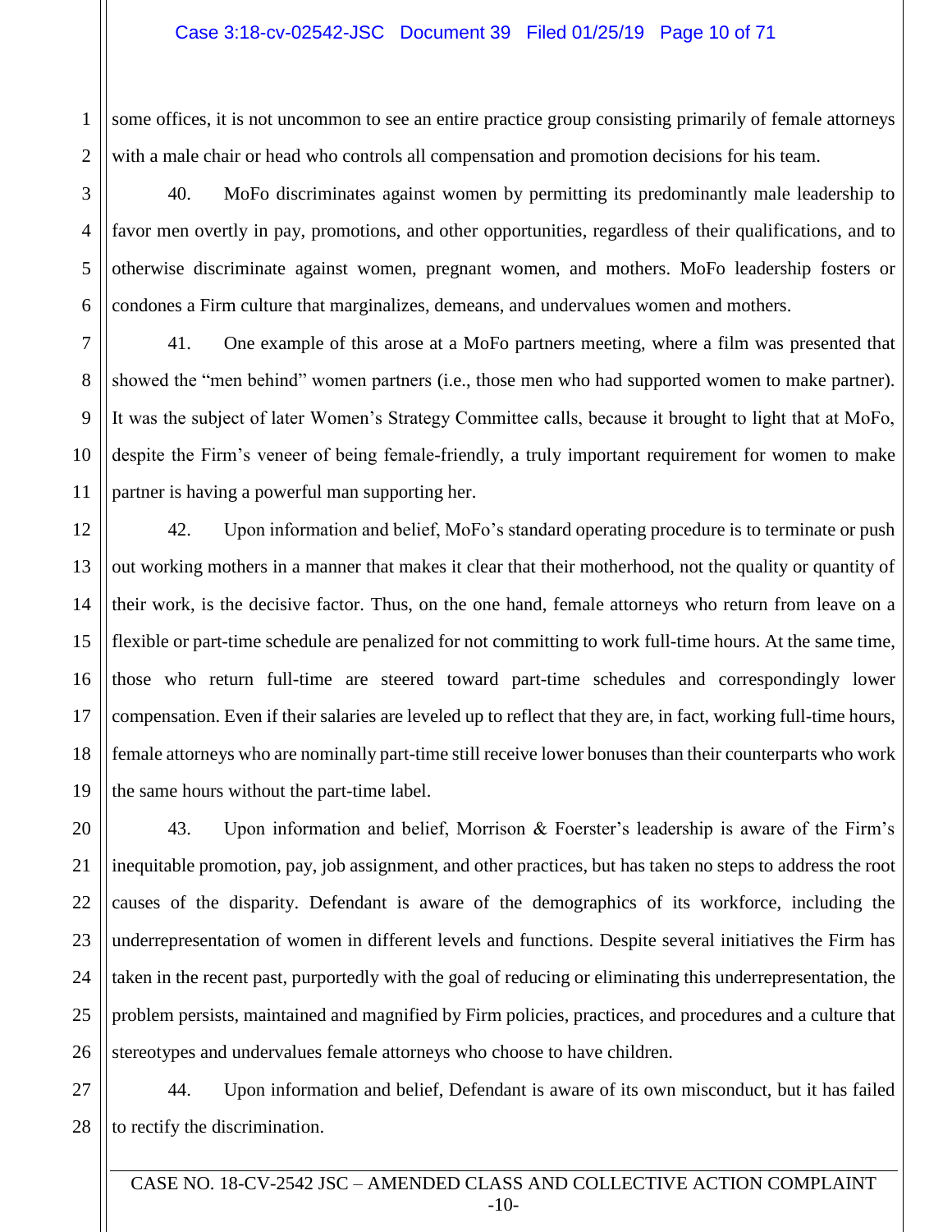some offices, it is not uncommon to see an entire practice group consisting primarily of female attorneys with a male chair or head who controls all compensation and promotion decisions for his team.

40. MoFo discriminates against women by permitting its predominantly male leadership to favor men overtly in pay, promotions, and other opportunities, regardless of their qualifications, and to otherwise discriminate against women, pregnant women, and mothers. MoFo leadership fosters or condones a Firm culture that marginalizes, demeans, and undervalues women and mothers.

41. One example of this arose at a MoFo partners meeting, where a film was presented that showed the "men behind" women partners (i.e., those men who had supported women to make partner). It was the subject of later Women's Strategy Committee calls, because it brought to light that at MoFo, despite the Firm's veneer of being female-friendly, a truly important requirement for women to make partner is having a powerful man supporting her.

42. Upon information and belief, MoFo's standard operating procedure is to terminate or push out working mothers in a manner that makes it clear that their motherhood, not the quality or quantity of their work, is the decisive factor. Thus, on the one hand, female attorneys who return from leave on a flexible or part-time schedule are penalized for not committing to work full-time hours. At the same time, those who return full-time are steered toward part-time schedules and correspondingly lower compensation. Even if their salaries are leveled up to reflect that they are, in fact, working full-time hours, female attorneys who are nominally part-time still receive lower bonuses than their counterparts who work the same hours without the part-time label.

43. Upon information and belief, Morrison & Foerster's leadership is aware of the Firm's inequitable promotion, pay, job assignment, and other practices, but has taken no steps to address the root causes of the disparity. Defendant is aware of the demographics of its workforce, including the underrepresentation of women in different levels and functions. Despite several initiatives the Firm has taken in the recent past, purportedly with the goal of reducing or eliminating this underrepresentation, the problem persists, maintained and magnified by Firm policies, practices, and procedures and a culture that stereotypes and undervalues female attorneys who choose to have children.

44. Upon information and belief, Defendant is aware of its own misconduct, but it has failed to rectify the discrimination.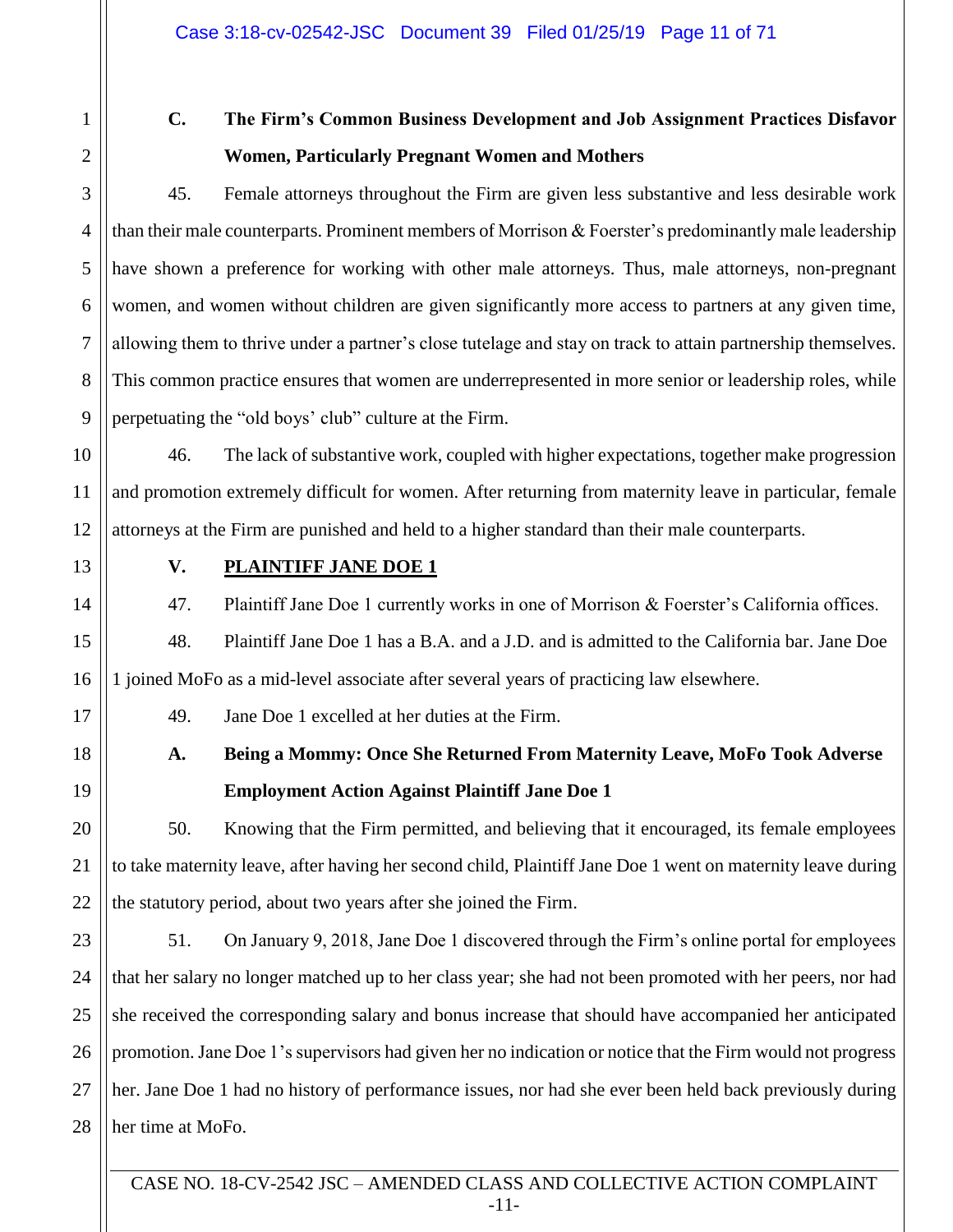### C. The Firm's Common Business Development and Job Assignment Practices Disfavor Women, Particularly Pregnant Women and Mothers

45. Female attorneys throughout the Firm are given less substantive and less desirable work than their male counterparts. Prominent members of Morrison & Foerster's predominantly male leadership have shown a preference for working with other male attorneys. Thus, male attorneys, non-pregnant women, and women without children are given significantly more access to partners at any given time, allowing them to thrive under a partner's close tutelage and stay on track to attain partnership themselves. This common practice ensures that women are underrepresented in more senior or leadership roles, while perpetuating the "old boys' club" culture at the Firm.

46. The lack of substantive work, coupled with higher expectations, together make progression and promotion extremely difficult for women. After returning from maternity leave in particular, female attorneys at the Firm are punished and held to a higher standard than their male counterparts.

## V. PLAINTIFF JANE DOE 1

47. Plaintiff Jane Doe 1 currently works in one of Morrison & Foerster's California offices.

48. Plaintiff Jane Doe 1 has a B.A. and a J.D. and is admitted to the California bar. Jane Doe 1 joined MoFo as a mid-level associate after several years of practicing law elsewhere.

49. Jane Doe 1 excelled at her duties at the Firm.

### A. Being a Mommy: Once She Returned From Maternity Leave, MoFo Took Adverse Employment Action Against Plaintiff Jane Doe 1

50. Knowing that the Firm permitted, and believing that it encouraged, its female employees to take maternity leave, after having her second child, Plaintiff Jane Doe 1 went on maternity leave during the statutory period, about two years after she joined the Firm.

51. On January 9, 2018, Jane Doe 1 discovered through the Firm's online portal for employees that her salary no longer matched up to her class year; she had not been promoted with her peers, nor had she received the corresponding salary and bonus increase that should have accompanied her anticipated promotion. Jane Doe 1's supervisors had given her no indication or notice that the Firm would not progress her. Jane Doe 1 had no history of performance issues, nor had she ever been held back previously during her time at MoFo.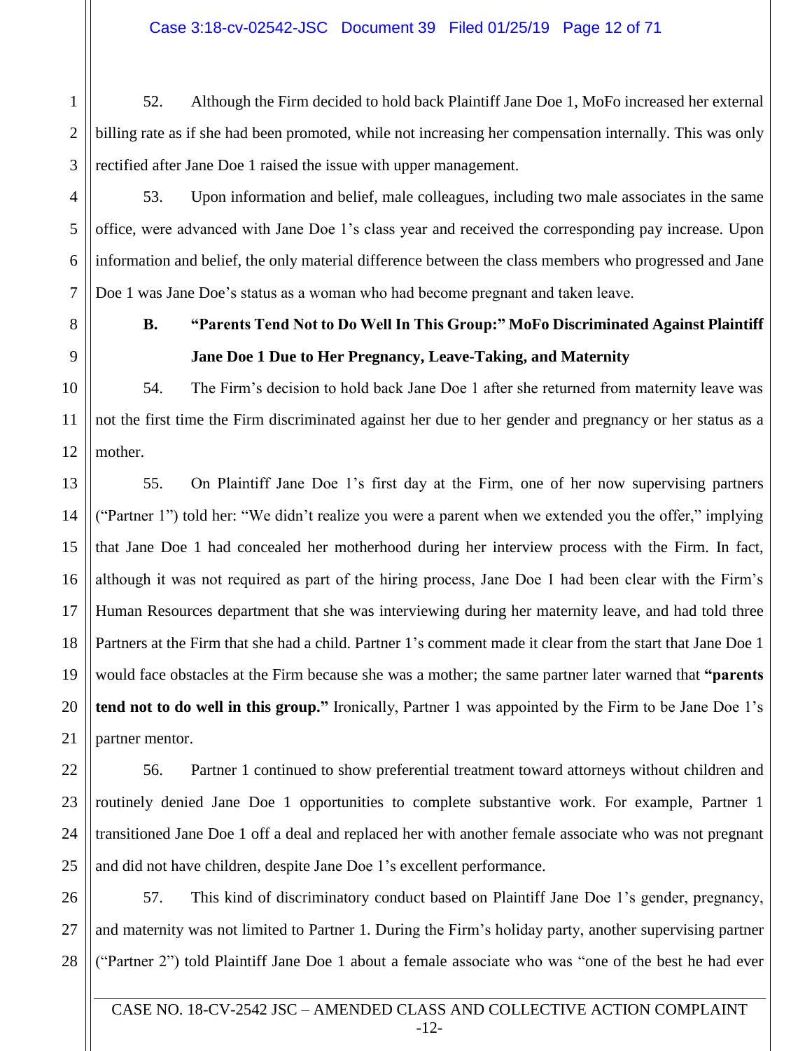52. Although the Firm decided to hold back Plaintiff Jane Doe 1, MoFo increased her external billing rate as if she had been promoted, while not increasing her compensation internally. This was only rectified after Jane Doe 1 raised the issue with upper management.

53. Upon information and belief, male colleagues, including two male associates in the same office, were advanced with Jane Doe 1's class year and received the corresponding pay increase. Upon information and belief, the only material difference between the class members who progressed and Jane Doe 1 was Jane Doe's status as a woman who had become pregnant and taken leave.

### B. "Parents Tend Not to Do Well In This Group:" MoFo Discriminated Against Plaintiff Jane Doe 1 Due to Her Pregnancy, Leave-Taking, and Maternity

54. The Firm's decision to hold back Jane Doe 1 after she returned from maternity leave was not the first time the Firm discriminated against her due to her gender and pregnancy or her status as a mother.

55. On Plaintiff Jane Doe 1's first day at the Firm, one of her now supervising partners ("Partner 1") told her: "We didn't realize you were a parent when we extended you the offer," implying that Jane Doe 1 had concealed her motherhood during her interview process with the Firm. In fact, although it was not required as part of the hiring process, Jane Doe 1 had been clear with the Firm's Human Resources department that she was interviewing during her maternity leave, and had told three Partners at the Firm that she had a child. Partner 1's comment made it clear from the start that Jane Doe 1 would face obstacles at the Firm because she was a mother; the same partner later warned that **"parents tend not to do well in this group."** Ironically, Partner 1 was appointed by the Firm to be Jane Doe 1's partner mentor.

56. Partner 1 continued to show preferential treatment toward attorneys without children and routinely denied Jane Doe 1 opportunities to complete substantive work. For example, Partner 1 transitioned Jane Doe 1 off a deal and replaced her with another female associate who was not pregnant and did not have children, despite Jane Doe 1's excellent performance.

57. This kind of discriminatory conduct based on Plaintiff Jane Doe 1's gender, pregnancy, and maternity was not limited to Partner 1. During the Firm's holiday party, another supervising partner ("Partner 2") told Plaintiff Jane Doe 1 about a female associate who was "one of the best he had ever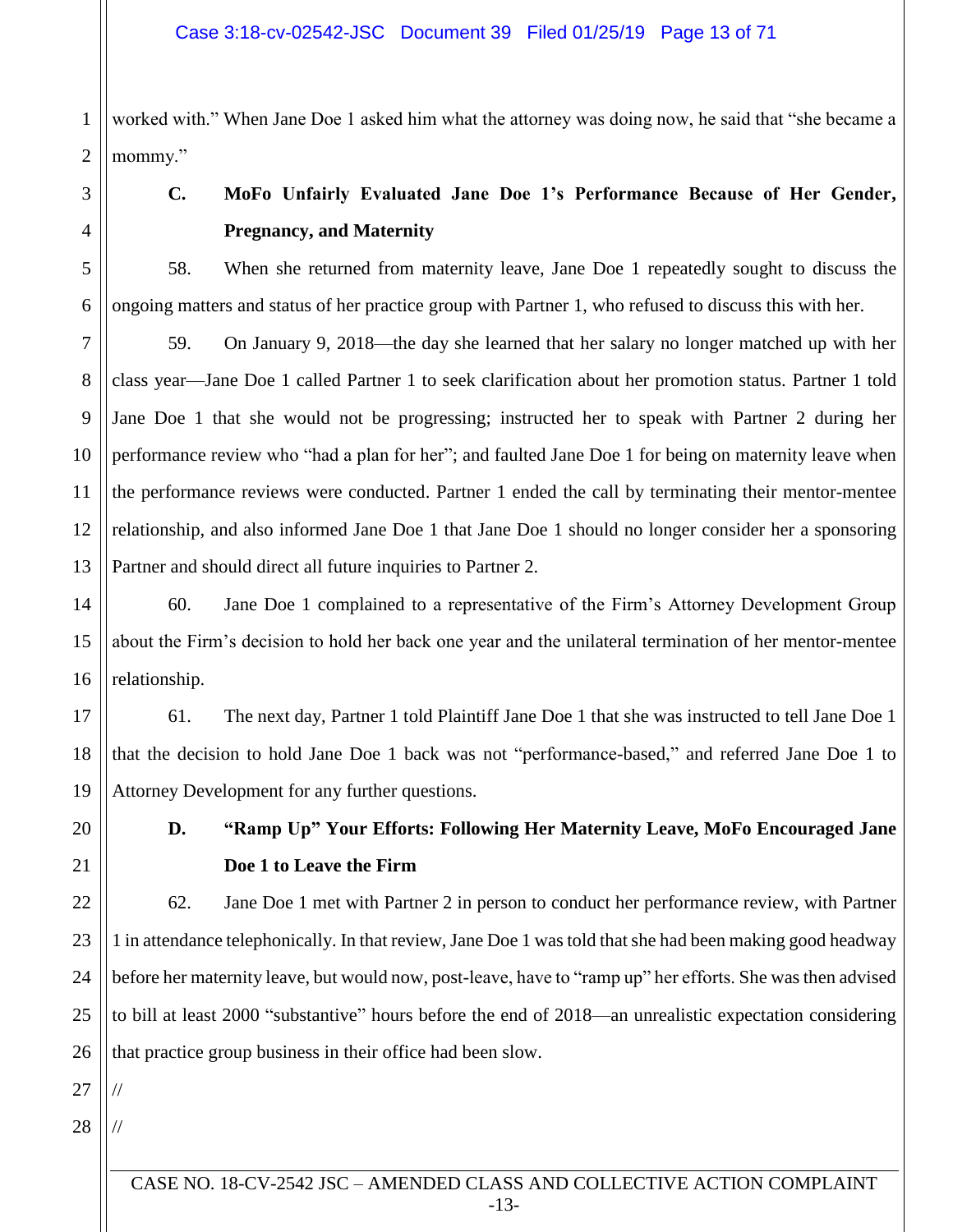worked with." When Jane Doe 1 asked him what the attorney was doing now, he said that "she became a mommy."

### C. MoFo Unfairly Evaluated Jane Doe 1's Performance Because of Her Gender, Pregnancy, and Maternity

58. When she returned from maternity leave, Jane Doe 1 repeatedly sought to discuss the ongoing matters and status of her practice group with Partner 1, who refused to discuss this with her.

59. On January 9, 2018—the day she learned that her salary no longer matched up with her class year—Jane Doe 1 called Partner 1 to seek clarification about her promotion status. Partner 1 told Jane Doe 1 that she would not be progressing; instructed her to speak with Partner 2 during her performance review who "had a plan for her"; and faulted Jane Doe 1 for being on maternity leave when the performance reviews were conducted. Partner 1 ended the call by terminating their mentor-mentee relationship, and also informed Jane Doe 1 that Jane Doe 1 should no longer consider her a sponsoring Partner and should direct all future inquiries to Partner 2.

60. Jane Doe 1 complained to a representative of the Firm's Attorney Development Group about the Firm's decision to hold her back one year and the unilateral termination of her mentor-mentee relationship.

61. The next day, Partner 1 told Plaintiff Jane Doe 1 that she was instructed to tell Jane Doe 1 that the decision to hold Jane Doe 1 back was not "performance-based," and referred Jane Doe 1 to Attorney Development for any further questions.

### D. "Ramp Up" Your Efforts: Following Her Maternity Leave, MoFo Encouraged Jane Doe 1 to Leave the Firm

62. Jane Doe 1 met with Partner 2 in person to conduct her performance review, with Partner 1 in attendance telephonically. In that review, Jane Doe 1 was told that she had been making good headway before her maternity leave, but would now, post-leave, have to "ramp up" her efforts. She was then advised to bill at least 2000 "substantive" hours before the end of 2018—an unrealistic expectation considering that practice group business in their office had been slow.

//

//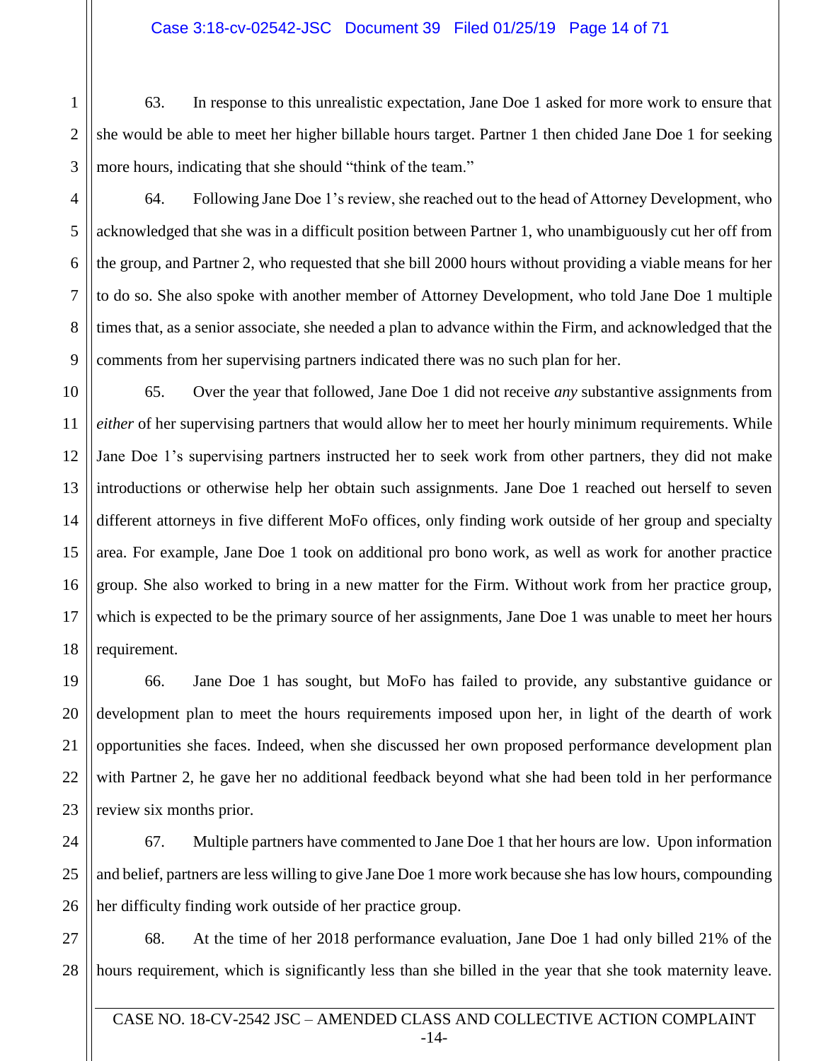63. In response to this unrealistic expectation, Jane Doe 1 asked for more work to ensure that she would be able to meet her higher billable hours target. Partner 1 then chided Jane Doe 1 for seeking more hours, indicating that she should "think of the team."

64. Following Jane Doe 1's review, she reached out to the head of Attorney Development, who acknowledged that she was in a difficult position between Partner 1, who unambiguously cut her off from the group, and Partner 2, who requested that she bill 2000 hours without providing a viable means for her to do so. She also spoke with another member of Attorney Development, who told Jane Doe 1 multiple times that, as a senior associate, she needed a plan to advance within the Firm, and acknowledged that the comments from her supervising partners indicated there was no such plan for her.

65. Over the year that followed, Jane Doe 1 did not receive *any* substantive assignments from *either* of her supervising partners that would allow her to meet her hourly minimum requirements. While Jane Doe 1's supervising partners instructed her to seek work from other partners, they did not make introductions or otherwise help her obtain such assignments. Jane Doe 1 reached out herself to seven different attorneys in five different MoFo offices, only finding work outside of her group and specialty area. For example, Jane Doe 1 took on additional pro bono work, as well as work for another practice group. She also worked to bring in a new matter for the Firm. Without work from her practice group, which is expected to be the primary source of her assignments, Jane Doe 1 was unable to meet her hours requirement.

66. Jane Doe 1 has sought, but MoFo has failed to provide, any substantive guidance or development plan to meet the hours requirements imposed upon her, in light of the dearth of work opportunities she faces. Indeed, when she discussed her own proposed performance development plan with Partner 2, he gave her no additional feedback beyond what she had been told in her performance review six months prior.

67. Multiple partners have commented to Jane Doe 1 that her hours are low. Upon information and belief, partners are less willing to give Jane Doe 1 more work because she has low hours, compounding her difficulty finding work outside of her practice group.

68. At the time of her 2018 performance evaluation, Jane Doe 1 had only billed 21% of the hours requirement, which is significantly less than she billed in the year that she took maternity leave.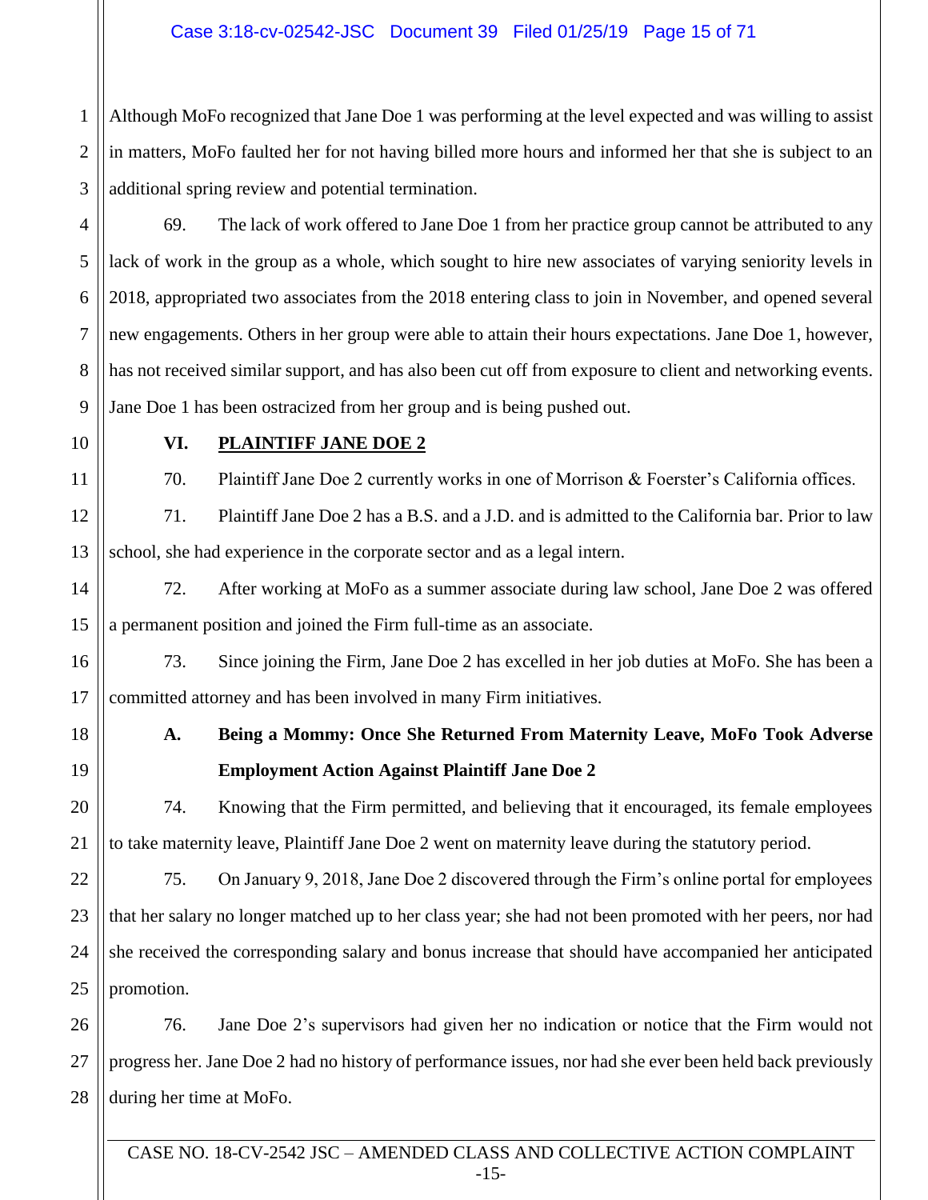Although MoFo recognized that Jane Doe 1 was performing at the level expected and was willing to assist in matters, MoFo faulted her for not having billed more hours and informed her that she is subject to an additional spring review and potential termination.

69. The lack of work offered to Jane Doe 1 from her practice group cannot be attributed to any lack of work in the group as a whole, which sought to hire new associates of varying seniority levels in 2018, appropriated two associates from the 2018 entering class to join in November, and opened several new engagements. Others in her group were able to attain their hours expectations. Jane Doe 1, however, has not received similar support, and has also been cut off from exposure to client and networking events. Jane Doe 1 has been ostracized from her group and is being pushed out.

## VI. PLAINTIFF JANE DOE 2

70. Plaintiff Jane Doe 2 currently works in one of Morrison & Foerster's California offices.

71. Plaintiff Jane Doe 2 has a B.S. and a J.D. and is admitted to the California bar. Prior to law school, she had experience in the corporate sector and as a legal intern.

72. After working at MoFo as a summer associate during law school, Jane Doe 2 was offered a permanent position and joined the Firm full-time as an associate.

73. Since joining the Firm, Jane Doe 2 has excelled in her job duties at MoFo. She has been a committed attorney and has been involved in many Firm initiatives.

### A. Being a Mommy: Once She Returned From Maternity Leave, MoFo Took Adverse Employment Action Against Plaintiff Jane Doe 2

74. Knowing that the Firm permitted, and believing that it encouraged, its female employees to take maternity leave, Plaintiff Jane Doe 2 went on maternity leave during the statutory period.

75. On January 9, 2018, Jane Doe 2 discovered through the Firm's online portal for employees that her salary no longer matched up to her class year; she had not been promoted with her peers, nor had she received the corresponding salary and bonus increase that should have accompanied her anticipated promotion.

76. Jane Doe 2's supervisors had given her no indication or notice that the Firm would not progress her. Jane Doe 2 had no history of performance issues, nor had she ever been held back previously during her time at MoFo.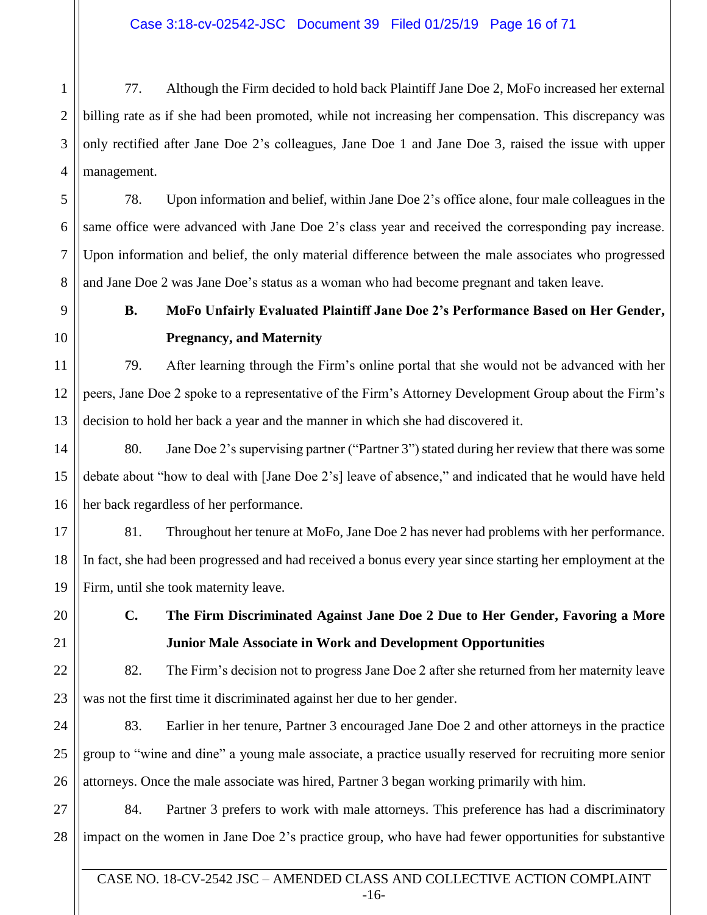77. Although the Firm decided to hold back Plaintiff Jane Doe 2, MoFo increased her external billing rate as if she had been promoted, while not increasing her compensation. This discrepancy was only rectified after Jane Doe 2's colleagues, Jane Doe 1 and Jane Doe 3, raised the issue with upper management.

78. Upon information and belief, within Jane Doe 2's office alone, four male colleagues in the same office were advanced with Jane Doe 2's class year and received the corresponding pay increase. Upon information and belief, the only material difference between the male associates who progressed and Jane Doe 2 was Jane Doe's status as a woman who had become pregnant and taken leave.

### B. MoFo Unfairly Evaluated Plaintiff Jane Doe 2's Performance Based on Her Gender, Pregnancy, and Maternity

79. After learning through the Firm's online portal that she would not be advanced with her peers, Jane Doe 2 spoke to a representative of the Firm's Attorney Development Group about the Firm's decision to hold her back a year and the manner in which she had discovered it.

80. Jane Doe 2's supervising partner ("Partner 3") stated during her review that there was some debate about "how to deal with [Jane Doe 2's] leave of absence," and indicated that he would have held her back regardless of her performance.

81. Throughout her tenure at MoFo, Jane Doe 2 has never had problems with her performance. In fact, she had been progressed and had received a bonus every year since starting her employment at the Firm, until she took maternity leave.

### C. The Firm Discriminated Against Jane Doe 2 Due to Her Gender, Favoring a More Junior Male Associate in Work and Development Opportunities

82. The Firm's decision not to progress Jane Doe 2 after she returned from her maternity leave was not the first time it discriminated against her due to her gender.

83. Earlier in her tenure, Partner 3 encouraged Jane Doe 2 and other attorneys in the practice group to "wine and dine" a young male associate, a practice usually reserved for recruiting more senior attorneys. Once the male associate was hired, Partner 3 began working primarily with him.

84. Partner 3 prefers to work with male attorneys. This preference has had a discriminatory impact on the women in Jane Doe 2's practice group, who have had fewer opportunities for substantive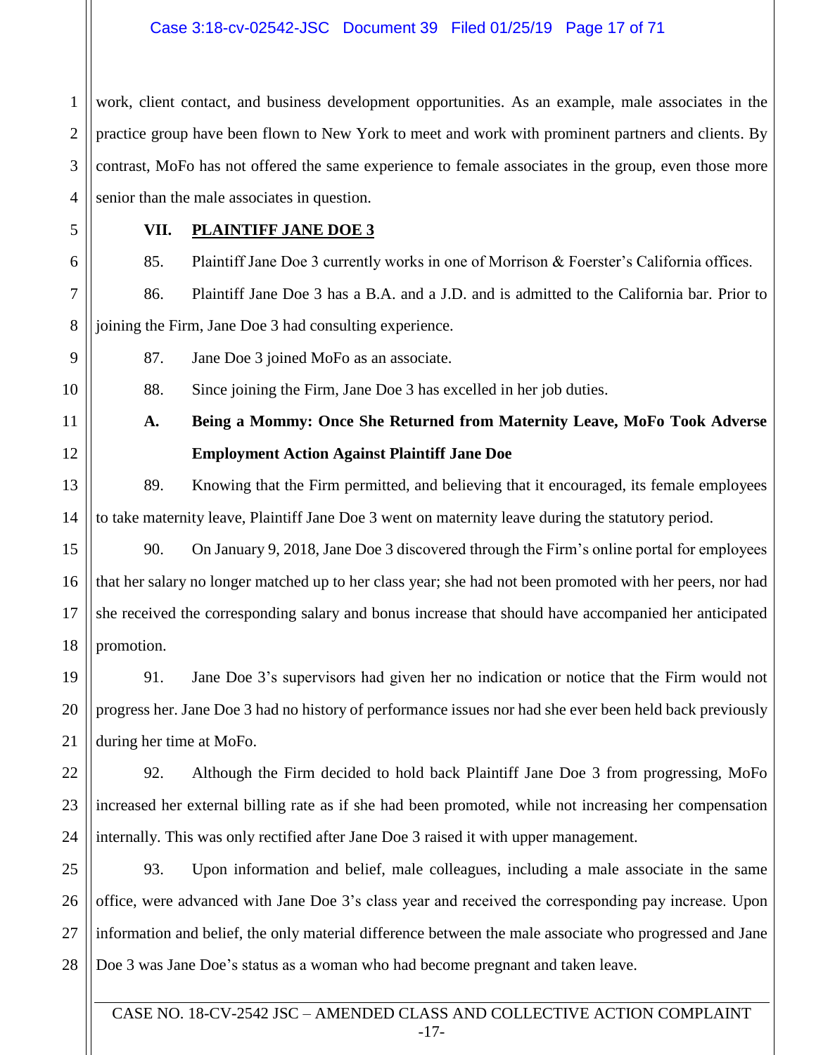work, client contact, and business development opportunities. As an example, male associates in the practice group have been flown to New York to meet and work with prominent partners and clients. By contrast, MoFo has not offered the same experience to female associates in the group, even those more senior than the male associates in question.

## VII. PLAINTIFF JANE DOE 3

85. Plaintiff Jane Doe 3 currently works in one of Morrison & Foerster's California offices.

86. Plaintiff Jane Doe 3 has a B.A. and a J.D. and is admitted to the California bar. Prior to joining the Firm, Jane Doe 3 had consulting experience.

87. Jane Doe 3 joined MoFo as an associate.

88. Since joining the Firm, Jane Doe 3 has excelled in her job duties.

### A. Being a Mommy: Once She Returned from Maternity Leave, MoFo Took Adverse Employment Action Against Plaintiff Jane Doe

89. Knowing that the Firm permitted, and believing that it encouraged, its female employees to take maternity leave, Plaintiff Jane Doe 3 went on maternity leave during the statutory period.

90. On January 9, 2018, Jane Doe 3 discovered through the Firm's online portal for employees that her salary no longer matched up to her class year; she had not been promoted with her peers, nor had she received the corresponding salary and bonus increase that should have accompanied her anticipated promotion.

91. Jane Doe 3's supervisors had given her no indication or notice that the Firm would not progress her. Jane Doe 3 had no history of performance issues nor had she ever been held back previously during her time at MoFo.

92. Although the Firm decided to hold back Plaintiff Jane Doe 3 from progressing, MoFo increased her external billing rate as if she had been promoted, while not increasing her compensation internally. This was only rectified after Jane Doe 3 raised it with upper management.

93. Upon information and belief, male colleagues, including a male associate in the same office, were advanced with Jane Doe 3's class year and received the corresponding pay increase. Upon information and belief, the only material difference between the male associate who progressed and Jane Doe 3 was Jane Doe's status as a woman who had become pregnant and taken leave.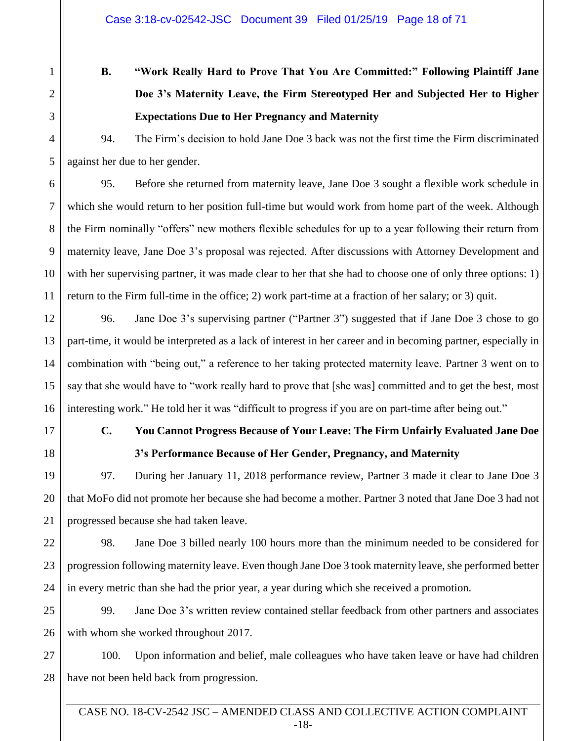### B. "Work Really Hard to Prove That You Are Committed:" Following Plaintiff Jane Doe 3's Maternity Leave, the Firm Stereotyped Her and Subjected Her to Higher Expectations Due to Her Pregnancy and Maternity

94. The Firm's decision to hold Jane Doe 3 back was not the first time the Firm discriminated against her due to her gender.

95. Before she returned from maternity leave, Jane Doe 3 sought a flexible work schedule in which she would return to her position full-time but would work from home part of the week. Although the Firm nominally "offers" new mothers flexible schedules for up to a year following their return from maternity leave, Jane Doe 3's proposal was rejected. After discussions with Attorney Development and with her supervising partner, it was made clear to her that she had to choose one of only three options: 1) return to the Firm full-time in the office; 2) work part-time at a fraction of her salary; or 3) quit.

96. Jane Doe 3's supervising partner ("Partner 3") suggested that if Jane Doe 3 chose to go part-time, it would be interpreted as a lack of interest in her career and in becoming partner, especially in combination with "being out," a reference to her taking protected maternity leave. Partner 3 went on to say that she would have to "work really hard to prove that [she was] committed and to get the best, most interesting work." He told her it was "difficult to progress if you are on part-time after being out."

### C. You Cannot Progress Because of Your Leave: The Firm Unfairly Evaluated Jane Doe 3's Performance Because of Her Gender, Pregnancy, and Maternity

97. During her January 11, 2018 performance review, Partner 3 made it clear to Jane Doe 3 that MoFo did not promote her because she had become a mother. Partner 3 noted that Jane Doe 3 had not progressed because she had taken leave.

98. Jane Doe 3 billed nearly 100 hours more than the minimum needed to be considered for progression following maternity leave. Even though Jane Doe 3 took maternity leave, she performed better in every metric than she had the prior year, a year during which she received a promotion.

99. Jane Doe 3's written review contained stellar feedback from other partners and associates with whom she worked throughout 2017.

100. Upon information and belief, male colleagues who have taken leave or have had children have not been held back from progression.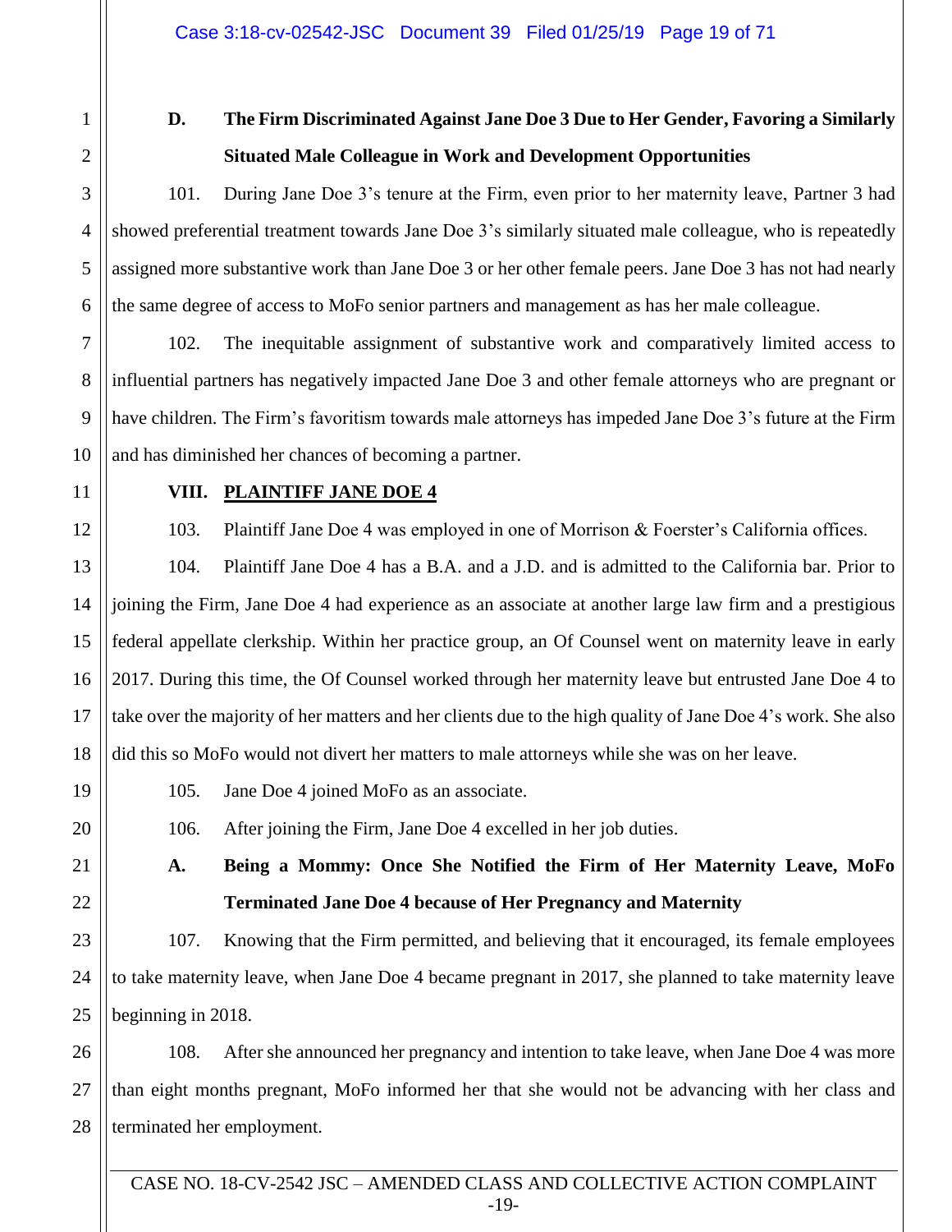### D. The Firm Discriminated Against Jane Doe 3 Due to Her Gender, Favoring a Similarly Situated Male Colleague in Work and Development Opportunities

101. During Jane Doe 3's tenure at the Firm, even prior to her maternity leave, Partner 3 had showed preferential treatment towards Jane Doe 3's similarly situated male colleague, who is repeatedly assigned more substantive work than Jane Doe 3 or her other female peers. Jane Doe 3 has not had nearly the same degree of access to MoFo senior partners and management as has her male colleague.

102. The inequitable assignment of substantive work and comparatively limited access to influential partners has negatively impacted Jane Doe 3 and other female attorneys who are pregnant or have children. The Firm's favoritism towards male attorneys has impeded Jane Doe 3's future at the Firm and has diminished her chances of becoming a partner.

## VIII. PLAINTIFF JANE DOE 4

103. Plaintiff Jane Doe 4 was employed in one of Morrison & Foerster's California offices.

104. Plaintiff Jane Doe 4 has a B.A. and a J.D. and is admitted to the California bar. Prior to joining the Firm, Jane Doe 4 had experience as an associate at another large law firm and a prestigious federal appellate clerkship. Within her practice group, an Of Counsel went on maternity leave in early 2017. During this time, the Of Counsel worked through her maternity leave but entrusted Jane Doe 4 to take over the majority of her matters and her clients due to the high quality of Jane Doe 4's work. She also did this so MoFo would not divert her matters to male attorneys while she was on her leave.

105. Jane Doe 4 joined MoFo as an associate.

106. After joining the Firm, Jane Doe 4 excelled in her job duties.

### A. Being a Mommy: Once She Notified the Firm of Her Maternity Leave, MoFo Terminated Jane Doe 4 because of Her Pregnancy and Maternity

107. Knowing that the Firm permitted, and believing that it encouraged, its female employees to take maternity leave, when Jane Doe 4 became pregnant in 2017, she planned to take maternity leave beginning in 2018.

108. After she announced her pregnancy and intention to take leave, when Jane Doe 4 was more than eight months pregnant, MoFo informed her that she would not be advancing with her class and terminated her employment.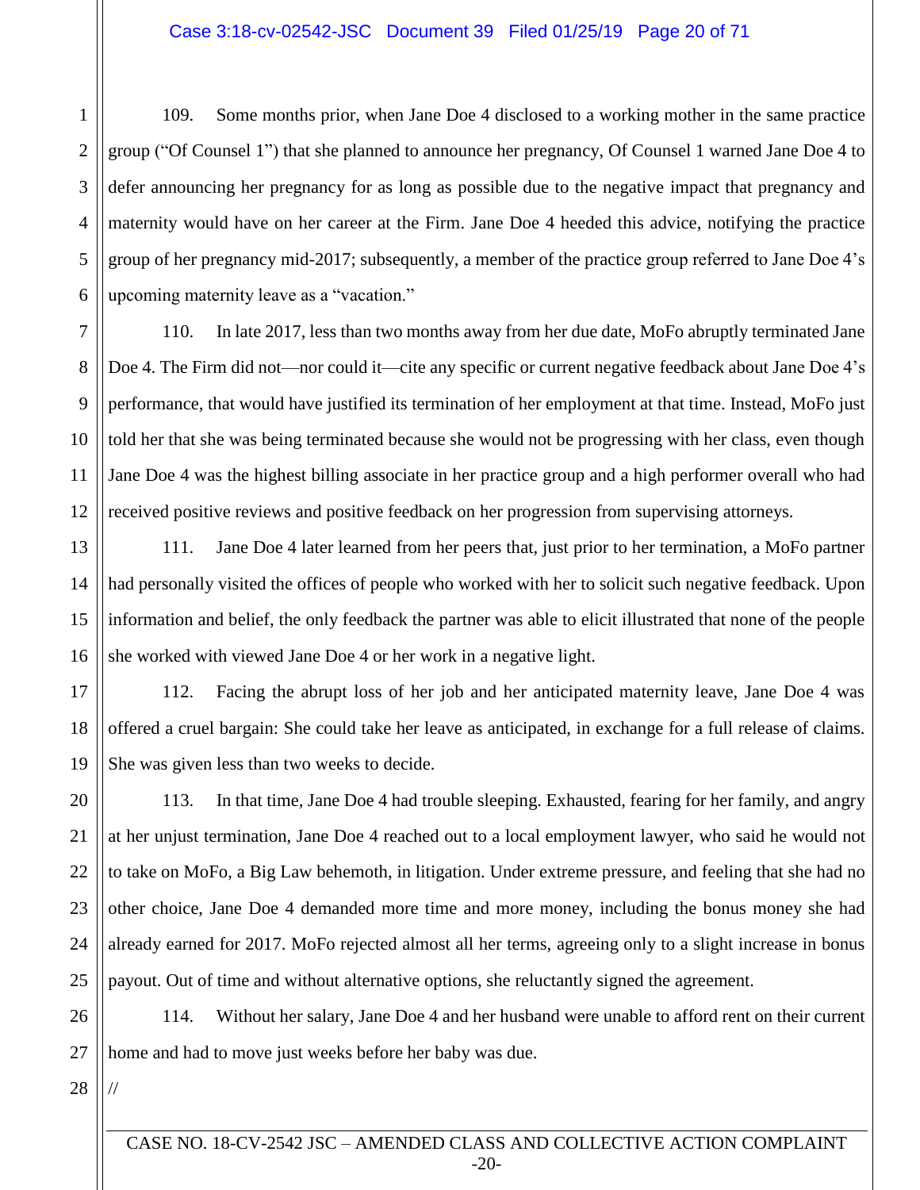109. Some months prior, when Jane Doe 4 disclosed to a working mother in the same practice group ("Of Counsel 1") that she planned to announce her pregnancy, Of Counsel 1 warned Jane Doe 4 to defer announcing her pregnancy for as long as possible due to the negative impact that pregnancy and maternity would have on her career at the Firm. Jane Doe 4 heeded this advice, notifying the practice group of her pregnancy mid-2017; subsequently, a member of the practice group referred to Jane Doe 4's upcoming maternity leave as a "vacation."

110. In late 2017, less than two months away from her due date, MoFo abruptly terminated Jane Doe 4. The Firm did not—nor could it—cite any specific or current negative feedback about Jane Doe 4's performance, that would have justified its termination of her employment at that time. Instead, MoFo just told her that she was being terminated because she would not be progressing with her class, even though Jane Doe 4 was the highest billing associate in her practice group and a high performer overall who had received positive reviews and positive feedback on her progression from supervising attorneys.

111. Jane Doe 4 later learned from her peers that, just prior to her termination, a MoFo partner had personally visited the offices of people who worked with her to solicit such negative feedback. Upon information and belief, the only feedback the partner was able to elicit illustrated that none of the people she worked with viewed Jane Doe 4 or her work in a negative light.

112. Facing the abrupt loss of her job and her anticipated maternity leave, Jane Doe 4 was offered a cruel bargain: She could take her leave as anticipated, in exchange for a full release of claims. She was given less than two weeks to decide.

113. In that time, Jane Doe 4 had trouble sleeping. Exhausted, fearing for her family, and angry at her unjust termination, Jane Doe 4 reached out to a local employment lawyer, who said he would not to take on MoFo, a Big Law behemoth, in litigation. Under extreme pressure, and feeling that she had no other choice, Jane Doe 4 demanded more time and more money, including the bonus money she had already earned for 2017. MoFo rejected almost all her terms, agreeing only to a slight increase in bonus payout. Out of time and without alternative options, she reluctantly signed the agreement.

114. Without her salary, Jane Doe 4 and her husband were unable to afford rent on their current home and had to move just weeks before her baby was due.

//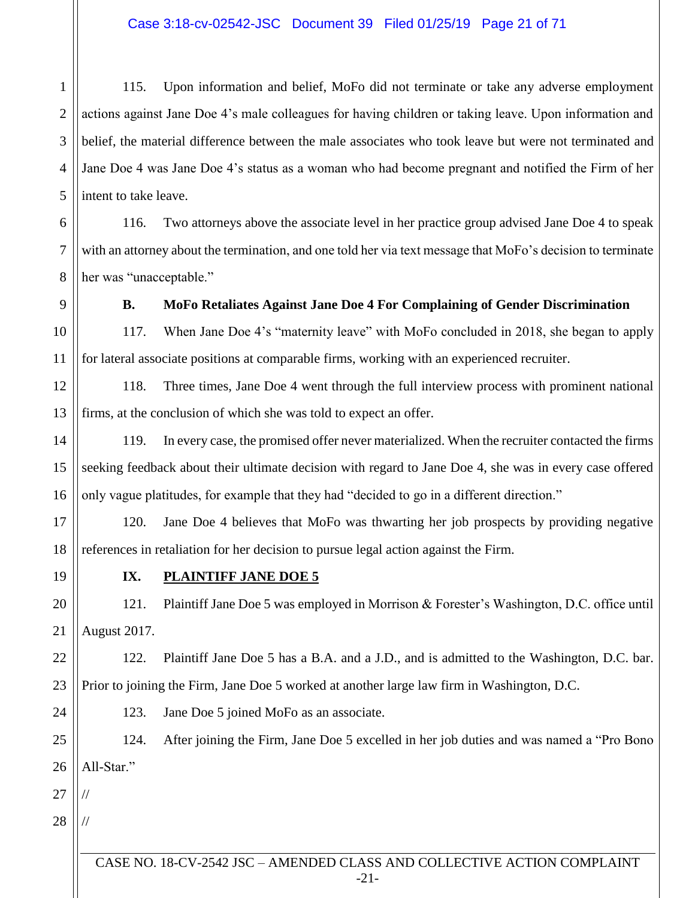115. Upon information and belief, MoFo did not terminate or take any adverse employment actions against Jane Doe 4's male colleagues for having children or taking leave. Upon information and belief, the material difference between the male associates who took leave but were not terminated and Jane Doe 4 was Jane Doe 4's status as a woman who had become pregnant and notified the Firm of her intent to take leave.

116. Two attorneys above the associate level in her practice group advised Jane Doe 4 to speak with an attorney about the termination, and one told her via text message that MoFo's decision to terminate her was "unacceptable."

### B. MoFo Retaliates Against Jane Doe 4 For Complaining of Gender Discrimination

117. When Jane Doe 4's "maternity leave" with MoFo concluded in 2018, she began to apply for lateral associate positions at comparable firms, working with an experienced recruiter.

118. Three times, Jane Doe 4 went through the full interview process with prominent national firms, at the conclusion of which she was told to expect an offer.

119. In every case, the promised offer never materialized. When the recruiter contacted the firms seeking feedback about their ultimate decision with regard to Jane Doe 4, she was in every case offered only vague platitudes, for example that they had "decided to go in a different direction."

120. Jane Doe 4 believes that MoFo was thwarting her job prospects by providing negative references in retaliation for her decision to pursue legal action against the Firm.

## IX. PLAINTIFF JANE DOE 5

121. Plaintiff Jane Doe 5 was employed in Morrison & Forester's Washington, D.C. office until August 2017.

122. Plaintiff Jane Doe 5 has a B.A. and a J.D., and is admitted to the Washington, D.C. bar. Prior to joining the Firm, Jane Doe 5 worked at another large law firm in Washington, D.C.

123. Jane Doe 5 joined MoFo as an associate.

124. After joining the Firm, Jane Doe 5 excelled in her job duties and was named a "Pro Bono All-Star."

//

//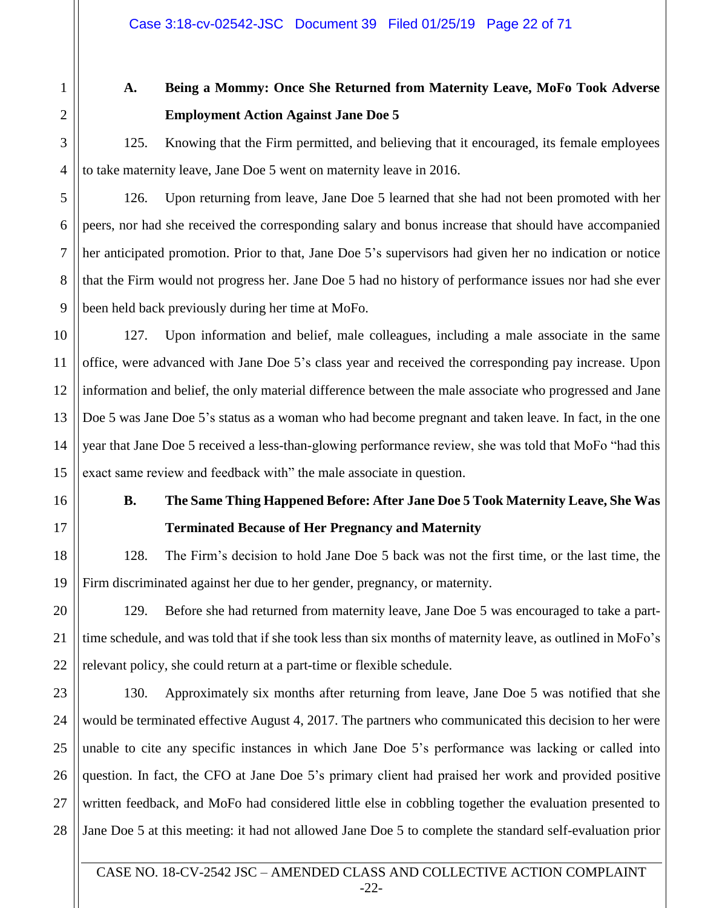### A. Being a Mommy: Once She Returned from Maternity Leave, MoFo Took Adverse Employment Action Against Jane Doe 5

125. Knowing that the Firm permitted, and believing that it encouraged, its female employees to take maternity leave, Jane Doe 5 went on maternity leave in 2016.

126. Upon returning from leave, Jane Doe 5 learned that she had not been promoted with her peers, nor had she received the corresponding salary and bonus increase that should have accompanied her anticipated promotion. Prior to that, Jane Doe 5's supervisors had given her no indication or notice that the Firm would not progress her. Jane Doe 5 had no history of performance issues nor had she ever been held back previously during her time at MoFo.

127. Upon information and belief, male colleagues, including a male associate in the same office, were advanced with Jane Doe 5's class year and received the corresponding pay increase. Upon information and belief, the only material difference between the male associate who progressed and Jane Doe 5 was Jane Doe 5's status as a woman who had become pregnant and taken leave. In fact, in the one year that Jane Doe 5 received a less-than-glowing performance review, she was told that MoFo "had this exact same review and feedback with" the male associate in question.

### B. The Same Thing Happened Before: After Jane Doe 5 Took Maternity Leave, She Was Terminated Because of Her Pregnancy and Maternity

128. The Firm's decision to hold Jane Doe 5 back was not the first time, or the last time, the Firm discriminated against her due to her gender, pregnancy, or maternity.

129. Before she had returned from maternity leave, Jane Doe 5 was encouraged to take a part-time schedule, and was told that if she took less than six months of maternity leave, as outlined in MoFo's relevant policy, she could return at a part-time or flexible schedule.

130. Approximately six months after returning from leave, Jane Doe 5 was notified that she would be terminated effective August 4, 2017. The partners who communicated this decision to her were unable to cite any specific instances in which Jane Doe 5's performance was lacking or called into question. In fact, the CFO at Jane Doe 5's primary client had praised her work and provided positive written feedback, and MoFo had considered little else in cobbling together the evaluation presented to Jane Doe 5 at this meeting: it had not allowed Jane Doe 5 to complete the standard self-evaluation prior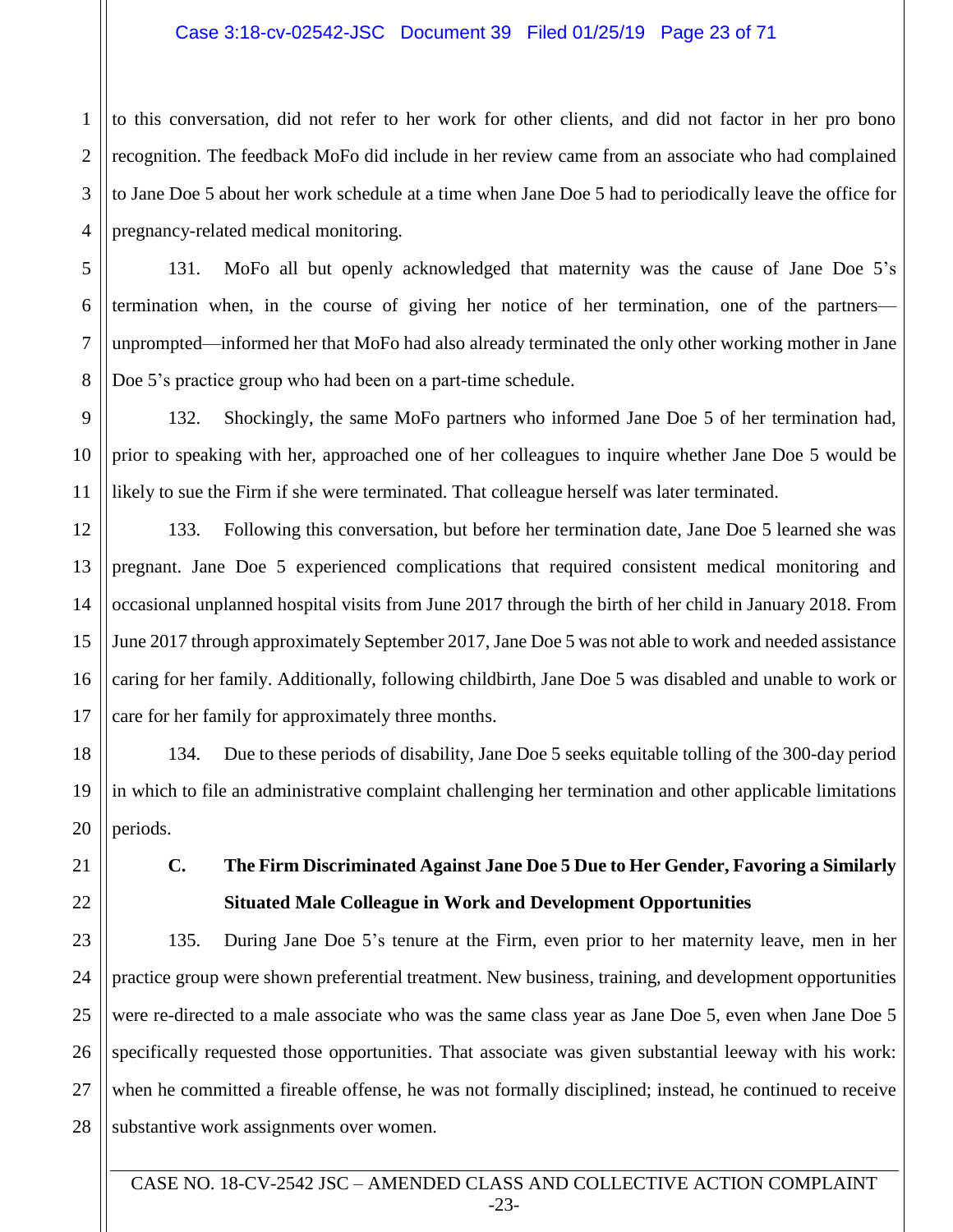to this conversation, did not refer to her work for other clients, and did not factor in her pro bono recognition. The feedback MoFo did include in her review came from an associate who had complained to Jane Doe 5 about her work schedule at a time when Jane Doe 5 had to periodically leave the office for pregnancy-related medical monitoring.

131. MoFo all but openly acknowledged that maternity was the cause of Jane Doe 5's termination when, in the course of giving her notice of her termination, one of the partners—unprompted—informed her that MoFo had also already terminated the only other working mother in Jane Doe 5's practice group who had been on a part-time schedule.

132. Shockingly, the same MoFo partners who informed Jane Doe 5 of her termination had, prior to speaking with her, approached one of her colleagues to inquire whether Jane Doe 5 would be likely to sue the Firm if she were terminated. That colleague herself was later terminated.

133. Following this conversation, but before her termination date, Jane Doe 5 learned she was pregnant. Jane Doe 5 experienced complications that required consistent medical monitoring and occasional unplanned hospital visits from June 2017 through the birth of her child in January 2018. From June 2017 through approximately September 2017, Jane Doe 5 was not able to work and needed assistance caring for her family. Additionally, following childbirth, Jane Doe 5 was disabled and unable to work or care for her family for approximately three months.

134. Due to these periods of disability, Jane Doe 5 seeks equitable tolling of the 300-day period in which to file an administrative complaint challenging her termination and other applicable limitations periods.

### C. The Firm Discriminated Against Jane Doe 5 Due to Her Gender, Favoring a Similarly Situated Male Colleague in Work and Development Opportunities

135. During Jane Doe 5's tenure at the Firm, even prior to her maternity leave, men in her practice group were shown preferential treatment. New business, training, and development opportunities were re-directed to a male associate who was the same class year as Jane Doe 5, even when Jane Doe 5 specifically requested those opportunities. That associate was given substantial leeway with his work: when he committed a fireable offense, he was not formally disciplined; instead, he continued to receive substantive work assignments over women.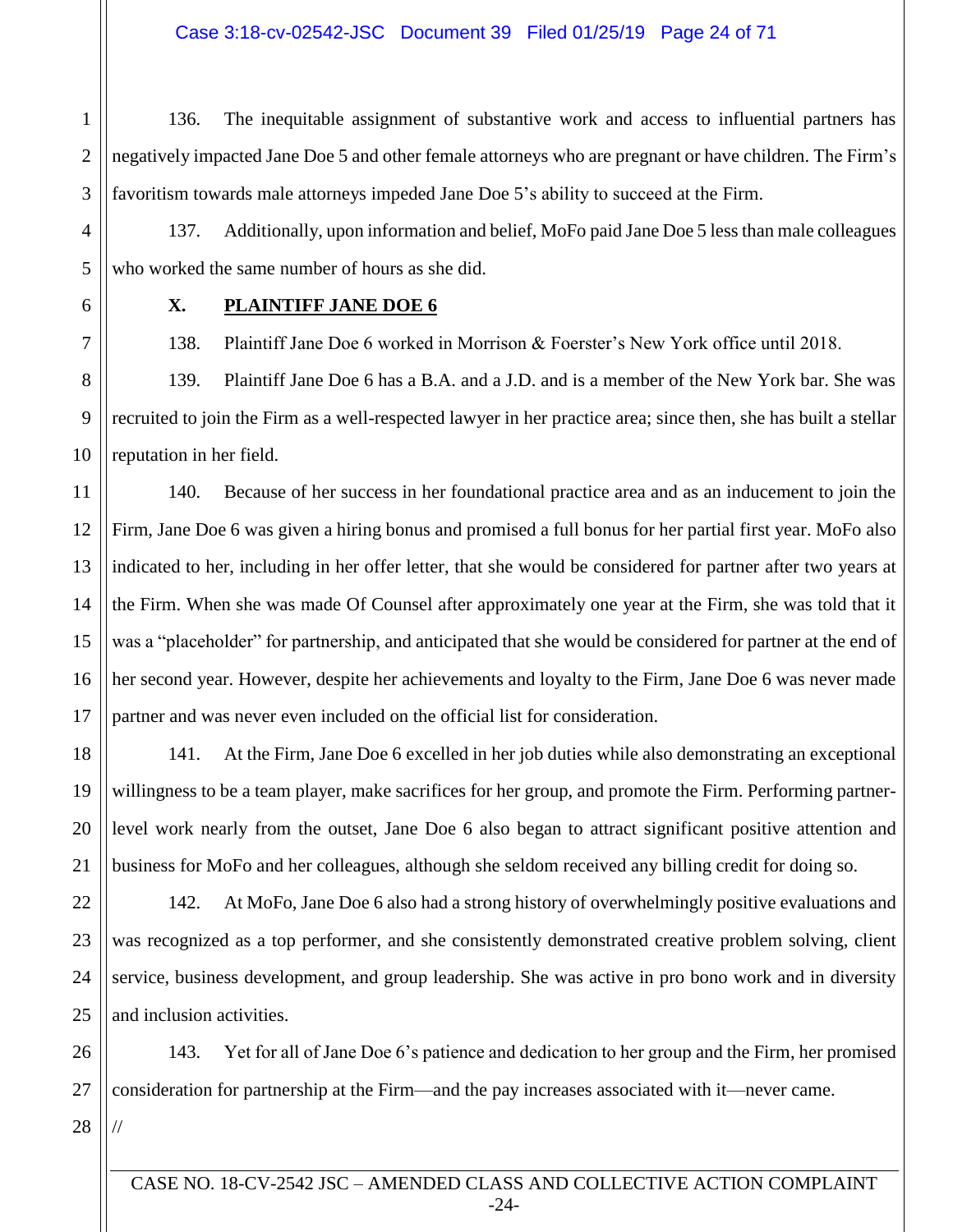136. The inequitable assignment of substantive work and access to influential partners has negatively impacted Jane Doe 5 and other female attorneys who are pregnant or have children. The Firm's favoritism towards male attorneys impeded Jane Doe 5's ability to succeed at the Firm.

137. Additionally, upon information and belief, MoFo paid Jane Doe 5 less than male colleagues who worked the same number of hours as she did.

### X. **PLAINTIFF JANE DOE 6**

138. Plaintiff Jane Doe 6 worked in Morrison & Foerster's New York office until 2018.

139. Plaintiff Jane Doe 6 has a B.A. and a J.D. and is a member of the New York bar. She was recruited to join the Firm as a well-respected lawyer in her practice area; since then, she has built a stellar reputation in her field.

140. Because of her success in her foundational practice area and as an inducement to join the Firm, Jane Doe 6 was given a hiring bonus and promised a full bonus for her partial first year. MoFo also indicated to her, including in her offer letter, that she would be considered for partner after two years at the Firm. When she was made Of Counsel after approximately one year at the Firm, she was told that it was a "placeholder" for partnership, and anticipated that she would be considered for partner at the end of her second year. However, despite her achievements and loyalty to the Firm, Jane Doe 6 was never made partner and was never even included on the official list for consideration.

141. At the Firm, Jane Doe 6 excelled in her job duties while also demonstrating an exceptional willingness to be a team player, make sacrifices for her group, and promote the Firm. Performing partner-level work nearly from the outset, Jane Doe 6 also began to attract significant positive attention and business for MoFo and her colleagues, although she seldom received any billing credit for doing so.

142. At MoFo, Jane Doe 6 also had a strong history of overwhelmingly positive evaluations and was recognized as a top performer, and she consistently demonstrated creative problem solving, client service, business development, and group leadership. She was active in pro bono work and in diversity and inclusion activities.

143. Yet for all of Jane Doe 6's patience and dedication to her group and the Firm, her promised consideration for partnership at the Firm—and the pay increases associated with it—never came.

//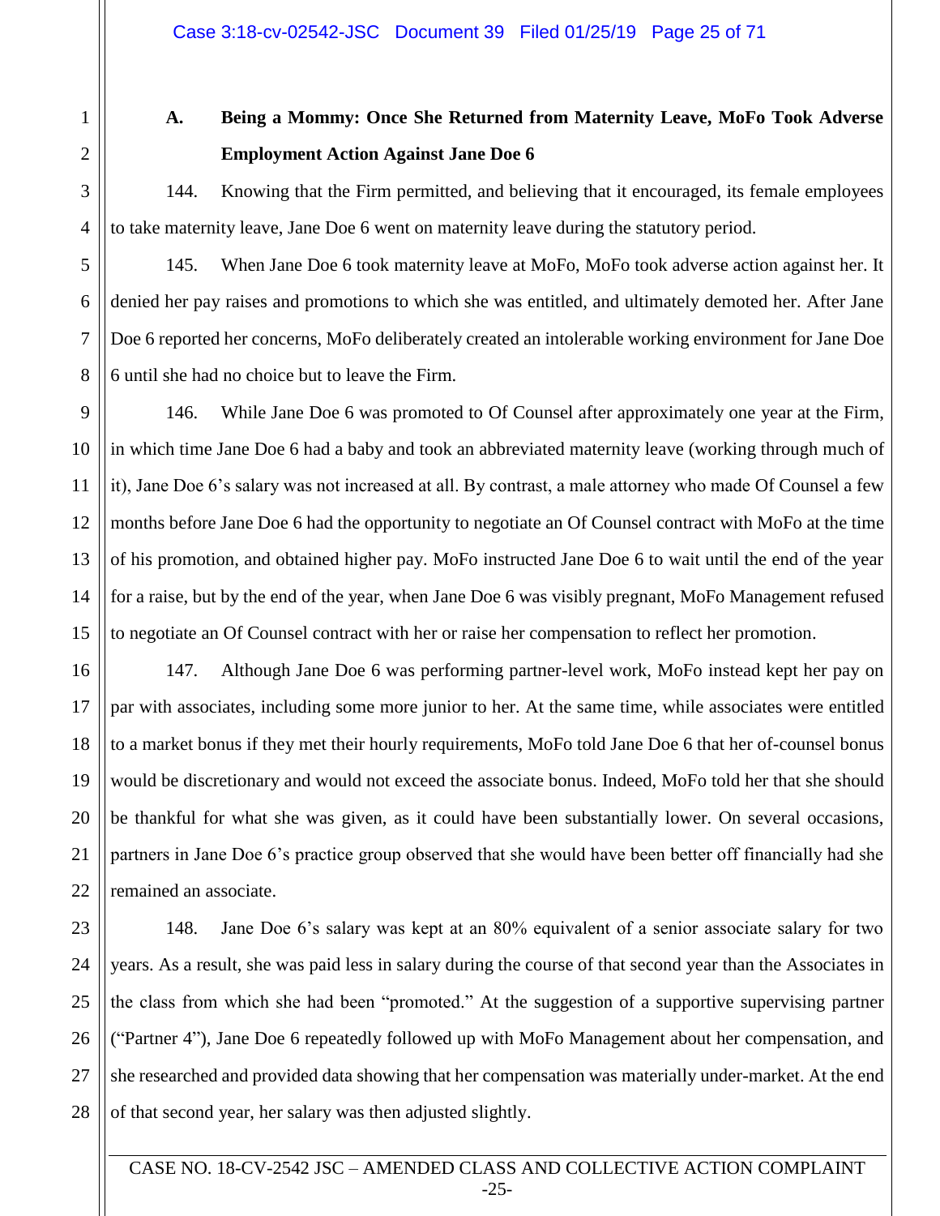### A. Being a Mommy: Once She Returned from Maternity Leave, MoFo Took Adverse Employment Action Against Jane Doe 6

144. Knowing that the Firm permitted, and believing that it encouraged, its female employees to take maternity leave, Jane Doe 6 went on maternity leave during the statutory period.

145. When Jane Doe 6 took maternity leave at MoFo, MoFo took adverse action against her. It denied her pay raises and promotions to which she was entitled, and ultimately demoted her. After Jane Doe 6 reported her concerns, MoFo deliberately created an intolerable working environment for Jane Doe 6 until she had no choice but to leave the Firm.

146. While Jane Doe 6 was promoted to Of Counsel after approximately one year at the Firm, in which time Jane Doe 6 had a baby and took an abbreviated maternity leave (working through much of it), Jane Doe 6's salary was not increased at all. By contrast, a male attorney who made Of Counsel a few months before Jane Doe 6 had the opportunity to negotiate an Of Counsel contract with MoFo at the time of his promotion, and obtained higher pay. MoFo instructed Jane Doe 6 to wait until the end of the year for a raise, but by the end of the year, when Jane Doe 6 was visibly pregnant, MoFo Management refused to negotiate an Of Counsel contract with her or raise her compensation to reflect her promotion.

147. Although Jane Doe 6 was performing partner-level work, MoFo instead kept her pay on par with associates, including some more junior to her. At the same time, while associates were entitled to a market bonus if they met their hourly requirements, MoFo told Jane Doe 6 that her of-counsel bonus would be discretionary and would not exceed the associate bonus. Indeed, MoFo told her that she should be thankful for what she was given, as it could have been substantially lower. On several occasions, partners in Jane Doe 6's practice group observed that she would have been better off financially had she remained an associate.

148. Jane Doe 6's salary was kept at an 80% equivalent of a senior associate salary for two years. As a result, she was paid less in salary during the course of that second year than the Associates in the class from which she had been "promoted." At the suggestion of a supportive supervising partner ("Partner 4"), Jane Doe 6 repeatedly followed up with MoFo Management about her compensation, and she researched and provided data showing that her compensation was materially under-market. At the end of that second year, her salary was then adjusted slightly.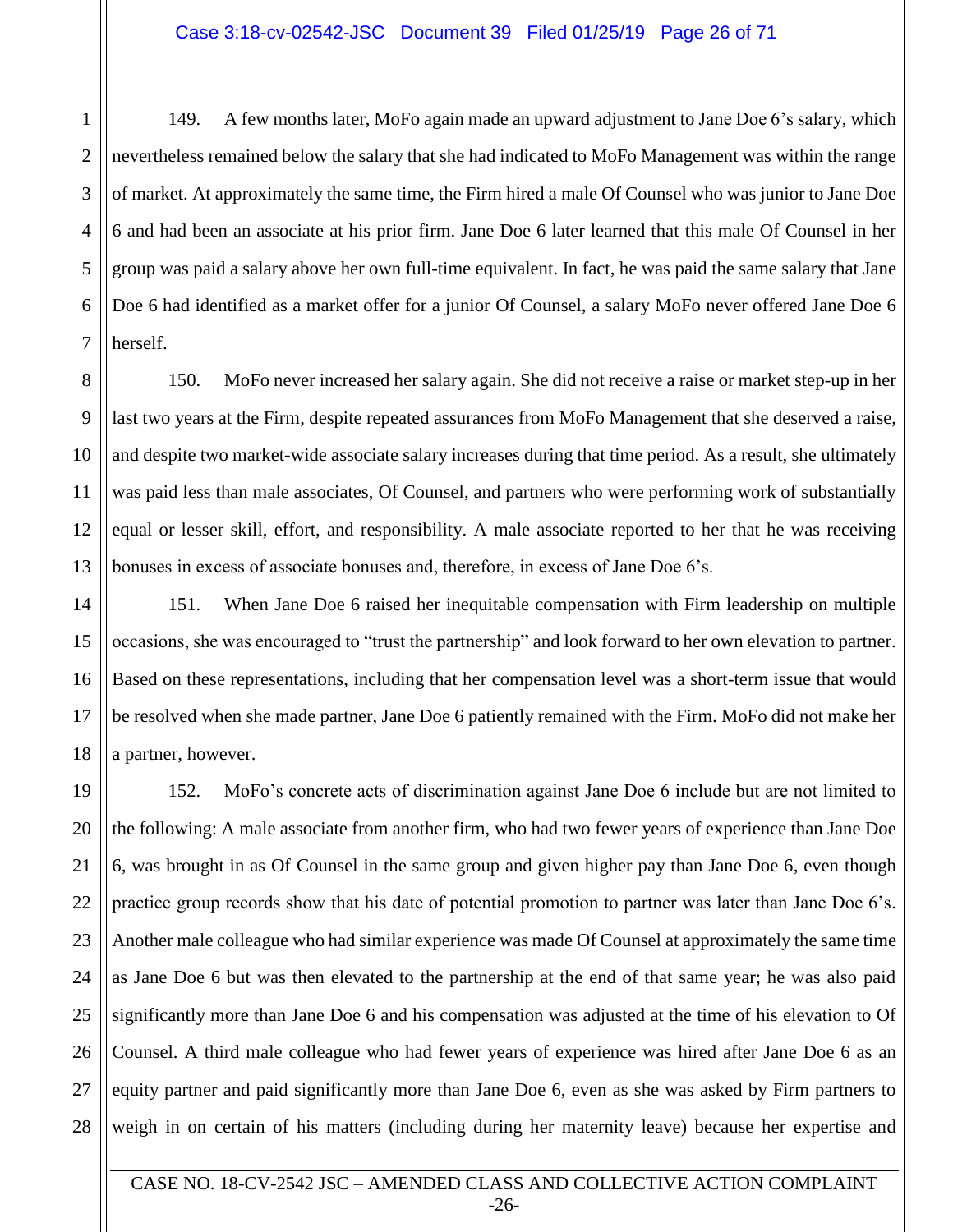149. A few months later, MoFo again made an upward adjustment to Jane Doe 6's salary, which nevertheless remained below the salary that she had indicated to MoFo Management was within the range of market. At approximately the same time, the Firm hired a male Of Counsel who was junior to Jane Doe 6 and had been an associate at his prior firm. Jane Doe 6 later learned that this male Of Counsel in her group was paid a salary above her own full-time equivalent. In fact, he was paid the same salary that Jane Doe 6 had identified as a market offer for a junior Of Counsel, a salary MoFo never offered Jane Doe 6 herself.

150. MoFo never increased her salary again. She did not receive a raise or market step-up in her last two years at the Firm, despite repeated assurances from MoFo Management that she deserved a raise, and despite two market-wide associate salary increases during that time period. As a result, she ultimately was paid less than male associates, Of Counsel, and partners who were performing work of substantially equal or lesser skill, effort, and responsibility. A male associate reported to her that he was receiving bonuses in excess of associate bonuses and, therefore, in excess of Jane Doe 6's.

151. When Jane Doe 6 raised her inequitable compensation with Firm leadership on multiple occasions, she was encouraged to "trust the partnership" and look forward to her own elevation to partner. Based on these representations, including that her compensation level was a short-term issue that would be resolved when she made partner, Jane Doe 6 patiently remained with the Firm. MoFo did not make her a partner, however.

152. MoFo's concrete acts of discrimination against Jane Doe 6 include but are not limited to the following: A male associate from another firm, who had two fewer years of experience than Jane Doe 6, was brought in as Of Counsel in the same group and given higher pay than Jane Doe 6, even though practice group records show that his date of potential promotion to partner was later than Jane Doe 6's. Another male colleague who had similar experience was made Of Counsel at approximately the same time as Jane Doe 6 but was then elevated to the partnership at the end of that same year; he was also paid significantly more than Jane Doe 6 and his compensation was adjusted at the time of his elevation to Of Counsel. A third male colleague who had fewer years of experience was hired after Jane Doe 6 as an equity partner and paid significantly more than Jane Doe 6, even as she was asked by Firm partners to weigh in on certain of his matters (including during her maternity leave) because her expertise and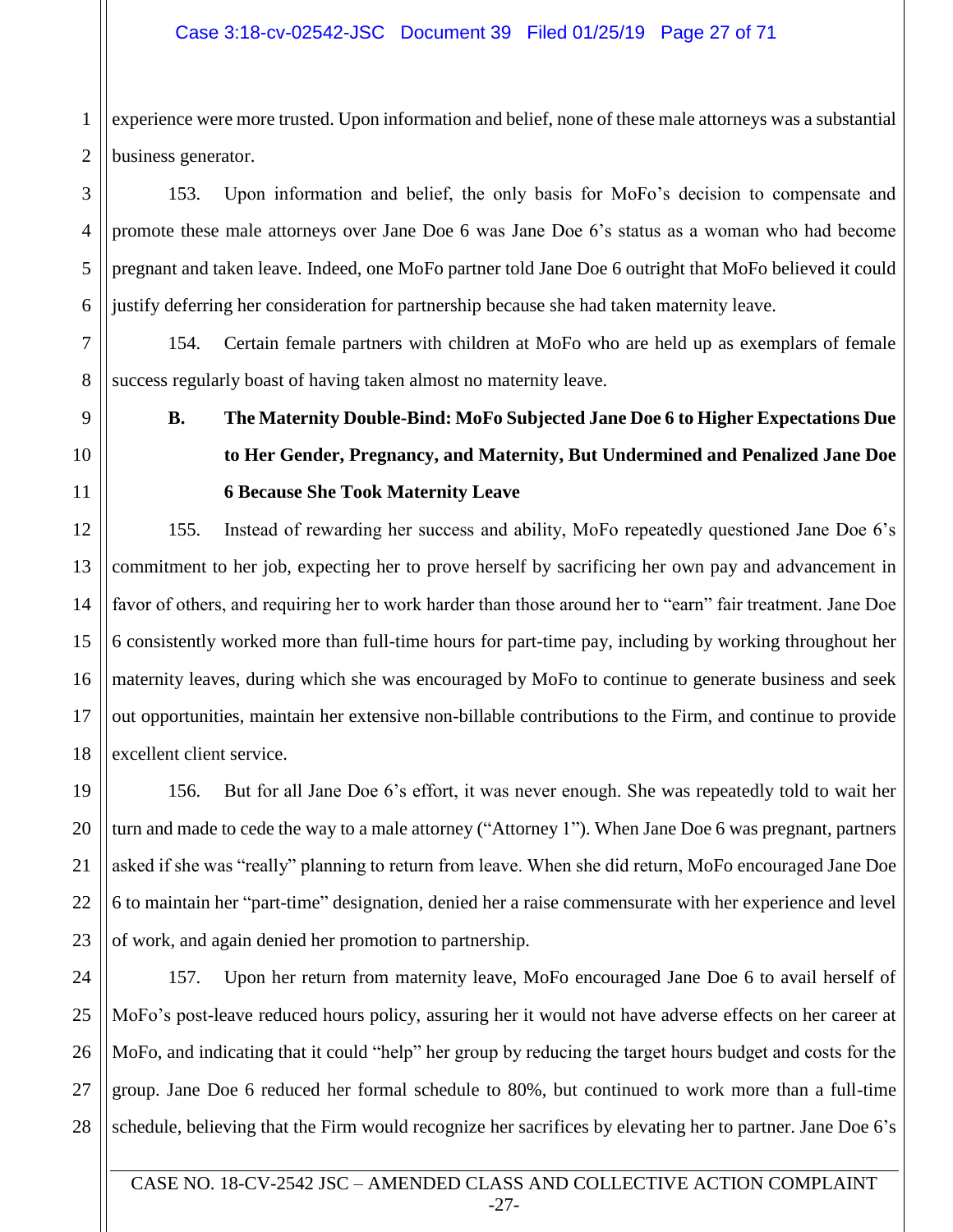experience were more trusted. Upon information and belief, none of these male attorneys was a substantial business generator.

153. Upon information and belief, the only basis for MoFo's decision to compensate and promote these male attorneys over Jane Doe 6 was Jane Doe 6's status as a woman who had become pregnant and taken leave. Indeed, one MoFo partner told Jane Doe 6 outright that MoFo believed it could justify deferring her consideration for partnership because she had taken maternity leave.

154. Certain female partners with children at MoFo who are held up as exemplars of female success regularly boast of having taken almost no maternity leave.

### B. The Maternity Double-Bind: MoFo Subjected Jane Doe 6 to Higher Expectations Due to Her Gender, Pregnancy, and Maternity, But Undermined and Penalized Jane Doe 6 Because She Took Maternity Leave

155. Instead of rewarding her success and ability, MoFo repeatedly questioned Jane Doe 6's commitment to her job, expecting her to prove herself by sacrificing her own pay and advancement in favor of others, and requiring her to work harder than those around her to "earn" fair treatment. Jane Doe 6 consistently worked more than full-time hours for part-time pay, including by working throughout her maternity leaves, during which she was encouraged by MoFo to continue to generate business and seek out opportunities, maintain her extensive non-billable contributions to the Firm, and continue to provide excellent client service.

156. But for all Jane Doe 6's effort, it was never enough. She was repeatedly told to wait her turn and made to cede the way to a male attorney ("Attorney 1"). When Jane Doe 6 was pregnant, partners asked if she was "really" planning to return from leave. When she did return, MoFo encouraged Jane Doe 6 to maintain her "part-time" designation, denied her a raise commensurate with her experience and level of work, and again denied her promotion to partnership.

157. Upon her return from maternity leave, MoFo encouraged Jane Doe 6 to avail herself of MoFo's post-leave reduced hours policy, assuring her it would not have adverse effects on her career at MoFo, and indicating that it could "help" her group by reducing the target hours budget and costs for the group. Jane Doe 6 reduced her formal schedule to 80%, but continued to work more than a full-time schedule, believing that the Firm would recognize her sacrifices by elevating her to partner. Jane Doe 6's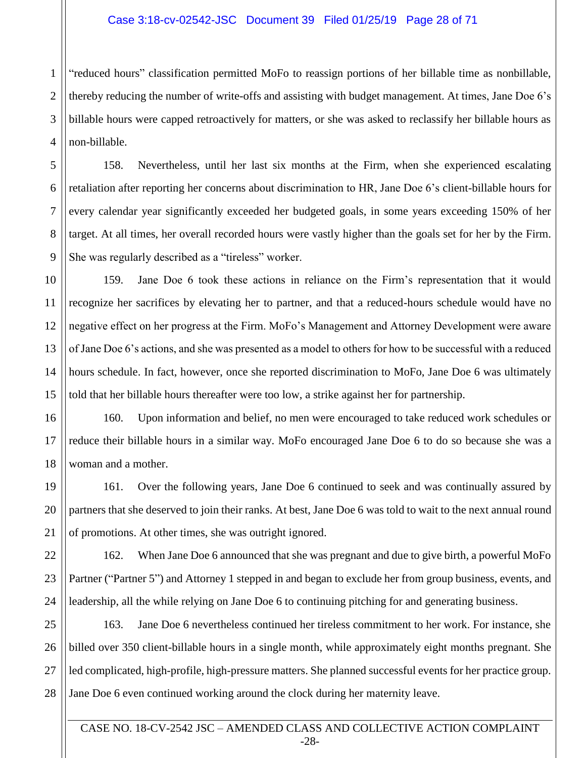"reduced hours" classification permitted MoFo to reassign portions of her billable time as nonbillable, thereby reducing the number of write-offs and assisting with budget management. At times, Jane Doe 6's billable hours were capped retroactively for matters, or she was asked to reclassify her billable hours as non-billable.

158. Nevertheless, until her last six months at the Firm, when she experienced escalating retaliation after reporting her concerns about discrimination to HR, Jane Doe 6's client-billable hours for every calendar year significantly exceeded her budgeted goals, in some years exceeding 150% of her target. At all times, her overall recorded hours were vastly higher than the goals set for her by the Firm. She was regularly described as a "tireless" worker.

159. Jane Doe 6 took these actions in reliance on the Firm's representation that it would recognize her sacrifices by elevating her to partner, and that a reduced-hours schedule would have no negative effect on her progress at the Firm. MoFo's Management and Attorney Development were aware of Jane Doe 6's actions, and she was presented as a model to others for how to be successful with a reduced hours schedule. In fact, however, once she reported discrimination to MoFo, Jane Doe 6 was ultimately told that her billable hours thereafter were too low, a strike against her for partnership.

160. Upon information and belief, no men were encouraged to take reduced work schedules or reduce their billable hours in a similar way. MoFo encouraged Jane Doe 6 to do so because she was a woman and a mother.

161. Over the following years, Jane Doe 6 continued to seek and was continually assured by partners that she deserved to join their ranks. At best, Jane Doe 6 was told to wait to the next annual round of promotions. At other times, she was outright ignored.

162. When Jane Doe 6 announced that she was pregnant and due to give birth, a powerful MoFo Partner ("Partner 5") and Attorney 1 stepped in and began to exclude her from group business, events, and leadership, all the while relying on Jane Doe 6 to continuing pitching for and generating business.

163. Jane Doe 6 nevertheless continued her tireless commitment to her work. For instance, she billed over 350 client-billable hours in a single month, while approximately eight months pregnant. She led complicated, high-profile, high-pressure matters. She planned successful events for her practice group. Jane Doe 6 even continued working around the clock during her maternity leave.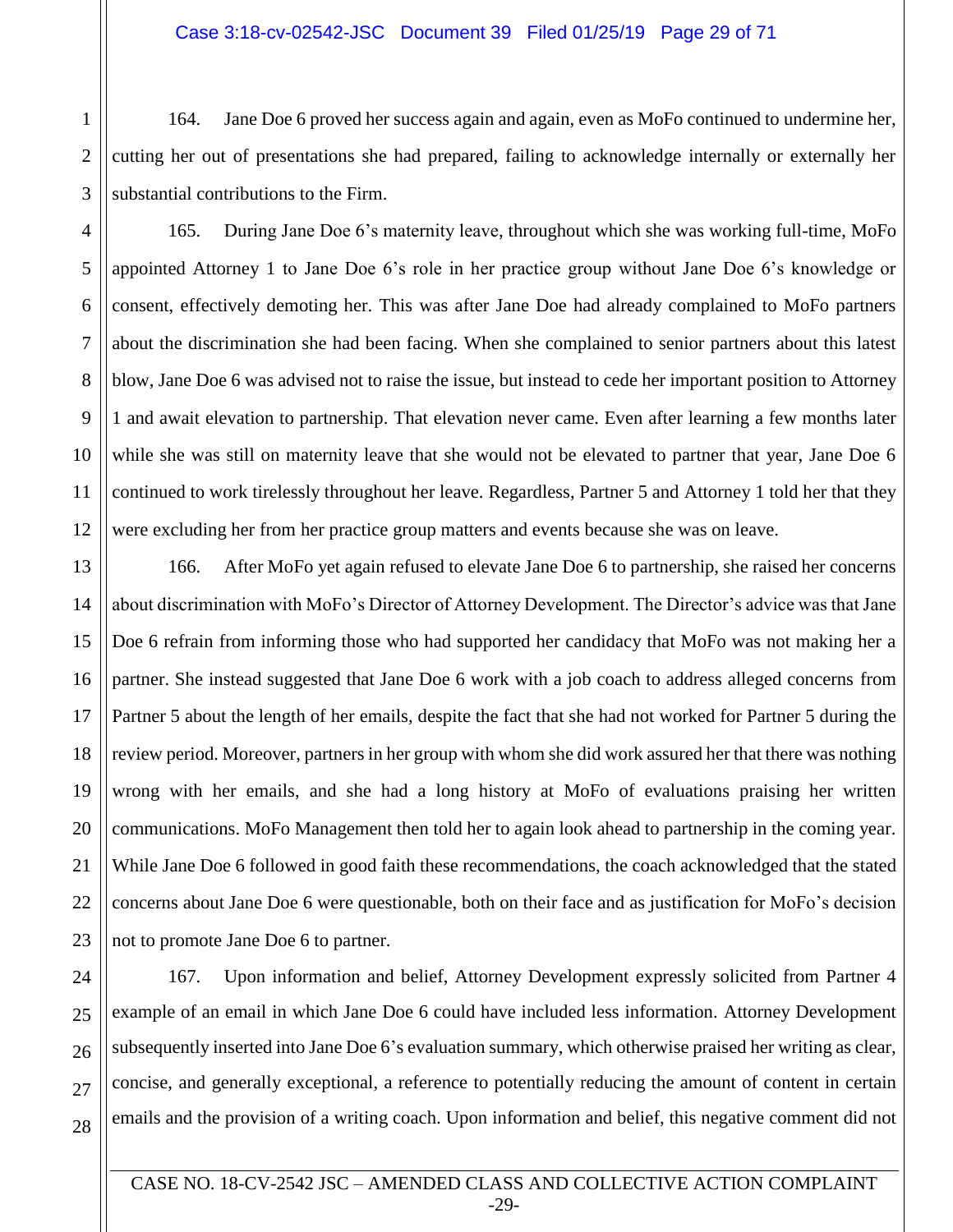164. Jane Doe 6 proved her success again and again, even as MoFo continued to undermine her, cutting her out of presentations she had prepared, failing to acknowledge internally or externally her substantial contributions to the Firm.

165. During Jane Doe 6's maternity leave, throughout which she was working full-time, MoFo appointed Attorney 1 to Jane Doe 6's role in her practice group without Jane Doe 6's knowledge or consent, effectively demoting her. This was after Jane Doe had already complained to MoFo partners about the discrimination she had been facing. When she complained to senior partners about this latest blow, Jane Doe 6 was advised not to raise the issue, but instead to cede her important position to Attorney 1 and await elevation to partnership. That elevation never came. Even after learning a few months later while she was still on maternity leave that she would not be elevated to partner that year, Jane Doe 6 continued to work tirelessly throughout her leave. Regardless, Partner 5 and Attorney 1 told her that they were excluding her from her practice group matters and events because she was on leave.

166. After MoFo yet again refused to elevate Jane Doe 6 to partnership, she raised her concerns about discrimination with MoFo's Director of Attorney Development. The Director's advice was that Jane Doe 6 refrain from informing those who had supported her candidacy that MoFo was not making her a partner. She instead suggested that Jane Doe 6 work with a job coach to address alleged concerns from Partner 5 about the length of her emails, despite the fact that she had not worked for Partner 5 during the review period. Moreover, partners in her group with whom she did work assured her that there was nothing wrong with her emails, and she had a long history at MoFo of evaluations praising her written communications. MoFo Management then told her to again look ahead to partnership in the coming year. While Jane Doe 6 followed in good faith these recommendations, the coach acknowledged that the stated concerns about Jane Doe 6 were questionable, both on their face and as justification for MoFo's decision not to promote Jane Doe 6 to partner.

167. Upon information and belief, Attorney Development expressly solicited from Partner 4 example of an email in which Jane Doe 6 could have included less information. Attorney Development subsequently inserted into Jane Doe 6's evaluation summary, which otherwise praised her writing as clear, concise, and generally exceptional, a reference to potentially reducing the amount of content in certain emails and the provision of a writing coach. Upon information and belief, this negative comment did not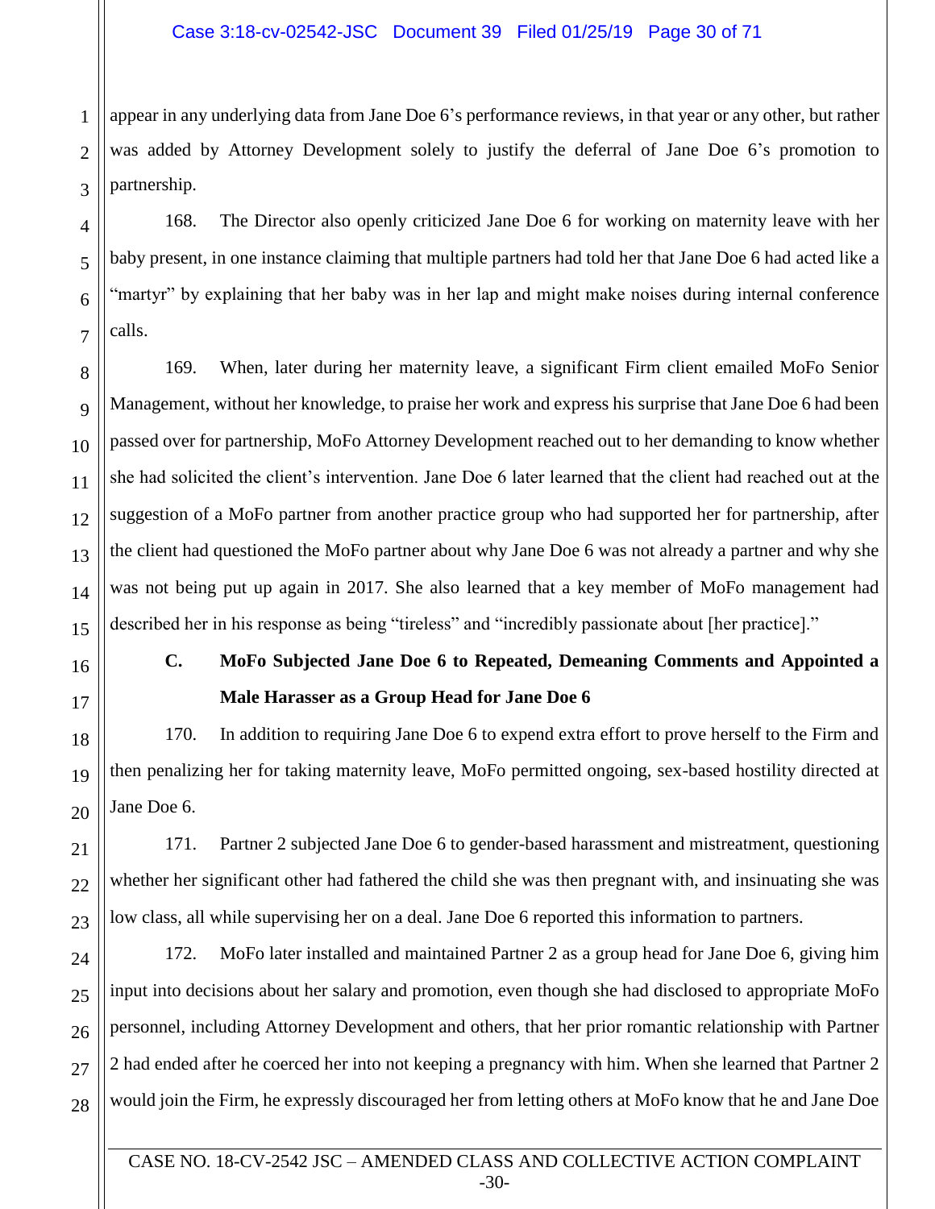appear in any underlying data from Jane Doe 6's performance reviews, in that year or any other, but rather was added by Attorney Development solely to justify the deferral of Jane Doe 6's promotion to partnership.

168. The Director also openly criticized Jane Doe 6 for working on maternity leave with her baby present, in one instance claiming that multiple partners had told her that Jane Doe 6 had acted like a "martyr" by explaining that her baby was in her lap and might make noises during internal conference calls.

169. When, later during her maternity leave, a significant Firm client emailed MoFo Senior Management, without her knowledge, to praise her work and express his surprise that Jane Doe 6 had been passed over for partnership, MoFo Attorney Development reached out to her demanding to know whether she had solicited the client's intervention. Jane Doe 6 later learned that the client had reached out at the suggestion of a MoFo partner from another practice group who had supported her for partnership, after the client had questioned the MoFo partner about why Jane Doe 6 was not already a partner and why she was not being put up again in 2017. She also learned that a key member of MoFo management had described her in his response as being "tireless" and "incredibly passionate about [her practice]."

### C. MoFo Subjected Jane Doe 6 to Repeated, Demeaning Comments and Appointed a Male Harasser as a Group Head for Jane Doe 6

170. In addition to requiring Jane Doe 6 to expend extra effort to prove herself to the Firm and then penalizing her for taking maternity leave, MoFo permitted ongoing, sex-based hostility directed at Jane Doe 6.

171. Partner 2 subjected Jane Doe 6 to gender-based harassment and mistreatment, questioning whether her significant other had fathered the child she was then pregnant with, and insinuating she was low class, all while supervising her on a deal. Jane Doe 6 reported this information to partners.

172. MoFo later installed and maintained Partner 2 as a group head for Jane Doe 6, giving him input into decisions about her salary and promotion, even though she had disclosed to appropriate MoFo personnel, including Attorney Development and others, that her prior romantic relationship with Partner 2 had ended after he coerced her into not keeping a pregnancy with him. When she learned that Partner 2 would join the Firm, he expressly discouraged her from letting others at MoFo know that he and Jane Doe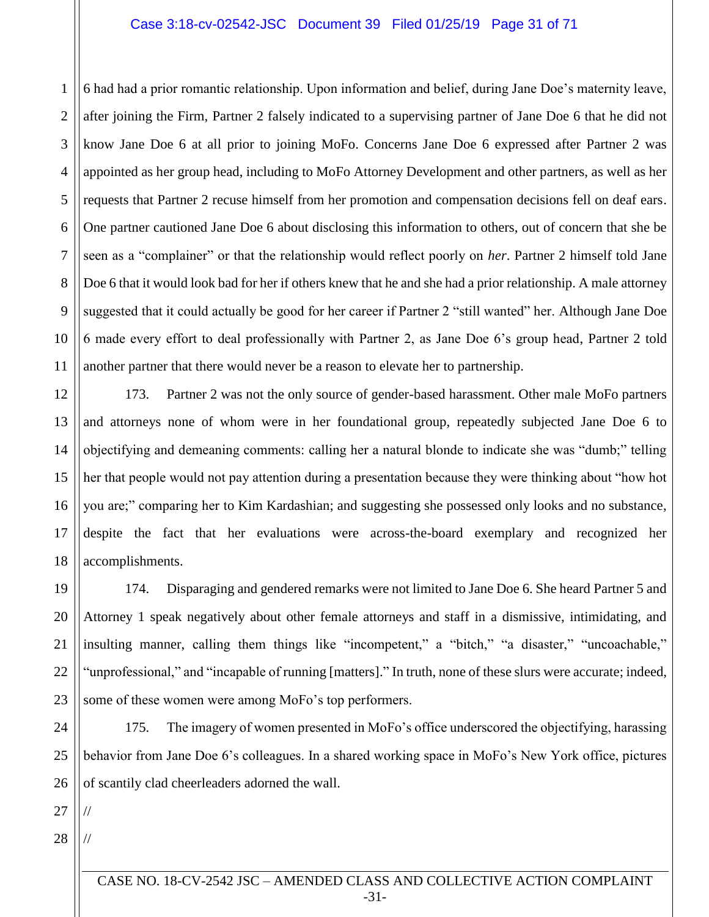6 had had a prior romantic relationship. Upon information and belief, during Jane Doe's maternity leave, after joining the Firm, Partner 2 falsely indicated to a supervising partner of Jane Doe 6 that he did not know Jane Doe 6 at all prior to joining MoFo. Concerns Jane Doe 6 expressed after Partner 2 was appointed as her group head, including to MoFo Attorney Development and other partners, as well as her requests that Partner 2 recuse himself from her promotion and compensation decisions fell on deaf ears. One partner cautioned Jane Doe 6 about disclosing this information to others, out of concern that she be seen as a "complainer" or that the relationship would reflect poorly on *her*. Partner 2 himself told Jane Doe 6 that it would look bad for her if others knew that he and she had a prior relationship. A male attorney suggested that it could actually be good for her career if Partner 2 "still wanted" her. Although Jane Doe 6 made every effort to deal professionally with Partner 2, as Jane Doe 6's group head, Partner 2 told another partner that there would never be a reason to elevate her to partnership.

173. Partner 2 was not the only source of gender-based harassment. Other male MoFo partners and attorneys none of whom were in her foundational group, repeatedly subjected Jane Doe 6 to objectifying and demeaning comments: calling her a natural blonde to indicate she was "dumb;" telling her that people would not pay attention during a presentation because they were thinking about "how hot you are;" comparing her to Kim Kardashian; and suggesting she possessed only looks and no substance, despite the fact that her evaluations were across-the-board exemplary and recognized her accomplishments.

174. Disparaging and gendered remarks were not limited to Jane Doe 6. She heard Partner 5 and Attorney 1 speak negatively about other female attorneys and staff in a dismissive, intimidating, and insulting manner, calling them things like "incompetent," a "bitch," "a disaster," "uncoachable," "unprofessional," and "incapable of running [matters]." In truth, none of these slurs were accurate; indeed, some of these women were among MoFo's top performers.

175. The imagery of women presented in MoFo's office underscored the objectifying, harassing behavior from Jane Doe 6's colleagues. In a shared working space in MoFo's New York office, pictures of scantily clad cheerleaders adorned the wall.

//

//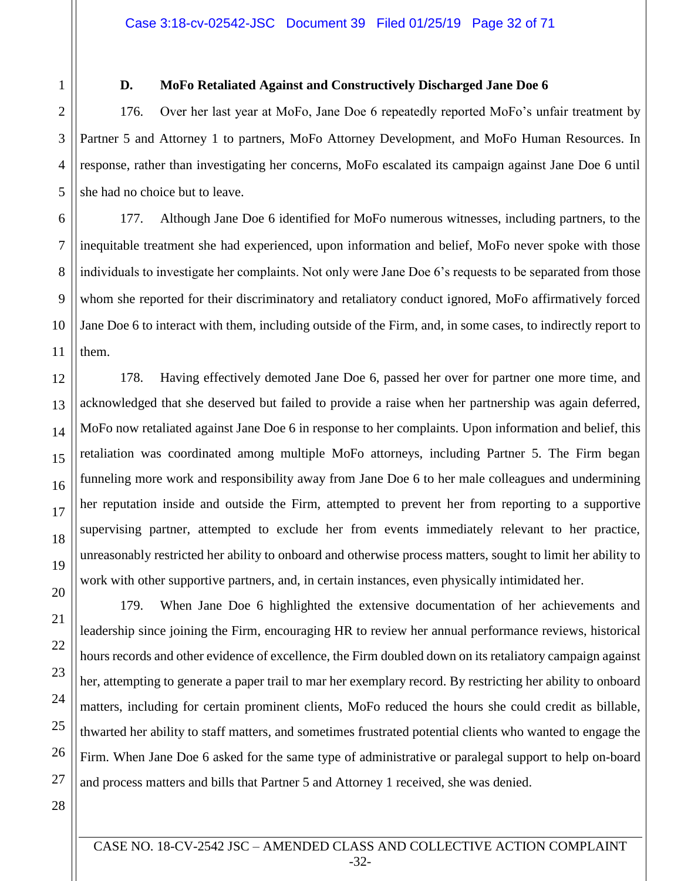### D. MoFo Retaliated Against and Constructively Discharged Jane Doe 6

176. Over her last year at MoFo, Jane Doe 6 repeatedly reported MoFo's unfair treatment by Partner 5 and Attorney 1 to partners, MoFo Attorney Development, and MoFo Human Resources. In response, rather than investigating her concerns, MoFo escalated its campaign against Jane Doe 6 until she had no choice but to leave.

177. Although Jane Doe 6 identified for MoFo numerous witnesses, including partners, to the inequitable treatment she had experienced, upon information and belief, MoFo never spoke with those individuals to investigate her complaints. Not only were Jane Doe 6's requests to be separated from those whom she reported for their discriminatory and retaliatory conduct ignored, MoFo affirmatively forced Jane Doe 6 to interact with them, including outside of the Firm, and, in some cases, to indirectly report to them.

178. Having effectively demoted Jane Doe 6, passed her over for partner one more time, and acknowledged that she deserved but failed to provide a raise when her partnership was again deferred, MoFo now retaliated against Jane Doe 6 in response to her complaints. Upon information and belief, this retaliation was coordinated among multiple MoFo attorneys, including Partner 5. The Firm began funneling more work and responsibility away from Jane Doe 6 to her male colleagues and undermining her reputation inside and outside the Firm, attempted to prevent her from reporting to a supportive supervising partner, attempted to exclude her from events immediately relevant to her practice, unreasonably restricted her ability to onboard and otherwise process matters, sought to limit her ability to work with other supportive partners, and, in certain instances, even physically intimidated her.

179. When Jane Doe 6 highlighted the extensive documentation of her achievements and leadership since joining the Firm, encouraging HR to review her annual performance reviews, historical hours records and other evidence of excellence, the Firm doubled down on its retaliatory campaign against her, attempting to generate a paper trail to mar her exemplary record. By restricting her ability to onboard matters, including for certain prominent clients, MoFo reduced the hours she could credit as billable, thwarted her ability to staff matters, and sometimes frustrated potential clients who wanted to engage the Firm. When Jane Doe 6 asked for the same type of administrative or paralegal support to help on-board and process matters and bills that Partner 5 and Attorney 1 received, she was denied.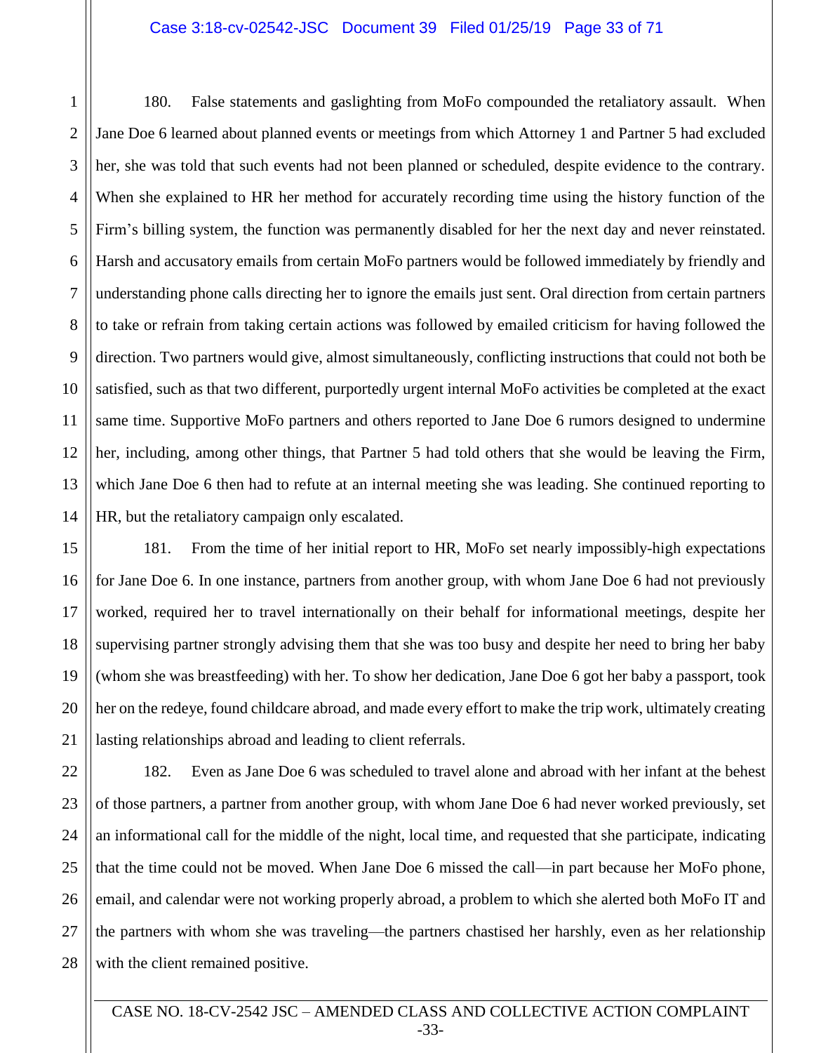180. False statements and gaslighting from MoFo compounded the retaliatory assault. When Jane Doe 6 learned about planned events or meetings from which Attorney 1 and Partner 5 had excluded her, she was told that such events had not been planned or scheduled, despite evidence to the contrary. When she explained to HR her method for accurately recording time using the history function of the Firm's billing system, the function was permanently disabled for her the next day and never reinstated. Harsh and accusatory emails from certain MoFo partners would be followed immediately by friendly and understanding phone calls directing her to ignore the emails just sent. Oral direction from certain partners to take or refrain from taking certain actions was followed by emailed criticism for having followed the direction. Two partners would give, almost simultaneously, conflicting instructions that could not both be satisfied, such as that two different, purportedly urgent internal MoFo activities be completed at the exact same time. Supportive MoFo partners and others reported to Jane Doe 6 rumors designed to undermine her, including, among other things, that Partner 5 had told others that she would be leaving the Firm, which Jane Doe 6 then had to refute at an internal meeting she was leading. She continued reporting to HR, but the retaliatory campaign only escalated.

181. From the time of her initial report to HR, MoFo set nearly impossibly-high expectations for Jane Doe 6. In one instance, partners from another group, with whom Jane Doe 6 had not previously worked, required her to travel internationally on their behalf for informational meetings, despite her supervising partner strongly advising them that she was too busy and despite her need to bring her baby (whom she was breastfeeding) with her. To show her dedication, Jane Doe 6 got her baby a passport, took her on the redeye, found childcare abroad, and made every effort to make the trip work, ultimately creating lasting relationships abroad and leading to client referrals.

182. Even as Jane Doe 6 was scheduled to travel alone and abroad with her infant at the behest of those partners, a partner from another group, with whom Jane Doe 6 had never worked previously, set an informational call for the middle of the night, local time, and requested that she participate, indicating that the time could not be moved. When Jane Doe 6 missed the call—in part because her MoFo phone, email, and calendar were not working properly abroad, a problem to which she alerted both MoFo IT and the partners with whom she was traveling—the partners chastised her harshly, even as her relationship with the client remained positive.

CASE NO. 18-CV-2542 JSC – AMENDED CLASS AND COLLECTIVE ACTION COMPLAINT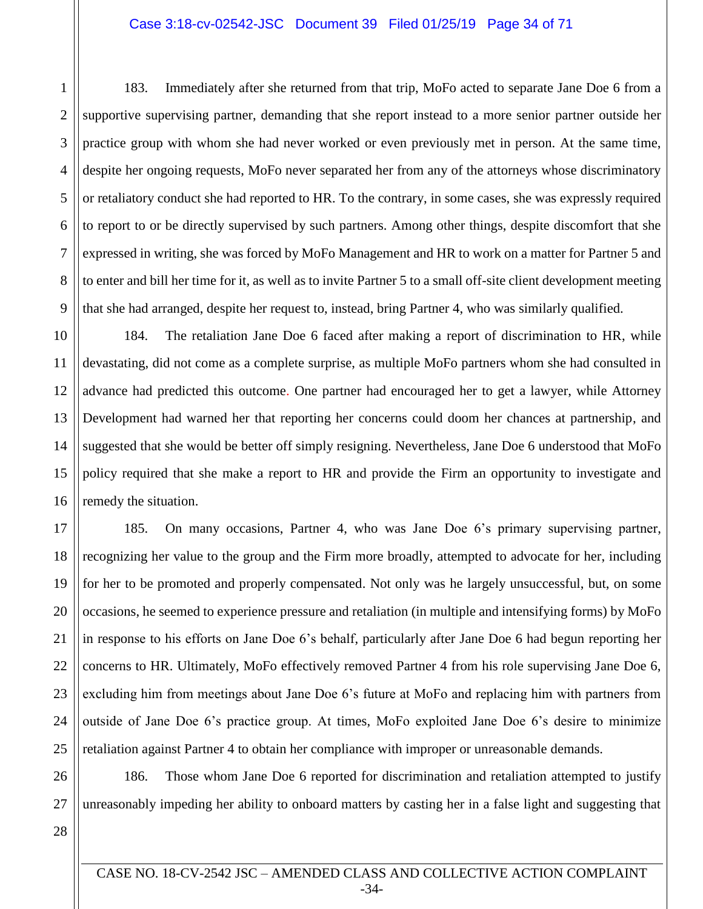183. Immediately after she returned from that trip, MoFo acted to separate Jane Doe 6 from a supportive supervising partner, demanding that she report instead to a more senior partner outside her practice group with whom she had never worked or even previously met in person. At the same time, despite her ongoing requests, MoFo never separated her from any of the attorneys whose discriminatory or retaliatory conduct she had reported to HR. To the contrary, in some cases, she was expressly required to report to or be directly supervised by such partners. Among other things, despite discomfort that she expressed in writing, she was forced by MoFo Management and HR to work on a matter for Partner 5 and to enter and bill her time for it, as well as to invite Partner 5 to a small off-site client development meeting that she had arranged, despite her request to, instead, bring Partner 4, who was similarly qualified.

184. The retaliation Jane Doe 6 faced after making a report of discrimination to HR, while devastating, did not come as a complete surprise, as multiple MoFo partners whom she had consulted in advance had predicted this outcome. One partner had encouraged her to get a lawyer, while Attorney Development had warned her that reporting her concerns could doom her chances at partnership, and suggested that she would be better off simply resigning. Nevertheless, Jane Doe 6 understood that MoFo policy required that she make a report to HR and provide the Firm an opportunity to investigate and remedy the situation.

185. On many occasions, Partner 4, who was Jane Doe 6's primary supervising partner, recognizing her value to the group and the Firm more broadly, attempted to advocate for her, including for her to be promoted and properly compensated. Not only was he largely unsuccessful, but, on some occasions, he seemed to experience pressure and retaliation (in multiple and intensifying forms) by MoFo in response to his efforts on Jane Doe 6's behalf, particularly after Jane Doe 6 had begun reporting her concerns to HR. Ultimately, MoFo effectively removed Partner 4 from his role supervising Jane Doe 6, excluding him from meetings about Jane Doe 6's future at MoFo and replacing him with partners from outside of Jane Doe 6's practice group. At times, MoFo exploited Jane Doe 6's desire to minimize retaliation against Partner 4 to obtain her compliance with improper or unreasonable demands.

186. Those whom Jane Doe 6 reported for discrimination and retaliation attempted to justify unreasonably impeding her ability to onboard matters by casting her in a false light and suggesting that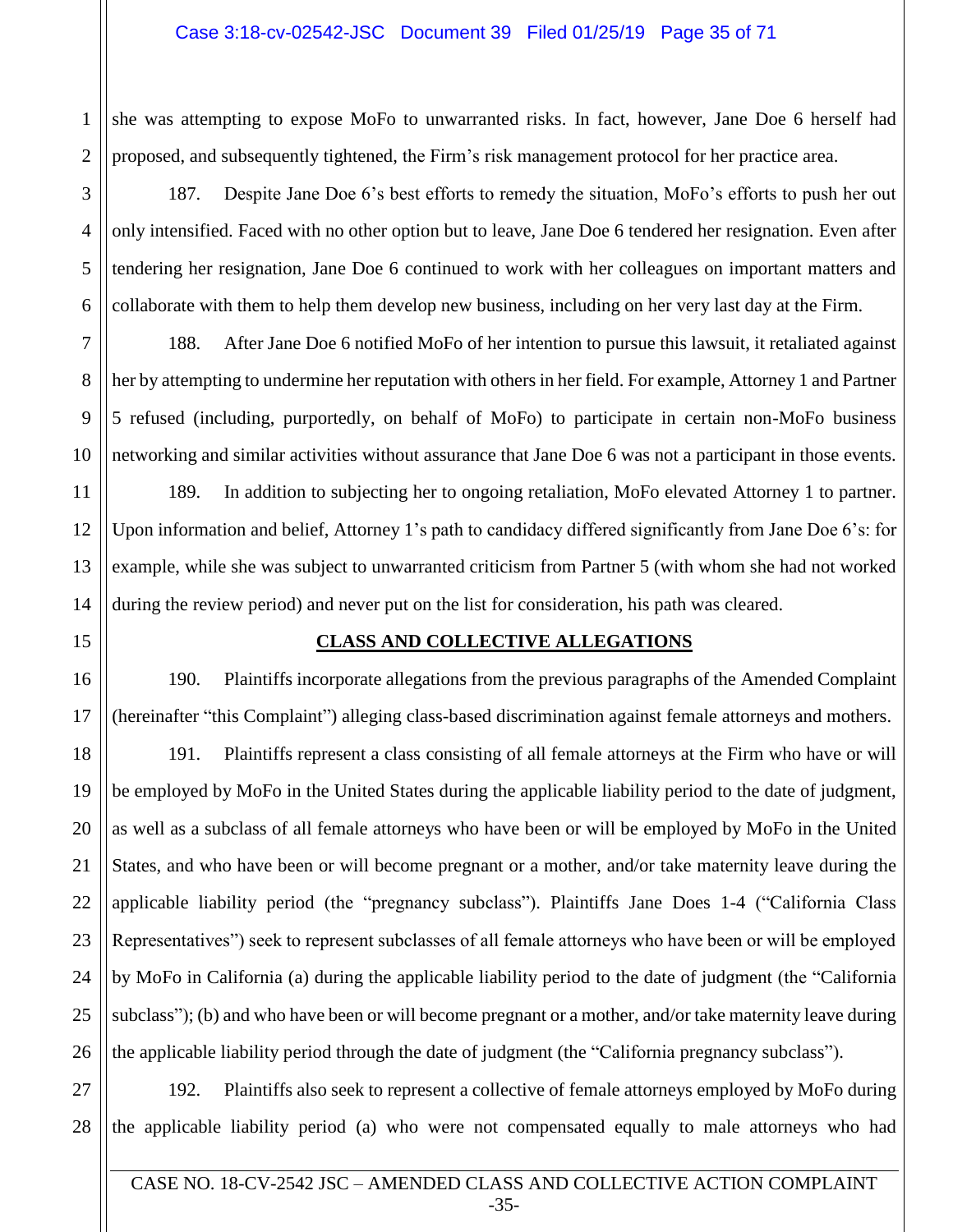she was attempting to expose MoFo to unwarranted risks. In fact, however, Jane Doe 6 herself had proposed, and subsequently tightened, the Firm's risk management protocol for her practice area.

187. Despite Jane Doe 6's best efforts to remedy the situation, MoFo's efforts to push her out only intensified. Faced with no other option but to leave, Jane Doe 6 tendered her resignation. Even after tendering her resignation, Jane Doe 6 continued to work with her colleagues on important matters and collaborate with them to help them develop new business, including on her very last day at the Firm.

188. After Jane Doe 6 notified MoFo of her intention to pursue this lawsuit, it retaliated against her by attempting to undermine her reputation with others in her field. For example, Attorney 1 and Partner 5 refused (including, purportedly, on behalf of MoFo) to participate in certain non-MoFo business networking and similar activities without assurance that Jane Doe 6 was not a participant in those events.

189. In addition to subjecting her to ongoing retaliation, MoFo elevated Attorney 1 to partner. Upon information and belief, Attorney 1's path to candidacy differed significantly from Jane Doe 6's: for example, while she was subject to unwarranted criticism from Partner 5 (with whom she had not worked during the review period) and never put on the list for consideration, his path was cleared.

## **CLASS AND COLLECTIVE ALLEGATIONS**

190. Plaintiffs incorporate allegations from the previous paragraphs of the Amended Complaint (hereinafter "this Complaint") alleging class-based discrimination against female attorneys and mothers.

191. Plaintiffs represent a class consisting of all female attorneys at the Firm who have or will be employed by MoFo in the United States during the applicable liability period to the date of judgment, as well as a subclass of all female attorneys who have been or will be employed by MoFo in the United States, and who have been or will become pregnant or a mother, and/or take maternity leave during the applicable liability period (the "pregnancy subclass"). Plaintiffs Jane Does 1-4 ("California Class Representatives") seek to represent subclasses of all female attorneys who have been or will be employed by MoFo in California (a) during the applicable liability period to the date of judgment (the "California subclass"); (b) and who have been or will become pregnant or a mother, and/or take maternity leave during the applicable liability period through the date of judgment (the "California pregnancy subclass").

192. Plaintiffs also seek to represent a collective of female attorneys employed by MoFo during the applicable liability period (a) who were not compensated equally to male attorneys who had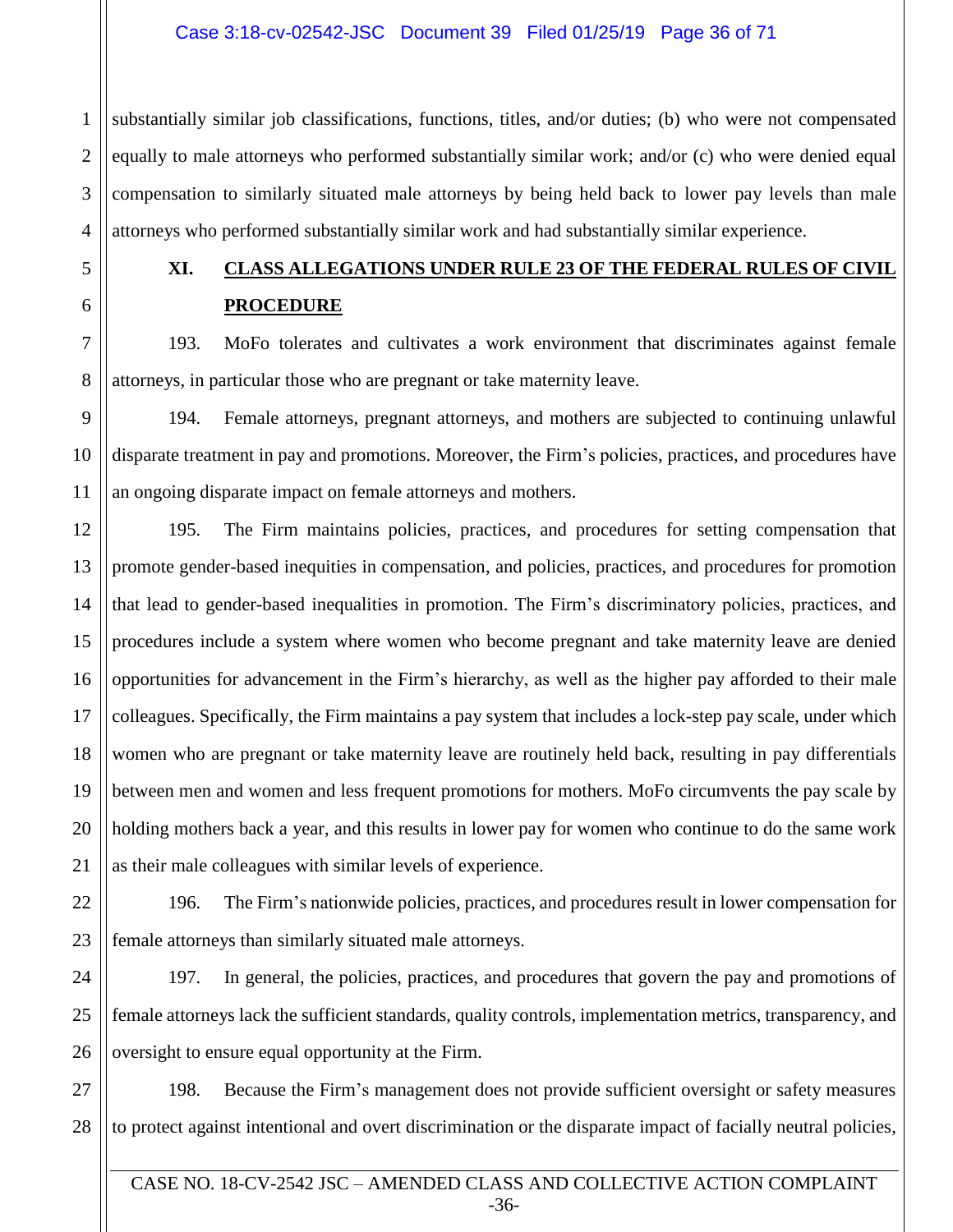substantially similar job classifications, functions, titles, and/or duties; (b) who were not compensated equally to male attorneys who performed substantially similar work; and/or (c) who were denied equal compensation to similarly situated male attorneys by being held back to lower pay levels than male attorneys who performed substantially similar work and had substantially similar experience.

## XI. CLASS ALLEGATIONS UNDER RULE 23 OF THE FEDERAL RULES OF CIVIL PROCEDURE

193. MoFo tolerates and cultivates a work environment that discriminates against female attorneys, in particular those who are pregnant or take maternity leave.

194. Female attorneys, pregnant attorneys, and mothers are subjected to continuing unlawful disparate treatment in pay and promotions. Moreover, the Firm's policies, practices, and procedures have an ongoing disparate impact on female attorneys and mothers.

195. The Firm maintains policies, practices, and procedures for setting compensation that promote gender-based inequities in compensation, and policies, practices, and procedures for promotion that lead to gender-based inequalities in promotion. The Firm's discriminatory policies, practices, and procedures include a system where women who become pregnant and take maternity leave are denied opportunities for advancement in the Firm's hierarchy, as well as the higher pay afforded to their male colleagues. Specifically, the Firm maintains a pay system that includes a lock-step pay scale, under which women who are pregnant or take maternity leave are routinely held back, resulting in pay differentials between men and women and less frequent promotions for mothers. MoFo circumvents the pay scale by holding mothers back a year, and this results in lower pay for women who continue to do the same work as their male colleagues with similar levels of experience.

196. The Firm's nationwide policies, practices, and procedures result in lower compensation for female attorneys than similarly situated male attorneys.

197. In general, the policies, practices, and procedures that govern the pay and promotions of female attorneys lack the sufficient standards, quality controls, implementation metrics, transparency, and oversight to ensure equal opportunity at the Firm.

198. Because the Firm's management does not provide sufficient oversight or safety measures to protect against intentional and overt discrimination or the disparate impact of facially neutral policies,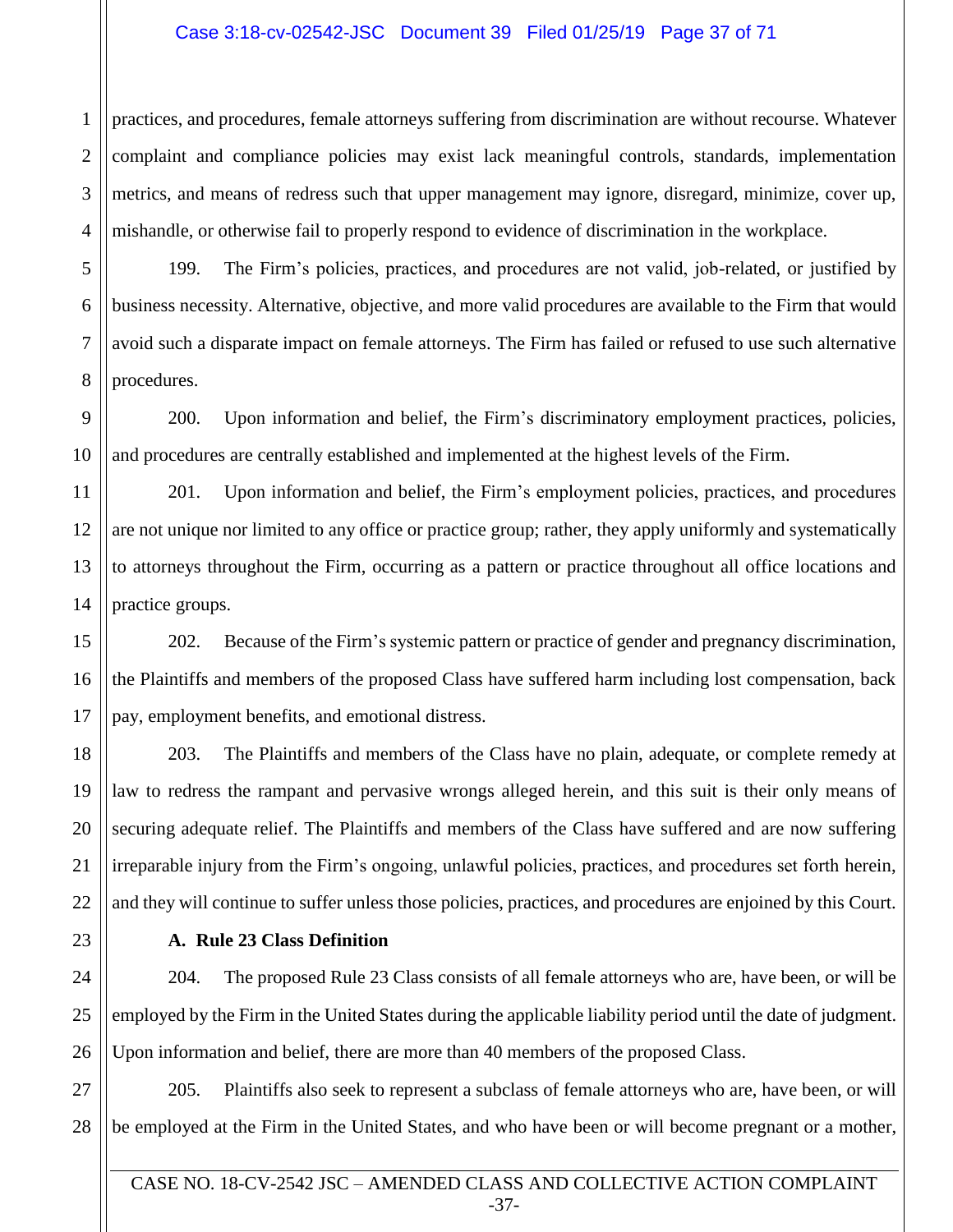practices, and procedures, female attorneys suffering from discrimination are without recourse. Whatever complaint and compliance policies may exist lack meaningful controls, standards, implementation metrics, and means of redress such that upper management may ignore, disregard, minimize, cover up, mishandle, or otherwise fail to properly respond to evidence of discrimination in the workplace.

199. The Firm's policies, practices, and procedures are not valid, job-related, or justified by business necessity. Alternative, objective, and more valid procedures are available to the Firm that would avoid such a disparate impact on female attorneys. The Firm has failed or refused to use such alternative procedures.

200. Upon information and belief, the Firm's discriminatory employment practices, policies, and procedures are centrally established and implemented at the highest levels of the Firm.

201. Upon information and belief, the Firm's employment policies, practices, and procedures are not unique nor limited to any office or practice group; rather, they apply uniformly and systematically to attorneys throughout the Firm, occurring as a pattern or practice throughout all office locations and practice groups.

202. Because of the Firm's systemic pattern or practice of gender and pregnancy discrimination, the Plaintiffs and members of the proposed Class have suffered harm including lost compensation, back pay, employment benefits, and emotional distress.

203. The Plaintiffs and members of the Class have no plain, adequate, or complete remedy at law to redress the rampant and pervasive wrongs alleged herein, and this suit is their only means of securing adequate relief. The Plaintiffs and members of the Class have suffered and are now suffering irreparable injury from the Firm's ongoing, unlawful policies, practices, and procedures set forth herein, and they will continue to suffer unless those policies, practices, and procedures are enjoined by this Court.

**A. Rule 23 Class Definition**

204. The proposed Rule 23 Class consists of all female attorneys who are, have been, or will be employed by the Firm in the United States during the applicable liability period until the date of judgment. Upon information and belief, there are more than 40 members of the proposed Class.

205. Plaintiffs also seek to represent a subclass of female attorneys who are, have been, or will be employed at the Firm in the United States, and who have been or will become pregnant or a mother,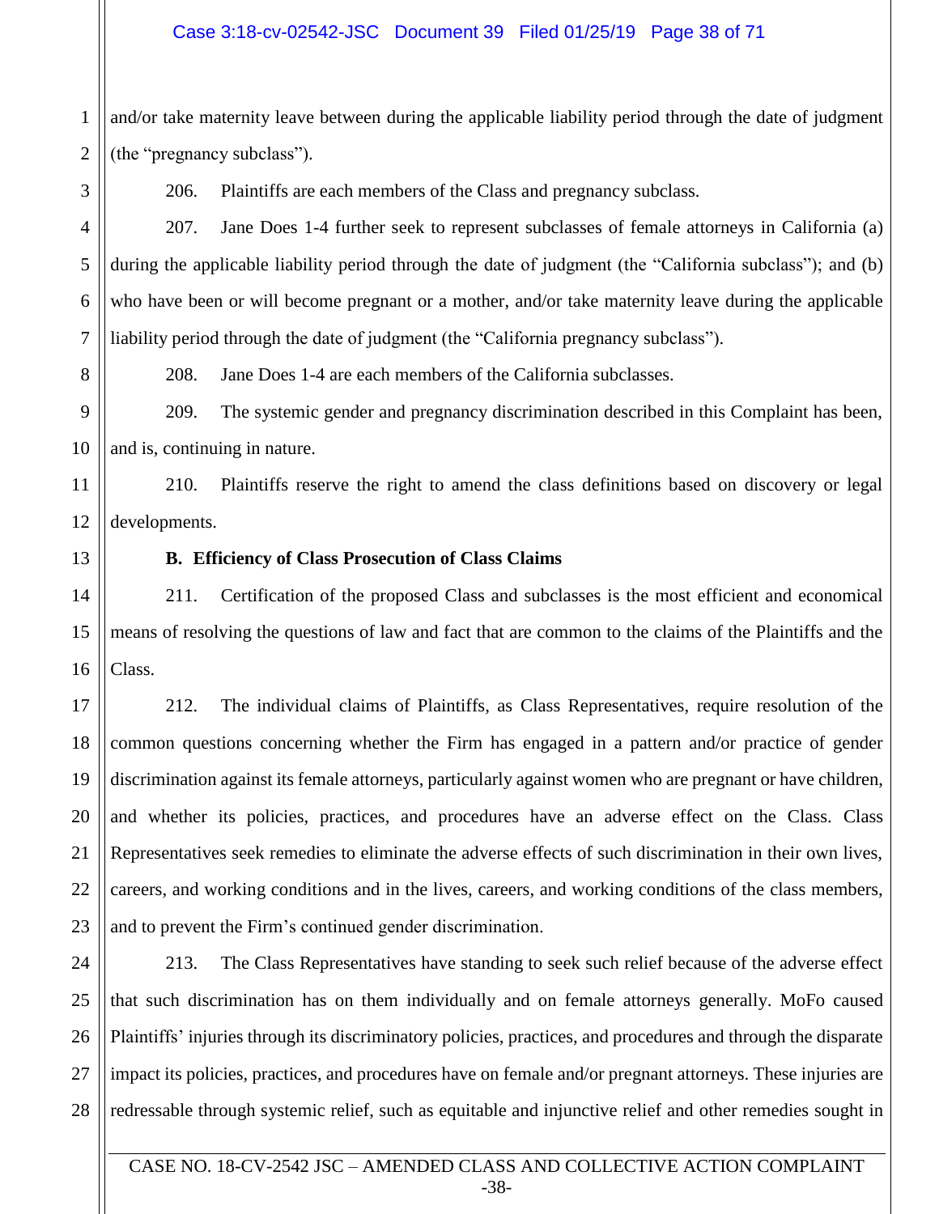and/or take maternity leave between during the applicable liability period through the date of judgment (the "pregnancy subclass").

206. Plaintiffs are each members of the Class and pregnancy subclass.

207. Jane Does 1-4 further seek to represent subclasses of female attorneys in California (a) during the applicable liability period through the date of judgment (the "California subclass"); and (b) who have been or will become pregnant or a mother, and/or take maternity leave during the applicable liability period through the date of judgment (the "California pregnancy subclass").

208. Jane Does 1-4 are each members of the California subclasses.

209. The systemic gender and pregnancy discrimination described in this Complaint has been, and is, continuing in nature.

210. Plaintiffs reserve the right to amend the class definitions based on discovery or legal developments.

**B. Efficiency of Class Prosecution of Class Claims**

211. Certification of the proposed Class and subclasses is the most efficient and economical means of resolving the questions of law and fact that are common to the claims of the Plaintiffs and the Class.

212. The individual claims of Plaintiffs, as Class Representatives, require resolution of the common questions concerning whether the Firm has engaged in a pattern and/or practice of gender discrimination against its female attorneys, particularly against women who are pregnant or have children, and whether its policies, practices, and procedures have an adverse effect on the Class. Class Representatives seek remedies to eliminate the adverse effects of such discrimination in their own lives, careers, and working conditions and in the lives, careers, and working conditions of the class members, and to prevent the Firm's continued gender discrimination.

213. The Class Representatives have standing to seek such relief because of the adverse effect that such discrimination has on them individually and on female attorneys generally. MoFo caused Plaintiffs' injuries through its discriminatory policies, practices, and procedures and through the disparate impact its policies, practices, and procedures have on female and/or pregnant attorneys. These injuries are redressable through systemic relief, such as equitable and injunctive relief and other remedies sought in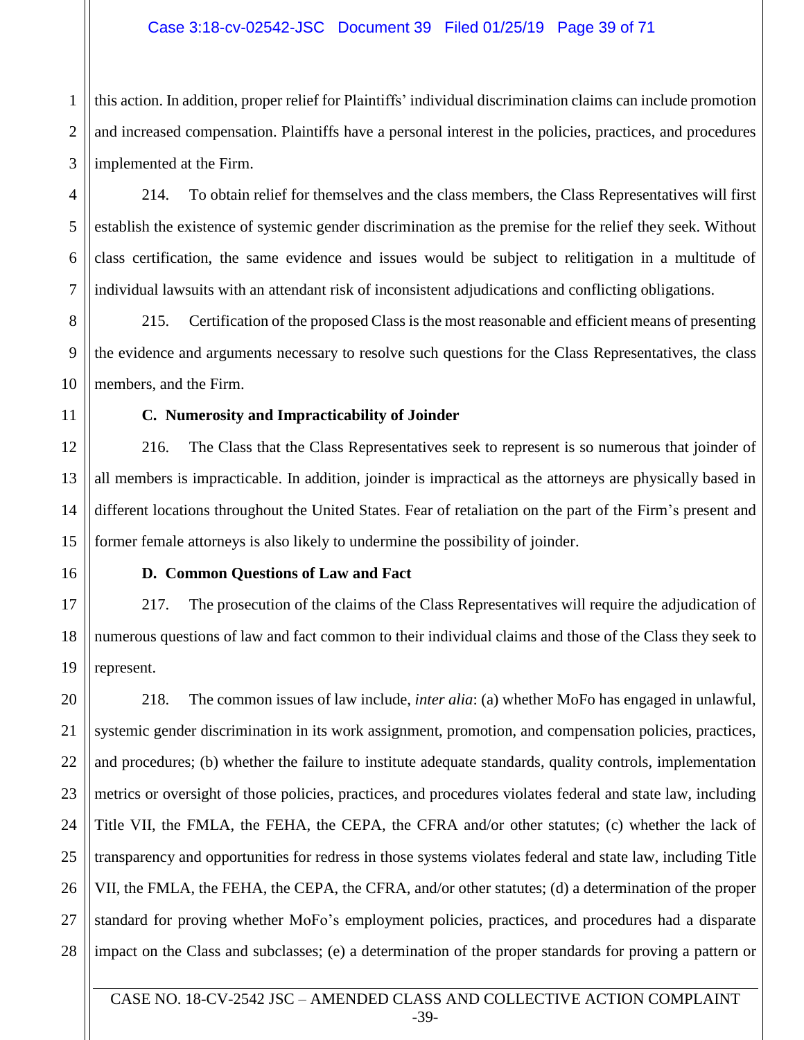this action. In addition, proper relief for Plaintiffs' individual discrimination claims can include promotion and increased compensation. Plaintiffs have a personal interest in the policies, practices, and procedures implemented at the Firm.

214. To obtain relief for themselves and the class members, the Class Representatives will first establish the existence of systemic gender discrimination as the premise for the relief they seek. Without class certification, the same evidence and issues would be subject to relitigation in a multitude of individual lawsuits with an attendant risk of inconsistent adjudications and conflicting obligations.

215. Certification of the proposed Class is the most reasonable and efficient means of presenting the evidence and arguments necessary to resolve such questions for the Class Representatives, the class members, and the Firm.

**C. Numerosity and Impracticability of Joinder**

216. The Class that the Class Representatives seek to represent is so numerous that joinder of all members is impracticable. In addition, joinder is impractical as the attorneys are physically based in different locations throughout the United States. Fear of retaliation on the part of the Firm's present and former female attorneys is also likely to undermine the possibility of joinder.

**D. Common Questions of Law and Fact**

217. The prosecution of the claims of the Class Representatives will require the adjudication of numerous questions of law and fact common to their individual claims and those of the Class they seek to represent.

218. The common issues of law include, *inter alia*: (a) whether MoFo has engaged in unlawful, systemic gender discrimination in its work assignment, promotion, and compensation policies, practices, and procedures; (b) whether the failure to institute adequate standards, quality controls, implementation metrics or oversight of those policies, practices, and procedures violates federal and state law, including Title VII, the FMLA, the FEHA, the CEPA, the CFRA and/or other statutes; (c) whether the lack of transparency and opportunities for redress in those systems violates federal and state law, including Title VII, the FMLA, the FEHA, the CEPA, the CFRA, and/or other statutes; (d) a determination of the proper standard for proving whether MoFo's employment policies, practices, and procedures had a disparate impact on the Class and subclasses; (e) a determination of the proper standards for proving a pattern or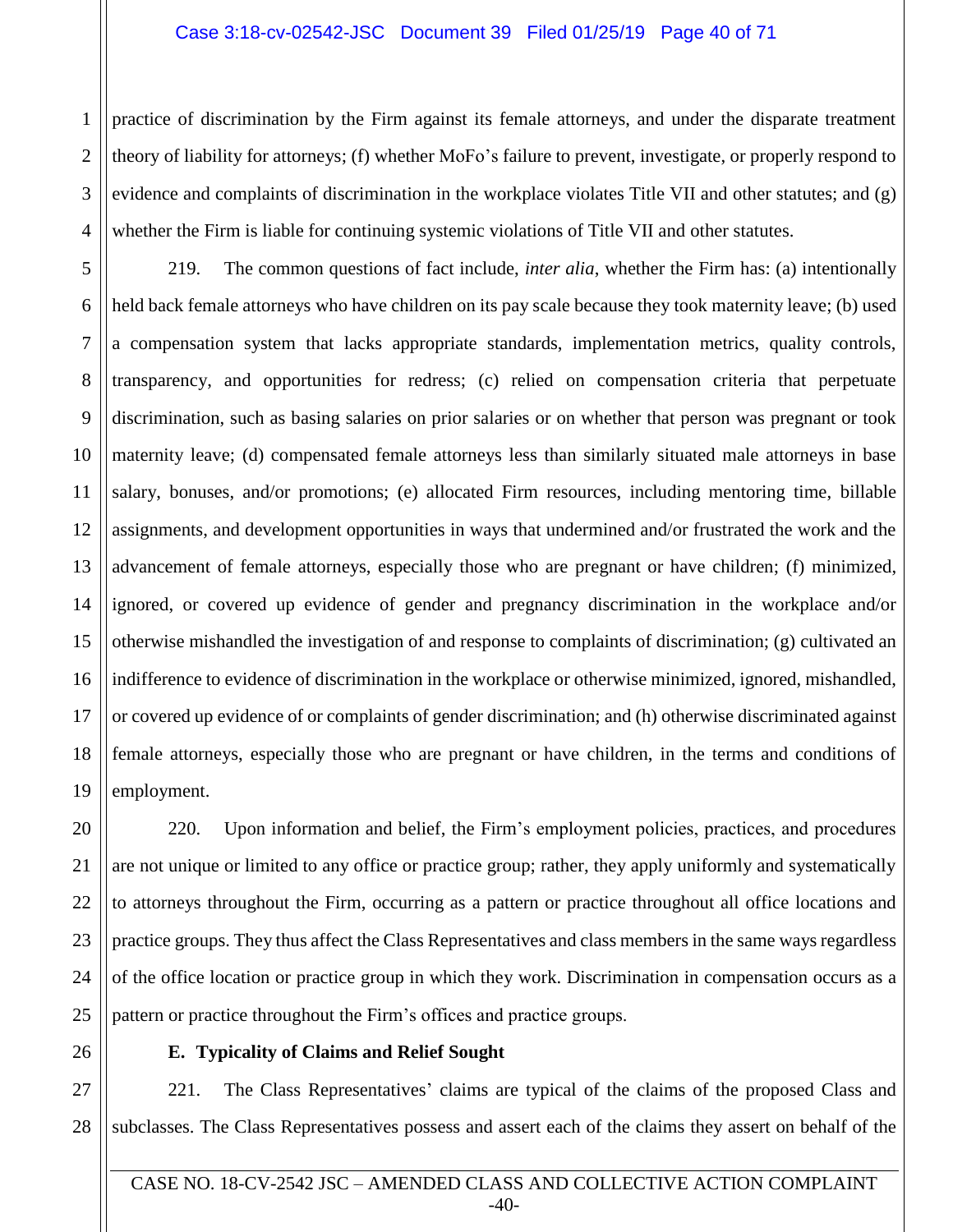practice of discrimination by the Firm against its female attorneys, and under the disparate treatment theory of liability for attorneys; (f) whether MoFo's failure to prevent, investigate, or properly respond to evidence and complaints of discrimination in the workplace violates Title VII and other statutes; and (g) whether the Firm is liable for continuing systemic violations of Title VII and other statutes.

219. The common questions of fact include, *inter alia*, whether the Firm has: (a) intentionally held back female attorneys who have children on its pay scale because they took maternity leave; (b) used a compensation system that lacks appropriate standards, implementation metrics, quality controls, transparency, and opportunities for redress; (c) relied on compensation criteria that perpetuate discrimination, such as basing salaries on prior salaries or on whether that person was pregnant or took maternity leave; (d) compensated female attorneys less than similarly situated male attorneys in base salary, bonuses, and/or promotions; (e) allocated Firm resources, including mentoring time, billable assignments, and development opportunities in ways that undermined and/or frustrated the work and the advancement of female attorneys, especially those who are pregnant or have children; (f) minimized, ignored, or covered up evidence of gender and pregnancy discrimination in the workplace and/or otherwise mishandled the investigation of and response to complaints of discrimination; (g) cultivated an indifference to evidence of discrimination in the workplace or otherwise minimized, ignored, mishandled, or covered up evidence of or complaints of gender discrimination; and (h) otherwise discriminated against female attorneys, especially those who are pregnant or have children, in the terms and conditions of employment.

220. Upon information and belief, the Firm's employment policies, practices, and procedures are not unique or limited to any office or practice group; rather, they apply uniformly and systematically to attorneys throughout the Firm, occurring as a pattern or practice throughout all office locations and practice groups. They thus affect the Class Representatives and class members in the same ways regardless of the office location or practice group in which they work. Discrimination in compensation occurs as a pattern or practice throughout the Firm's offices and practice groups.

**E. Typicality of Claims and Relief Sought**

221. The Class Representatives' claims are typical of the claims of the proposed Class and subclasses. The Class Representatives possess and assert each of the claims they assert on behalf of the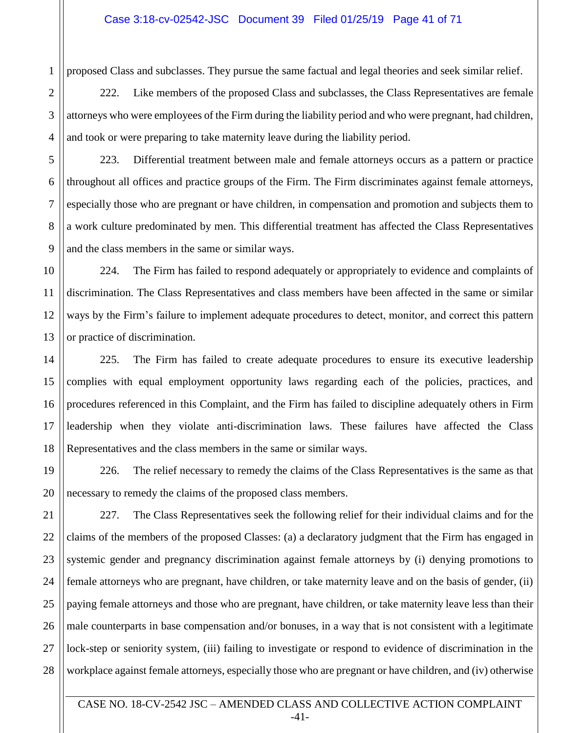proposed Class and subclasses. They pursue the same factual and legal theories and seek similar relief.

222. Like members of the proposed Class and subclasses, the Class Representatives are female attorneys who were employees of the Firm during the liability period and who were pregnant, had children, and took or were preparing to take maternity leave during the liability period.

223. Differential treatment between male and female attorneys occurs as a pattern or practice throughout all offices and practice groups of the Firm. The Firm discriminates against female attorneys, especially those who are pregnant or have children, in compensation and promotion and subjects them to a work culture predominated by men. This differential treatment has affected the Class Representatives and the class members in the same or similar ways.

224. The Firm has failed to respond adequately or appropriately to evidence and complaints of discrimination. The Class Representatives and class members have been affected in the same or similar ways by the Firm's failure to implement adequate procedures to detect, monitor, and correct this pattern or practice of discrimination.

225. The Firm has failed to create adequate procedures to ensure its executive leadership complies with equal employment opportunity laws regarding each of the policies, practices, and procedures referenced in this Complaint, and the Firm has failed to discipline adequately others in Firm leadership when they violate anti-discrimination laws. These failures have affected the Class Representatives and the class members in the same or similar ways.

226. The relief necessary to remedy the claims of the Class Representatives is the same as that necessary to remedy the claims of the proposed class members.

227. The Class Representatives seek the following relief for their individual claims and for the claims of the members of the proposed Classes: (a) a declaratory judgment that the Firm has engaged in systemic gender and pregnancy discrimination against female attorneys by (i) denying promotions to female attorneys who are pregnant, have children, or take maternity leave and on the basis of gender, (ii) paying female attorneys and those who are pregnant, have children, or take maternity leave less than their male counterparts in base compensation and/or bonuses, in a way that is not consistent with a legitimate lock-step or seniority system, (iii) failing to investigate or respond to evidence of discrimination in the workplace against female attorneys, especially those who are pregnant or have children, and (iv) otherwise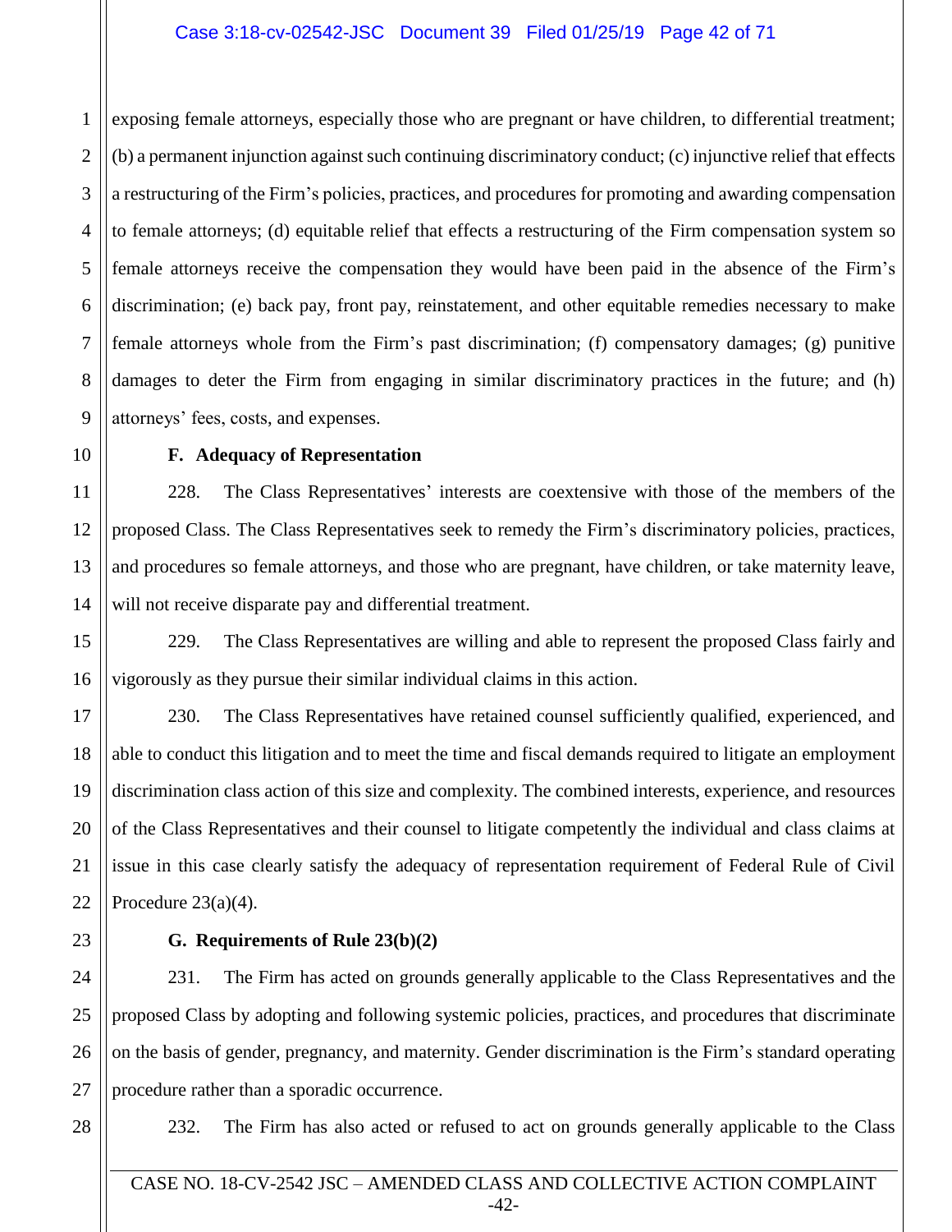exposing female attorneys, especially those who are pregnant or have children, to differential treatment; (b) a permanent injunction against such continuing discriminatory conduct; (c) injunctive relief that effects a restructuring of the Firm's policies, practices, and procedures for promoting and awarding compensation to female attorneys; (d) equitable relief that effects a restructuring of the Firm compensation system so female attorneys receive the compensation they would have been paid in the absence of the Firm's discrimination; (e) back pay, front pay, reinstatement, and other equitable remedies necessary to make female attorneys whole from the Firm's past discrimination; (f) compensatory damages; (g) punitive damages to deter the Firm from engaging in similar discriminatory practices in the future; and (h) attorneys' fees, costs, and expenses.

### F. Adequacy of Representation

228. The Class Representatives' interests are coextensive with those of the members of the proposed Class. The Class Representatives seek to remedy the Firm's discriminatory policies, practices, and procedures so female attorneys, and those who are pregnant, have children, or take maternity leave, will not receive disparate pay and differential treatment.

229. The Class Representatives are willing and able to represent the proposed Class fairly and vigorously as they pursue their similar individual claims in this action.

230. The Class Representatives have retained counsel sufficiently qualified, experienced, and able to conduct this litigation and to meet the time and fiscal demands required to litigate an employment discrimination class action of this size and complexity. The combined interests, experience, and resources of the Class Representatives and their counsel to litigate competently the individual and class claims at issue in this case clearly satisfy the adequacy of representation requirement of Federal Rule of Civil Procedure 23(a)(4).

### G. Requirements of Rule 23(b)(2)

231. The Firm has acted on grounds generally applicable to the Class Representatives and the proposed Class by adopting and following systemic policies, practices, and procedures that discriminate on the basis of gender, pregnancy, and maternity. Gender discrimination is the Firm's standard operating procedure rather than a sporadic occurrence.

232. The Firm has also acted or refused to act on grounds generally applicable to the Class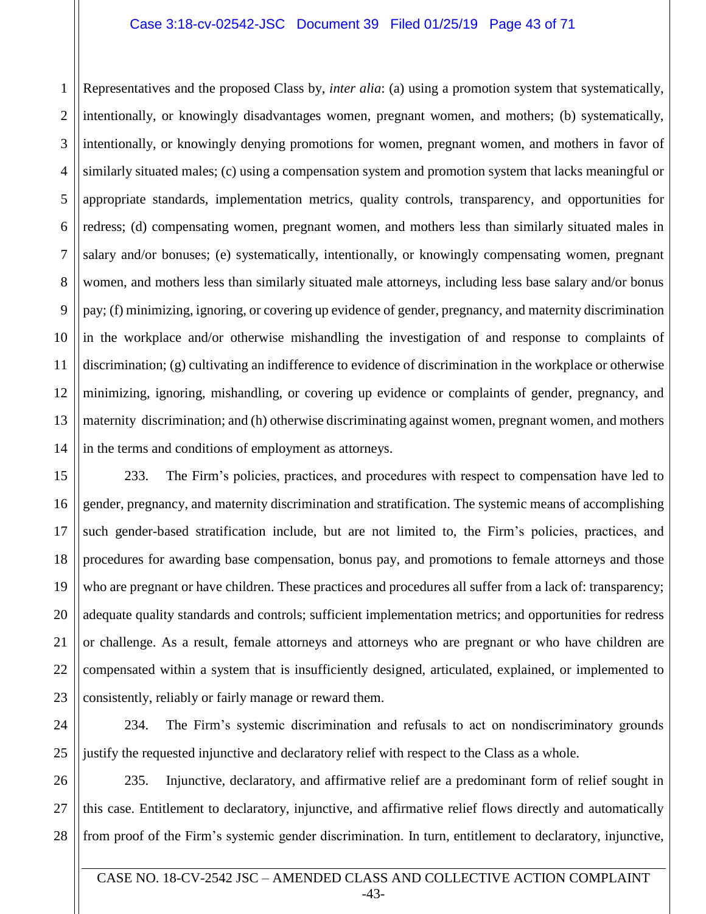Representatives and the proposed Class by, *inter alia*: (a) using a promotion system that systematically, intentionally, or knowingly disadvantages women, pregnant women, and mothers; (b) systematically, intentionally, or knowingly denying promotions for women, pregnant women, and mothers in favor of similarly situated males; (c) using a compensation system and promotion system that lacks meaningful or appropriate standards, implementation metrics, quality controls, transparency, and opportunities for redress; (d) compensating women, pregnant women, and mothers less than similarly situated males in salary and/or bonuses; (e) systematically, intentionally, or knowingly compensating women, pregnant women, and mothers less than similarly situated male attorneys, including less base salary and/or bonus pay; (f) minimizing, ignoring, or covering up evidence of gender, pregnancy, and maternity discrimination in the workplace and/or otherwise mishandling the investigation of and response to complaints of discrimination; (g) cultivating an indifference to evidence of discrimination in the workplace or otherwise minimizing, ignoring, mishandling, or covering up evidence or complaints of gender, pregnancy, and maternity discrimination; and (h) otherwise discriminating against women, pregnant women, and mothers in the terms and conditions of employment as attorneys.

233. The Firm's policies, practices, and procedures with respect to compensation have led to gender, pregnancy, and maternity discrimination and stratification. The systemic means of accomplishing such gender-based stratification include, but are not limited to, the Firm's policies, practices, and procedures for awarding base compensation, bonus pay, and promotions to female attorneys and those who are pregnant or have children. These practices and procedures all suffer from a lack of: transparency; adequate quality standards and controls; sufficient implementation metrics; and opportunities for redress or challenge. As a result, female attorneys and attorneys who are pregnant or who have children are compensated within a system that is insufficiently designed, articulated, explained, or implemented to consistently, reliably or fairly manage or reward them.

234. The Firm's systemic discrimination and refusals to act on nondiscriminatory grounds justify the requested injunctive and declaratory relief with respect to the Class as a whole.

235. Injunctive, declaratory, and affirmative relief are a predominant form of relief sought in this case. Entitlement to declaratory, injunctive, and affirmative relief flows directly and automatically from proof of the Firm's systemic gender discrimination. In turn, entitlement to declaratory, injunctive,

CASE NO. 18-CV-2542 JSC – AMENDED CLASS AND COLLECTIVE ACTION COMPLAINT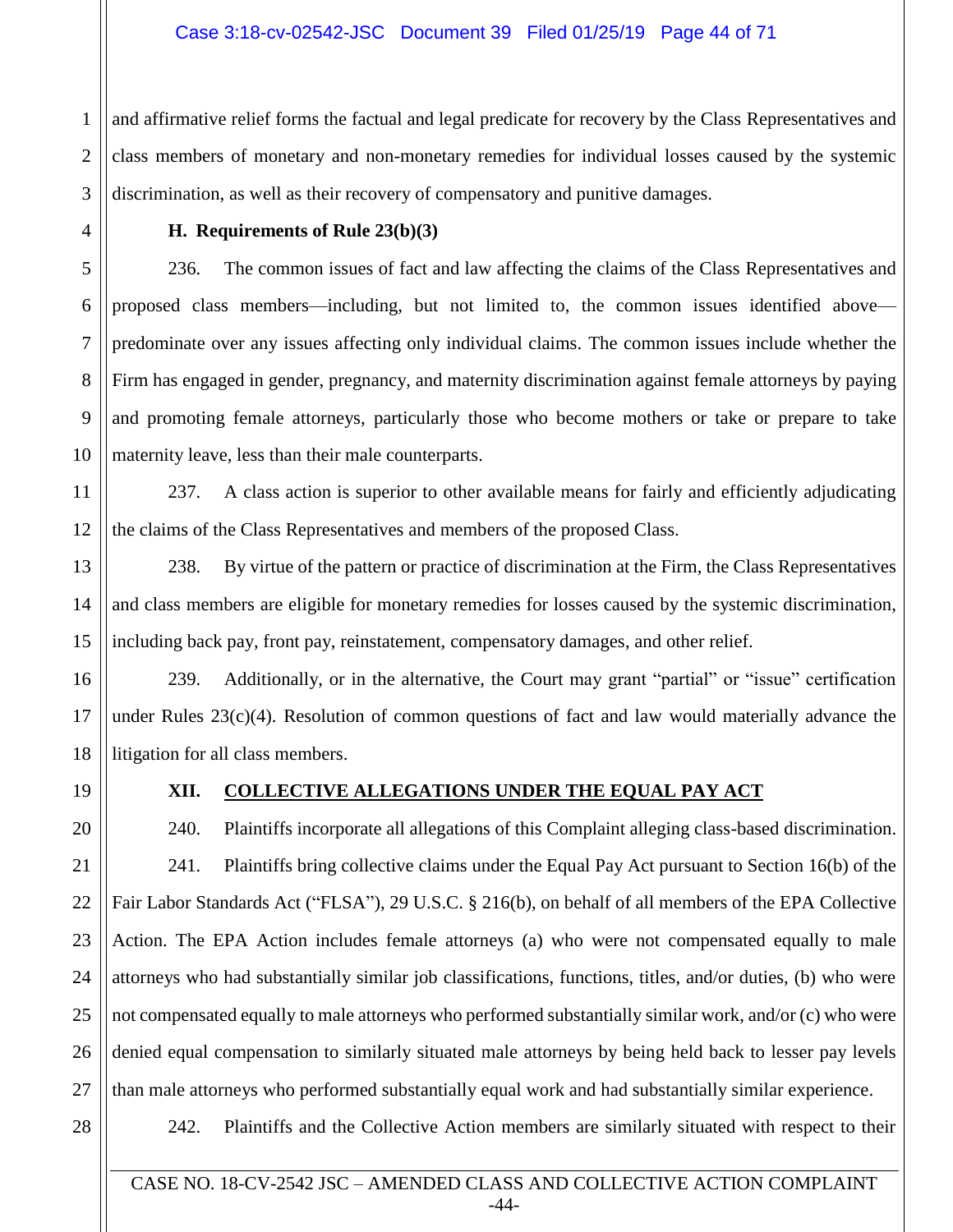and affirmative relief forms the factual and legal predicate for recovery by the Class Representatives and class members of monetary and non-monetary remedies for individual losses caused by the systemic discrimination, as well as their recovery of compensatory and punitive damages.

### H. Requirements of Rule 23(b)(3)

236. The common issues of fact and law affecting the claims of the Class Representatives and proposed class members—including, but not limited to, the common issues identified above—predominate over any issues affecting only individual claims. The common issues include whether the Firm has engaged in gender, pregnancy, and maternity discrimination against female attorneys by paying and promoting female attorneys, particularly those who become mothers or take or prepare to take maternity leave, less than their male counterparts.

237. A class action is superior to other available means for fairly and efficiently adjudicating the claims of the Class Representatives and members of the proposed Class.

238. By virtue of the pattern or practice of discrimination at the Firm, the Class Representatives and class members are eligible for monetary remedies for losses caused by the systemic discrimination, including back pay, front pay, reinstatement, compensatory damages, and other relief.

239. Additionally, or in the alternative, the Court may grant "partial" or "issue" certification under Rules 23(c)(4). Resolution of common questions of fact and law would materially advance the litigation for all class members.

## XII. COLLECTIVE ALLEGATIONS UNDER THE EQUAL PAY ACT

240. Plaintiffs incorporate all allegations of this Complaint alleging class-based discrimination.

241. Plaintiffs bring collective claims under the Equal Pay Act pursuant to Section 16(b) of the Fair Labor Standards Act ("FLSA"), 29 U.S.C. § 216(b), on behalf of all members of the EPA Collective Action. The EPA Action includes female attorneys (a) who were not compensated equally to male attorneys who had substantially similar job classifications, functions, titles, and/or duties, (b) who were not compensated equally to male attorneys who performed substantially similar work, and/or (c) who were denied equal compensation to similarly situated male attorneys by being held back to lesser pay levels than male attorneys who performed substantially equal work and had substantially similar experience.

242. Plaintiffs and the Collective Action members are similarly situated with respect to their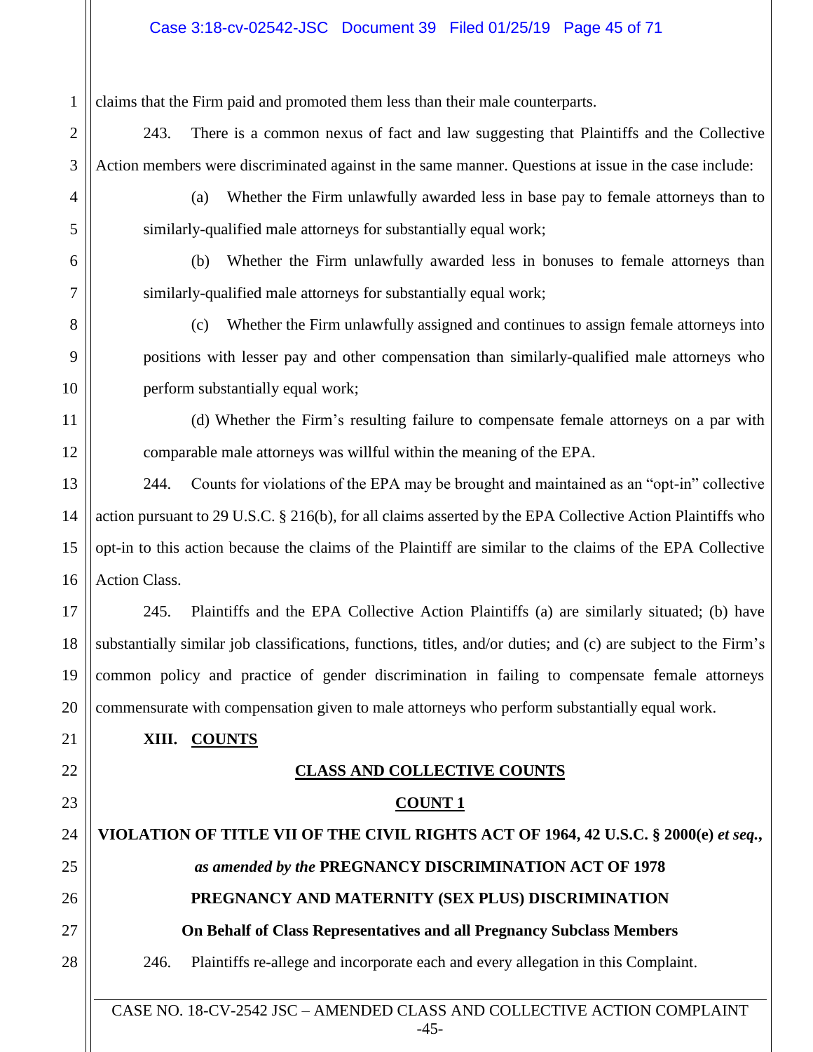claims that the Firm paid and promoted them less than their male counterparts.

243. There is a common nexus of fact and law suggesting that Plaintiffs and the Collective Action members were discriminated against in the same manner. Questions at issue in the case include:

(a) Whether the Firm unlawfully awarded less in base pay to female attorneys than to similarly-qualified male attorneys for substantially equal work;

(b) Whether the Firm unlawfully awarded less in bonuses to female attorneys than similarly-qualified male attorneys for substantially equal work;

(c) Whether the Firm unlawfully assigned and continues to assign female attorneys into positions with lesser pay and other compensation than similarly-qualified male attorneys who perform substantially equal work;

(d) Whether the Firm's resulting failure to compensate female attorneys on a par with comparable male attorneys was willful within the meaning of the EPA.

244. Counts for violations of the EPA may be brought and maintained as an "opt-in" collective action pursuant to 29 U.S.C. § 216(b), for all claims asserted by the EPA Collective Action Plaintiffs who opt-in to this action because the claims of the Plaintiff are similar to the claims of the EPA Collective Action Class.

245. Plaintiffs and the EPA Collective Action Plaintiffs (a) are similarly situated; (b) have substantially similar job classifications, functions, titles, and/or duties; and (c) are subject to the Firm's common policy and practice of gender discrimination in failing to compensate female attorneys commensurate with compensation given to male attorneys who perform substantially equal work.

## XIII. COUNTS

### CLASS AND COLLECTIVE COUNTS

### COUNT 1

**VIOLATION OF TITLE VII OF THE CIVIL RIGHTS ACT OF 1964, 42 U.S.C. § 2000(e) *et seq.*, *as amended by the* PREGNANCY DISCRIMINATION ACT OF 1978**

**PREGNANCY AND MATERNITY (SEX PLUS) DISCRIMINATION**

**On Behalf of Class Representatives and all Pregnancy Subclass Members**

246. Plaintiffs re-allege and incorporate each and every allegation in this Complaint.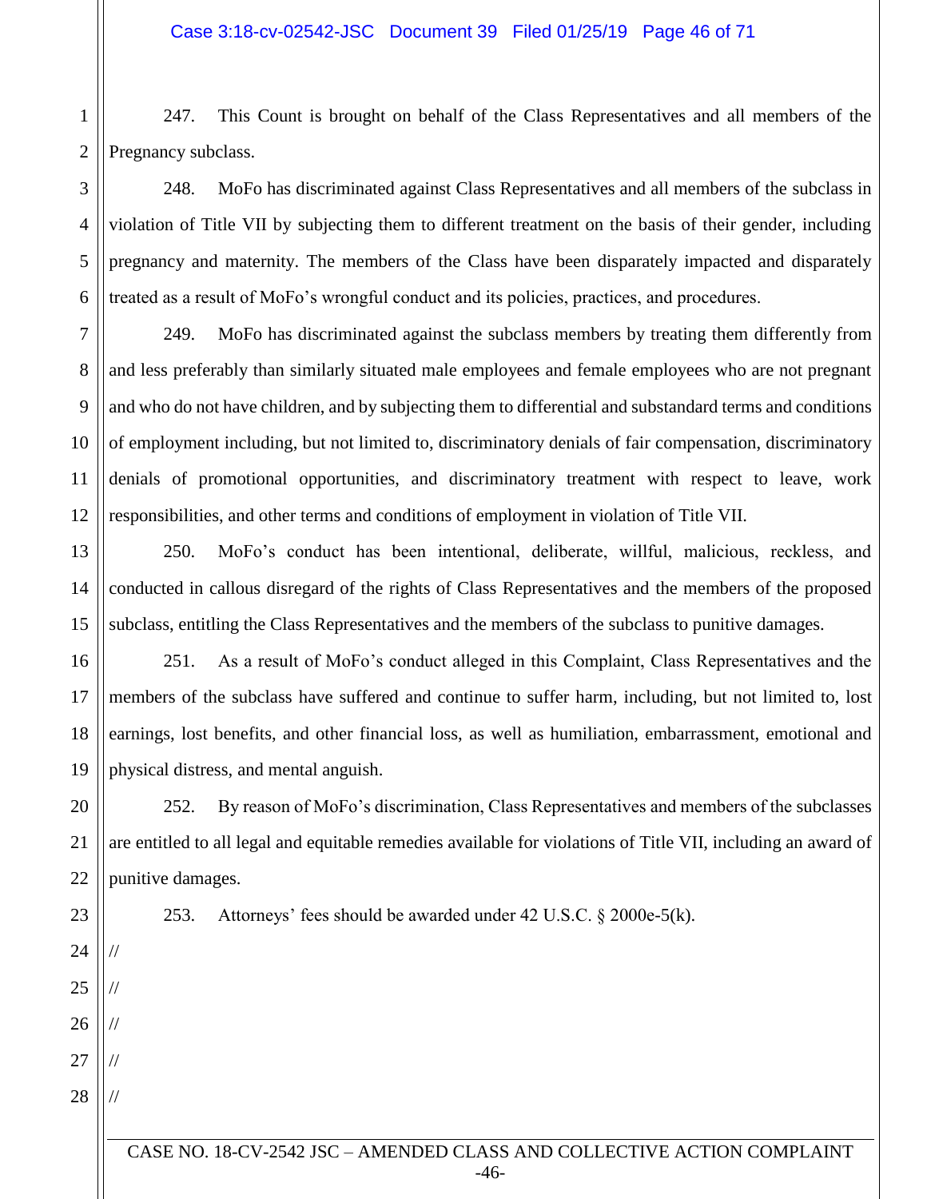247. This Count is brought on behalf of the Class Representatives and all members of the Pregnancy subclass.

248. MoFo has discriminated against Class Representatives and all members of the subclass in violation of Title VII by subjecting them to different treatment on the basis of their gender, including pregnancy and maternity. The members of the Class have been disparately impacted and disparately treated as a result of MoFo's wrongful conduct and its policies, practices, and procedures.

249. MoFo has discriminated against the subclass members by treating them differently from and less preferably than similarly situated male employees and female employees who are not pregnant and who do not have children, and by subjecting them to differential and substandard terms and conditions of employment including, but not limited to, discriminatory denials of fair compensation, discriminatory denials of promotional opportunities, and discriminatory treatment with respect to leave, work responsibilities, and other terms and conditions of employment in violation of Title VII.

250. MoFo's conduct has been intentional, deliberate, willful, malicious, reckless, and conducted in callous disregard of the rights of Class Representatives and the members of the proposed subclass, entitling the Class Representatives and the members of the subclass to punitive damages.

251. As a result of MoFo's conduct alleged in this Complaint, Class Representatives and the members of the subclass have suffered and continue to suffer harm, including, but not limited to, lost earnings, lost benefits, and other financial loss, as well as humiliation, embarrassment, emotional and physical distress, and mental anguish.

252. By reason of MoFo's discrimination, Class Representatives and members of the subclasses are entitled to all legal and equitable remedies available for violations of Title VII, including an award of punitive damages.

253. Attorneys' fees should be awarded under 42 U.S.C. § 2000e-5(k).

//

//

//

//

//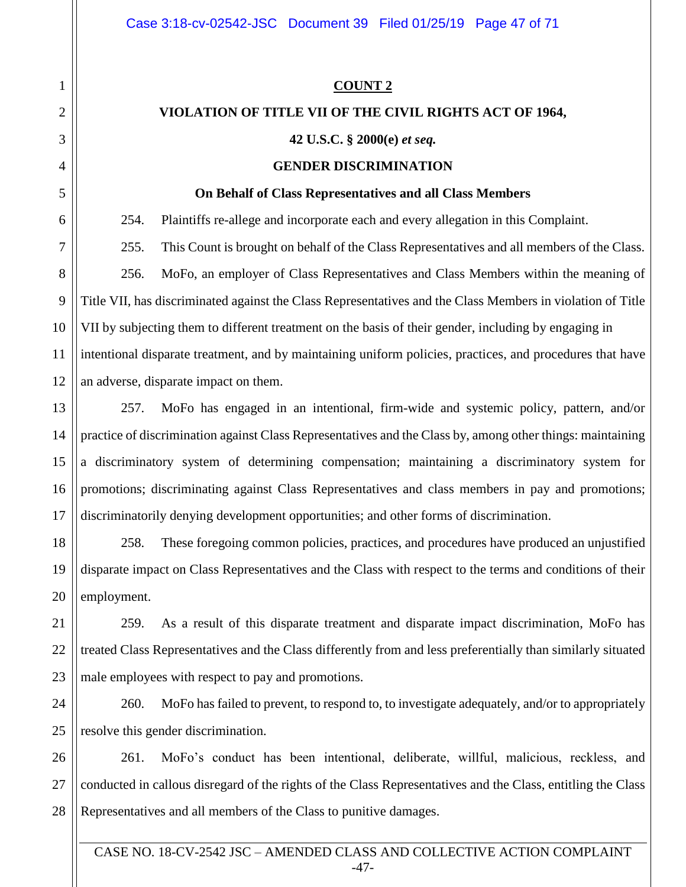**COUNT 2**

**VIOLATION OF TITLE VII OF THE CIVIL RIGHTS ACT OF 1964,**

**42 U.S.C. § 2000(e) *et seq.***

**GENDER DISCRIMINATION**

**On Behalf of Class Representatives and all Class Members**

254. Plaintiffs re-allege and incorporate each and every allegation in this Complaint.

255. This Count is brought on behalf of the Class Representatives and all members of the Class.

256. MoFo, an employer of Class Representatives and Class Members within the meaning of Title VII, has discriminated against the Class Representatives and the Class Members in violation of Title VII by subjecting them to different treatment on the basis of their gender, including by engaging in intentional disparate treatment, and by maintaining uniform policies, practices, and procedures that have an adverse, disparate impact on them.

257. MoFo has engaged in an intentional, firm-wide and systemic policy, pattern, and/or practice of discrimination against Class Representatives and the Class by, among other things: maintaining a discriminatory system of determining compensation; maintaining a discriminatory system for promotions; discriminating against Class Representatives and class members in pay and promotions; discriminatorily denying development opportunities; and other forms of discrimination.

258. These foregoing common policies, practices, and procedures have produced an unjustified disparate impact on Class Representatives and the Class with respect to the terms and conditions of their employment.

259. As a result of this disparate treatment and disparate impact discrimination, MoFo has treated Class Representatives and the Class differently from and less preferentially than similarly situated male employees with respect to pay and promotions.

260. MoFo has failed to prevent, to respond to, to investigate adequately, and/or to appropriately resolve this gender discrimination.

261. MoFo's conduct has been intentional, deliberate, willful, malicious, reckless, and conducted in callous disregard of the rights of the Class Representatives and the Class, entitling the Class Representatives and all members of the Class to punitive damages.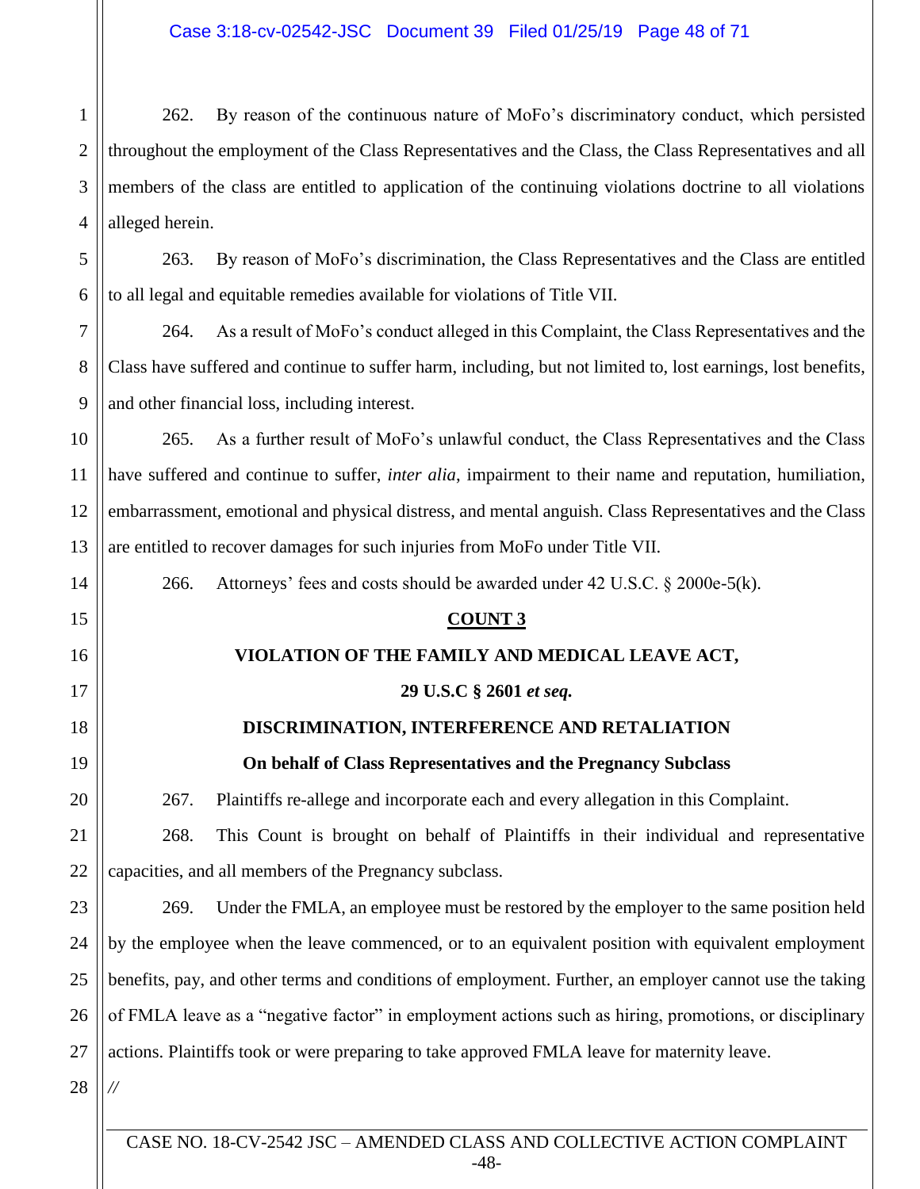262. By reason of the continuous nature of MoFo's discriminatory conduct, which persisted throughout the employment of the Class Representatives and the Class, the Class Representatives and all members of the class are entitled to application of the continuing violations doctrine to all violations alleged herein.

263. By reason of MoFo's discrimination, the Class Representatives and the Class are entitled to all legal and equitable remedies available for violations of Title VII.

264. As a result of MoFo's conduct alleged in this Complaint, the Class Representatives and the Class have suffered and continue to suffer harm, including, but not limited to, lost earnings, lost benefits, and other financial loss, including interest.

265. As a further result of MoFo's unlawful conduct, the Class Representatives and the Class have suffered and continue to suffer, *inter alia*, impairment to their name and reputation, humiliation, embarrassment, emotional and physical distress, and mental anguish. Class Representatives and the Class are entitled to recover damages for such injuries from MoFo under Title VII.

266. Attorneys' fees and costs should be awarded under 42 U.S.C. § 2000e-5(k).

## COUNT 3

### VIOLATION OF THE FAMILY AND MEDICAL LEAVE ACT,

### 29 U.S.C § 2601 *et seq.*

### DISCRIMINATION, INTERFERENCE AND RETALIATION

**On behalf of Class Representatives and the Pregnancy Subclass**

267. Plaintiffs re-allege and incorporate each and every allegation in this Complaint.

268. This Count is brought on behalf of Plaintiffs in their individual and representative capacities, and all members of the Pregnancy subclass.

269. Under the FMLA, an employee must be restored by the employer to the same position held by the employee when the leave commenced, or to an equivalent position with equivalent employment benefits, pay, and other terms and conditions of employment. Further, an employer cannot use the taking of FMLA leave as a "negative factor" in employment actions such as hiring, promotions, or disciplinary actions. Plaintiffs took or were preparing to take approved FMLA leave for maternity leave.

//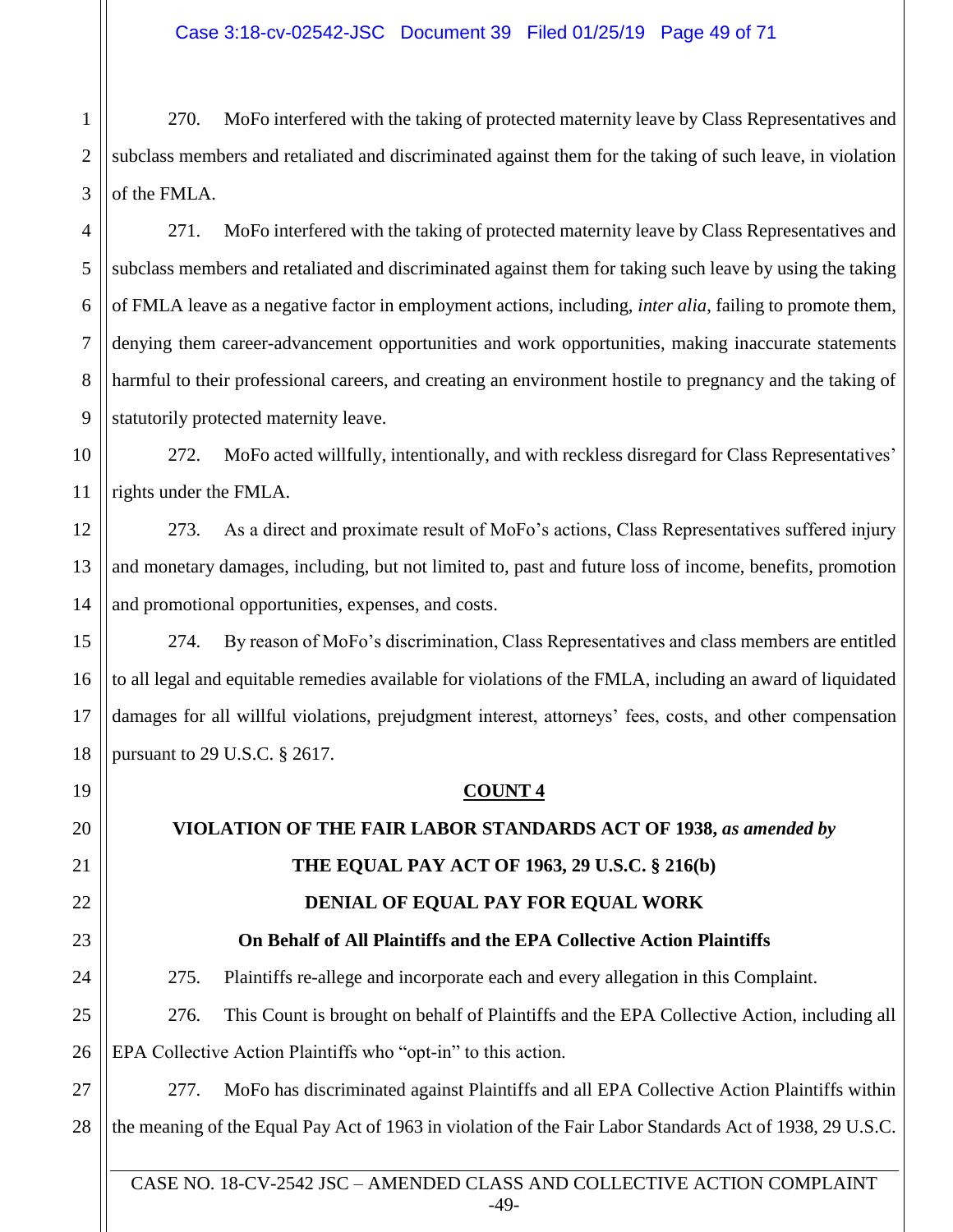270. MoFo interfered with the taking of protected maternity leave by Class Representatives and subclass members and retaliated and discriminated against them for the taking of such leave, in violation of the FMLA.

271. MoFo interfered with the taking of protected maternity leave by Class Representatives and subclass members and retaliated and discriminated against them for taking such leave by using the taking of FMLA leave as a negative factor in employment actions, including, *inter alia*, failing to promote them, denying them career-advancement opportunities and work opportunities, making inaccurate statements harmful to their professional careers, and creating an environment hostile to pregnancy and the taking of statutorily protected maternity leave.

272. MoFo acted willfully, intentionally, and with reckless disregard for Class Representatives' rights under the FMLA.

273. As a direct and proximate result of MoFo's actions, Class Representatives suffered injury and monetary damages, including, but not limited to, past and future loss of income, benefits, promotion and promotional opportunities, expenses, and costs.

274. By reason of MoFo's discrimination, Class Representatives and class members are entitled to all legal and equitable remedies available for violations of the FMLA, including an award of liquidated damages for all willful violations, prejudgment interest, attorneys' fees, costs, and other compensation pursuant to 29 U.S.C. § 2617.

## COUNT 4

### VIOLATION OF THE FAIR LABOR STANDARDS ACT OF 1938, *as amended by* THE EQUAL PAY ACT OF 1963, 29 U.S.C. § 216(b)

### DENIAL OF EQUAL PAY FOR EQUAL WORK

### On Behalf of All Plaintiffs and the EPA Collective Action Plaintiffs

275. Plaintiffs re-allege and incorporate each and every allegation in this Complaint.

276. This Count is brought on behalf of Plaintiffs and the EPA Collective Action, including all EPA Collective Action Plaintiffs who "opt-in" to this action.

277. MoFo has discriminated against Plaintiffs and all EPA Collective Action Plaintiffs within the meaning of the Equal Pay Act of 1963 in violation of the Fair Labor Standards Act of 1938, 29 U.S.C.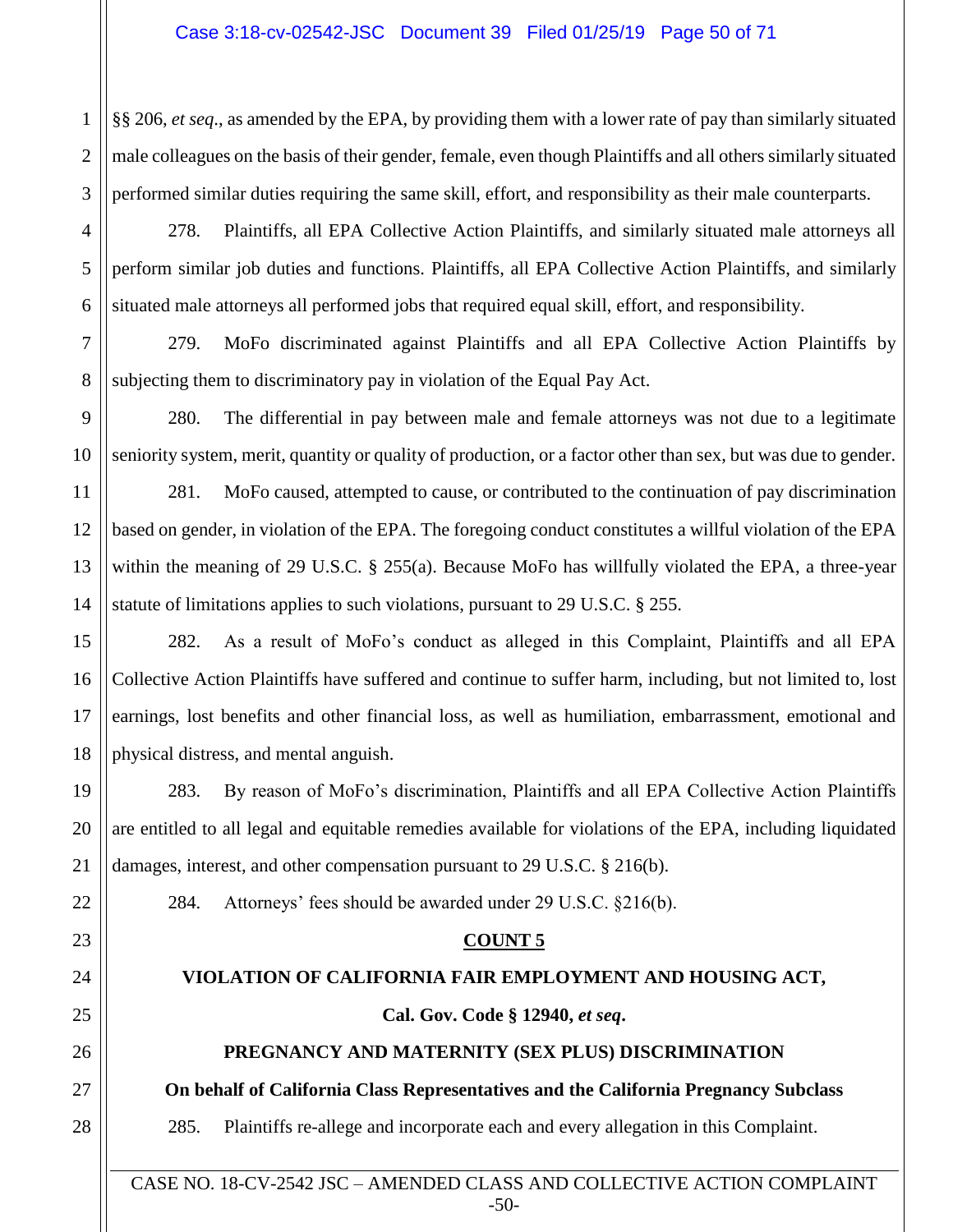§§ 206, *et seq*., as amended by the EPA, by providing them with a lower rate of pay than similarly situated male colleagues on the basis of their gender, female, even though Plaintiffs and all others similarly situated performed similar duties requiring the same skill, effort, and responsibility as their male counterparts.

278. Plaintiffs, all EPA Collective Action Plaintiffs, and similarly situated male attorneys all perform similar job duties and functions. Plaintiffs, all EPA Collective Action Plaintiffs, and similarly situated male attorneys all performed jobs that required equal skill, effort, and responsibility.

279. MoFo discriminated against Plaintiffs and all EPA Collective Action Plaintiffs by subjecting them to discriminatory pay in violation of the Equal Pay Act.

280. The differential in pay between male and female attorneys was not due to a legitimate seniority system, merit, quantity or quality of production, or a factor other than sex, but was due to gender.

281. MoFo caused, attempted to cause, or contributed to the continuation of pay discrimination based on gender, in violation of the EPA. The foregoing conduct constitutes a willful violation of the EPA within the meaning of 29 U.S.C. § 255(a). Because MoFo has willfully violated the EPA, a three-year statute of limitations applies to such violations, pursuant to 29 U.S.C. § 255.

282. As a result of MoFo's conduct as alleged in this Complaint, Plaintiffs and all EPA Collective Action Plaintiffs have suffered and continue to suffer harm, including, but not limited to, lost earnings, lost benefits and other financial loss, as well as humiliation, embarrassment, emotional and physical distress, and mental anguish.

283. By reason of MoFo's discrimination, Plaintiffs and all EPA Collective Action Plaintiffs are entitled to all legal and equitable remedies available for violations of the EPA, including liquidated damages, interest, and other compensation pursuant to 29 U.S.C. § 216(b).

284. Attorneys' fees should be awarded under 29 U.S.C. §216(b).

**COUNT 5**

**VIOLATION OF CALIFORNIA FAIR EMPLOYMENT AND HOUSING ACT,**

**Cal. Gov. Code § 12940, *et seq*.**

**PREGNANCY AND MATERNITY (SEX PLUS) DISCRIMINATION**

**On behalf of California Class Representatives and the California Pregnancy Subclass**

285. Plaintiffs re-allege and incorporate each and every allegation in this Complaint.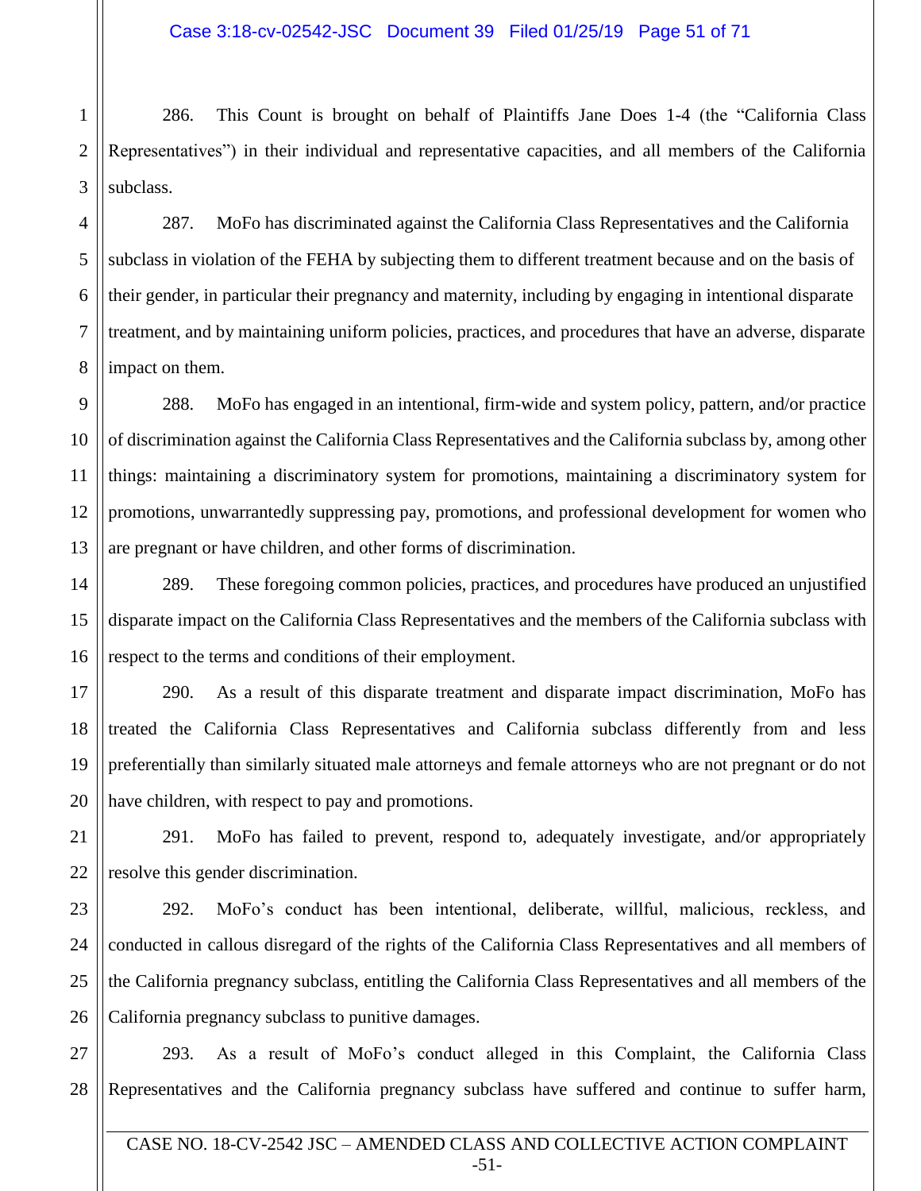286. This Count is brought on behalf of Plaintiffs Jane Does 1-4 (the "California Class Representatives") in their individual and representative capacities, and all members of the California subclass.

287. MoFo has discriminated against the California Class Representatives and the California subclass in violation of the FEHA by subjecting them to different treatment because and on the basis of their gender, in particular their pregnancy and maternity, including by engaging in intentional disparate treatment, and by maintaining uniform policies, practices, and procedures that have an adverse, disparate impact on them.

288. MoFo has engaged in an intentional, firm-wide and system policy, pattern, and/or practice of discrimination against the California Class Representatives and the California subclass by, among other things: maintaining a discriminatory system for promotions, maintaining a discriminatory system for promotions, unwarrantedly suppressing pay, promotions, and professional development for women who are pregnant or have children, and other forms of discrimination.

289. These foregoing common policies, practices, and procedures have produced an unjustified disparate impact on the California Class Representatives and the members of the California subclass with respect to the terms and conditions of their employment.

290. As a result of this disparate treatment and disparate impact discrimination, MoFo has treated the California Class Representatives and California subclass differently from and less preferentially than similarly situated male attorneys and female attorneys who are not pregnant or do not have children, with respect to pay and promotions.

291. MoFo has failed to prevent, respond to, adequately investigate, and/or appropriately resolve this gender discrimination.

292. MoFo's conduct has been intentional, deliberate, willful, malicious, reckless, and conducted in callous disregard of the rights of the California Class Representatives and all members of the California pregnancy subclass, entitling the California Class Representatives and all members of the California pregnancy subclass to punitive damages.

293. As a result of MoFo's conduct alleged in this Complaint, the California Class Representatives and the California pregnancy subclass have suffered and continue to suffer harm,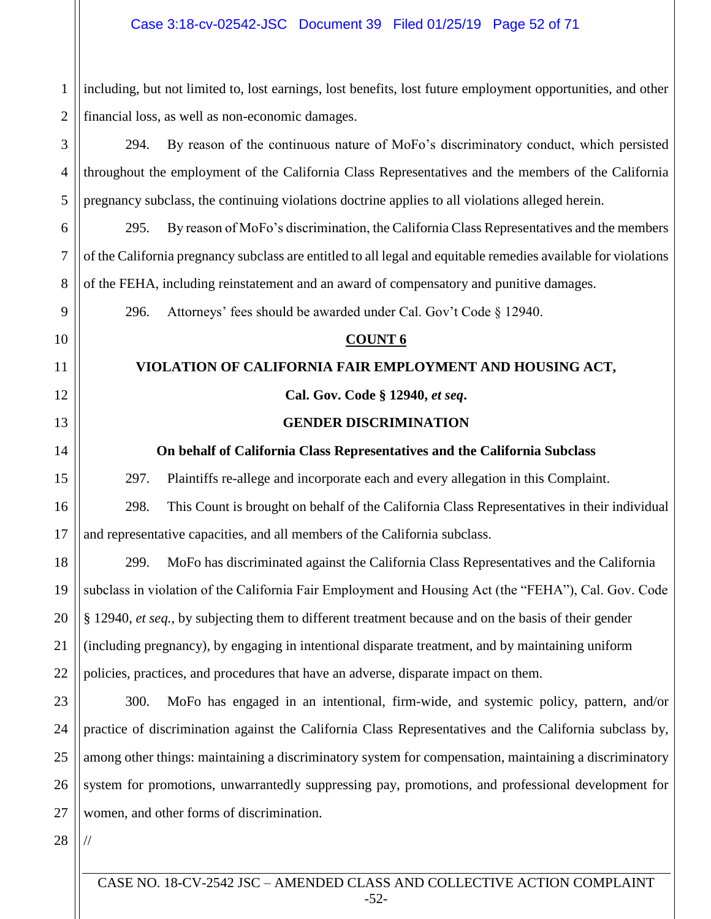including, but not limited to, lost earnings, lost benefits, lost future employment opportunities, and other financial loss, as well as non-economic damages.

294. By reason of the continuous nature of MoFo's discriminatory conduct, which persisted throughout the employment of the California Class Representatives and the members of the California pregnancy subclass, the continuing violations doctrine applies to all violations alleged herein.

295. By reason of MoFo's discrimination, the California Class Representatives and the members of the California pregnancy subclass are entitled to all legal and equitable remedies available for violations of the FEHA, including reinstatement and an award of compensatory and punitive damages.

296. Attorneys' fees should be awarded under Cal. Gov't Code § 12940.

**COUNT 6**

**VIOLATION OF CALIFORNIA FAIR EMPLOYMENT AND HOUSING ACT,**

**Cal. Gov. Code § 12940, *et seq*.**

**GENDER DISCRIMINATION**

**On behalf of California Class Representatives and the California Subclass**

297. Plaintiffs re-allege and incorporate each and every allegation in this Complaint.

298. This Count is brought on behalf of the California Class Representatives in their individual and representative capacities, and all members of the California subclass.

299. MoFo has discriminated against the California Class Representatives and the California subclass in violation of the California Fair Employment and Housing Act (the "FEHA"), Cal. Gov. Code § 12940, *et seq.*, by subjecting them to different treatment because and on the basis of their gender (including pregnancy), by engaging in intentional disparate treatment, and by maintaining uniform policies, practices, and procedures that have an adverse, disparate impact on them.

300. MoFo has engaged in an intentional, firm-wide, and systemic policy, pattern, and/or practice of discrimination against the California Class Representatives and the California subclass by, among other things: maintaining a discriminatory system for compensation, maintaining a discriminatory system for promotions, unwarrantedly suppressing pay, promotions, and professional development for women, and other forms of discrimination.

//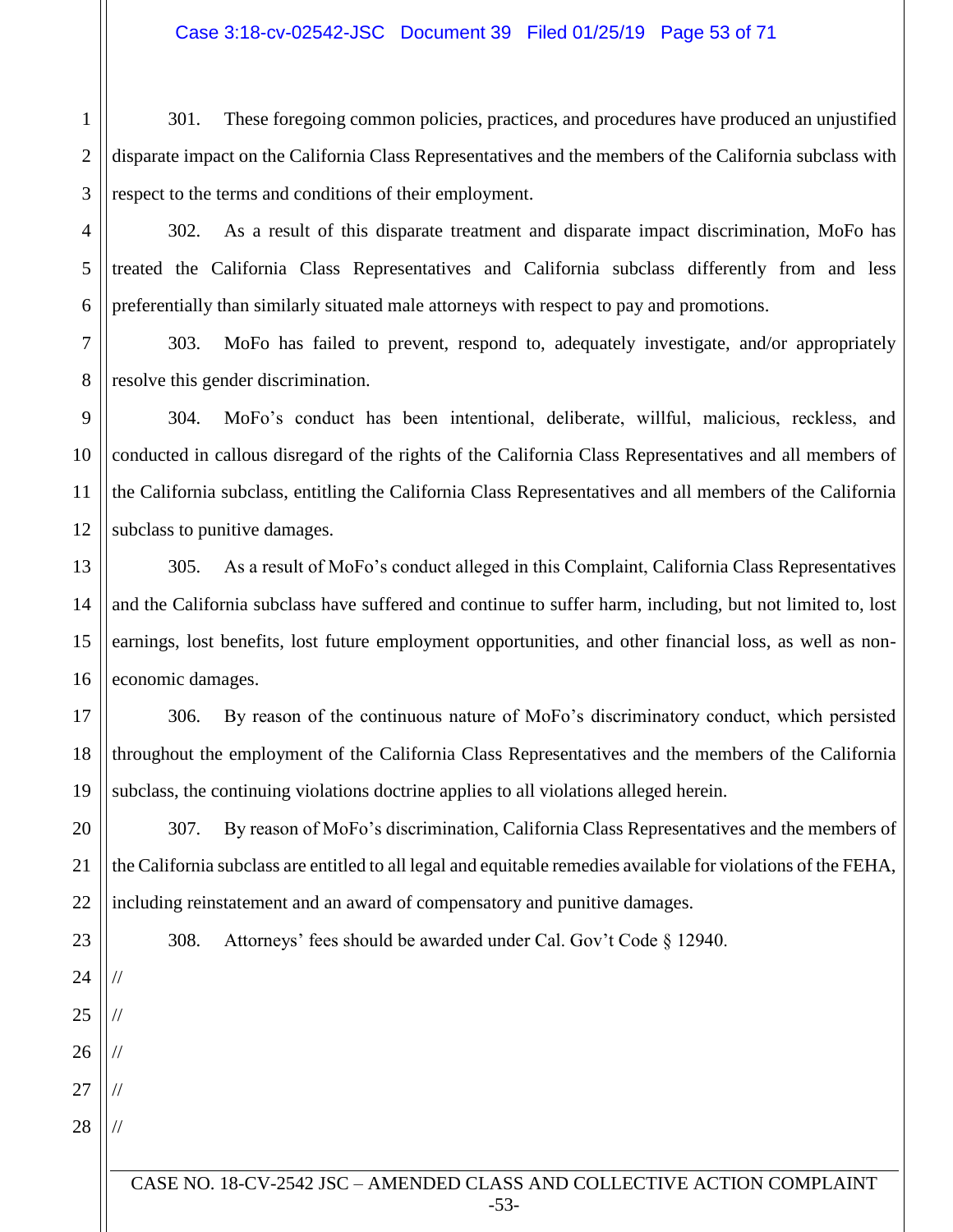301. These foregoing common policies, practices, and procedures have produced an unjustified disparate impact on the California Class Representatives and the members of the California subclass with respect to the terms and conditions of their employment.

302. As a result of this disparate treatment and disparate impact discrimination, MoFo has treated the California Class Representatives and California subclass differently from and less preferentially than similarly situated male attorneys with respect to pay and promotions.

303. MoFo has failed to prevent, respond to, adequately investigate, and/or appropriately resolve this gender discrimination.

304. MoFo's conduct has been intentional, deliberate, willful, malicious, reckless, and conducted in callous disregard of the rights of the California Class Representatives and all members of the California subclass, entitling the California Class Representatives and all members of the California subclass to punitive damages.

305. As a result of MoFo's conduct alleged in this Complaint, California Class Representatives and the California subclass have suffered and continue to suffer harm, including, but not limited to, lost earnings, lost benefits, lost future employment opportunities, and other financial loss, as well as non-economic damages.

306. By reason of the continuous nature of MoFo's discriminatory conduct, which persisted throughout the employment of the California Class Representatives and the members of the California subclass, the continuing violations doctrine applies to all violations alleged herein.

307. By reason of MoFo's discrimination, California Class Representatives and the members of the California subclass are entitled to all legal and equitable remedies available for violations of the FEHA, including reinstatement and an award of compensatory and punitive damages.

308. Attorneys' fees should be awarded under Cal. Gov't Code § 12940.

//

//

//

//

//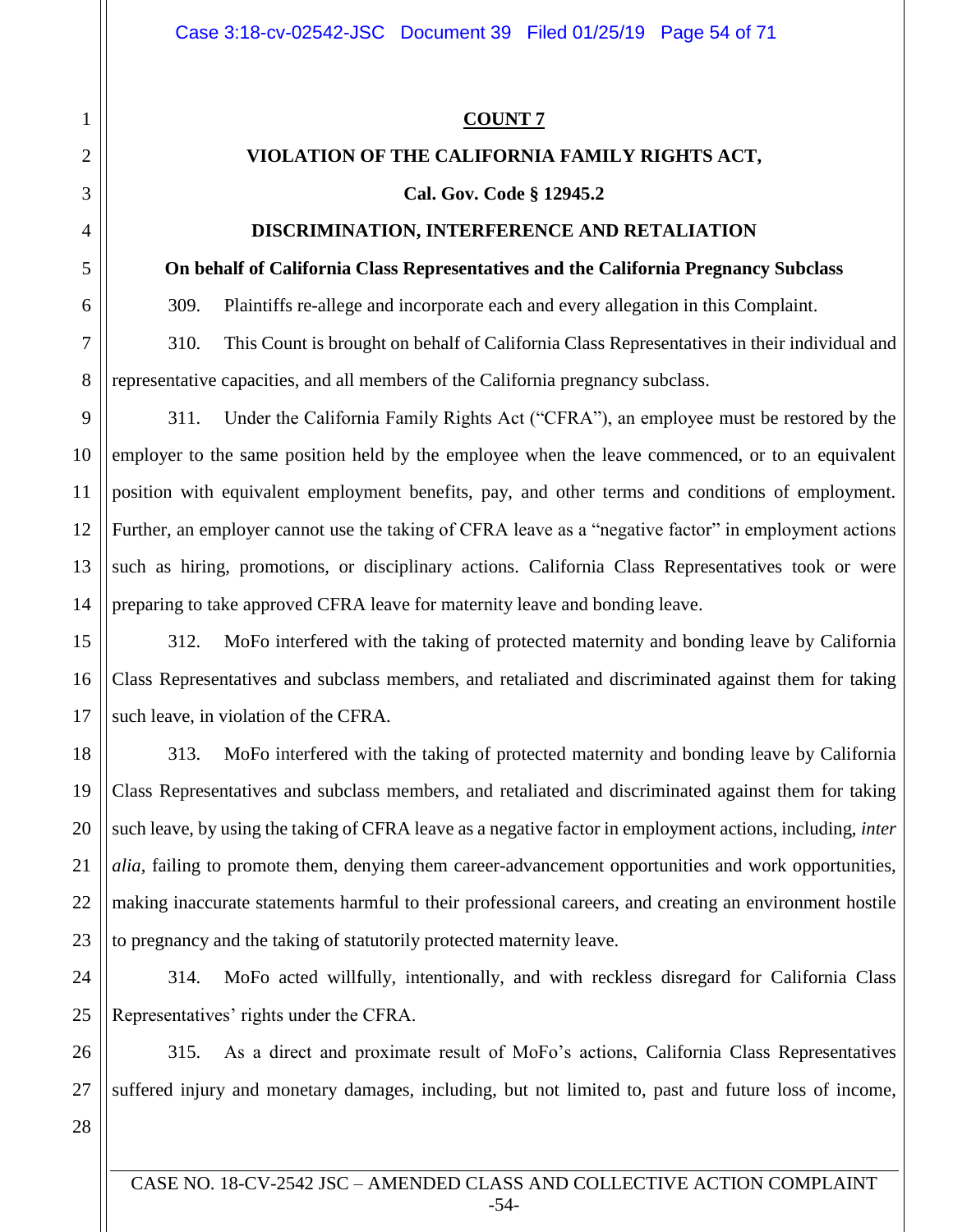**COUNT 7**

**VIOLATION OF THE CALIFORNIA FAMILY RIGHTS ACT,**

**Cal. Gov. Code § 12945.2**

**DISCRIMINATION, INTERFERENCE AND RETALIATION**

**On behalf of California Class Representatives and the California Pregnancy Subclass**

309. Plaintiffs re-allege and incorporate each and every allegation in this Complaint.

310. This Count is brought on behalf of California Class Representatives in their individual and representative capacities, and all members of the California pregnancy subclass.

311. Under the California Family Rights Act ("CFRA"), an employee must be restored by the employer to the same position held by the employee when the leave commenced, or to an equivalent position with equivalent employment benefits, pay, and other terms and conditions of employment. Further, an employer cannot use the taking of CFRA leave as a "negative factor" in employment actions such as hiring, promotions, or disciplinary actions. California Class Representatives took or were preparing to take approved CFRA leave for maternity leave and bonding leave.

312. MoFo interfered with the taking of protected maternity and bonding leave by California Class Representatives and subclass members, and retaliated and discriminated against them for taking such leave, in violation of the CFRA.

313. MoFo interfered with the taking of protected maternity and bonding leave by California Class Representatives and subclass members, and retaliated and discriminated against them for taking such leave, by using the taking of CFRA leave as a negative factor in employment actions, including, *inter alia*, failing to promote them, denying them career-advancement opportunities and work opportunities, making inaccurate statements harmful to their professional careers, and creating an environment hostile to pregnancy and the taking of statutorily protected maternity leave.

314. MoFo acted willfully, intentionally, and with reckless disregard for California Class Representatives' rights under the CFRA.

315. As a direct and proximate result of MoFo's actions, California Class Representatives suffered injury and monetary damages, including, but not limited to, past and future loss of income,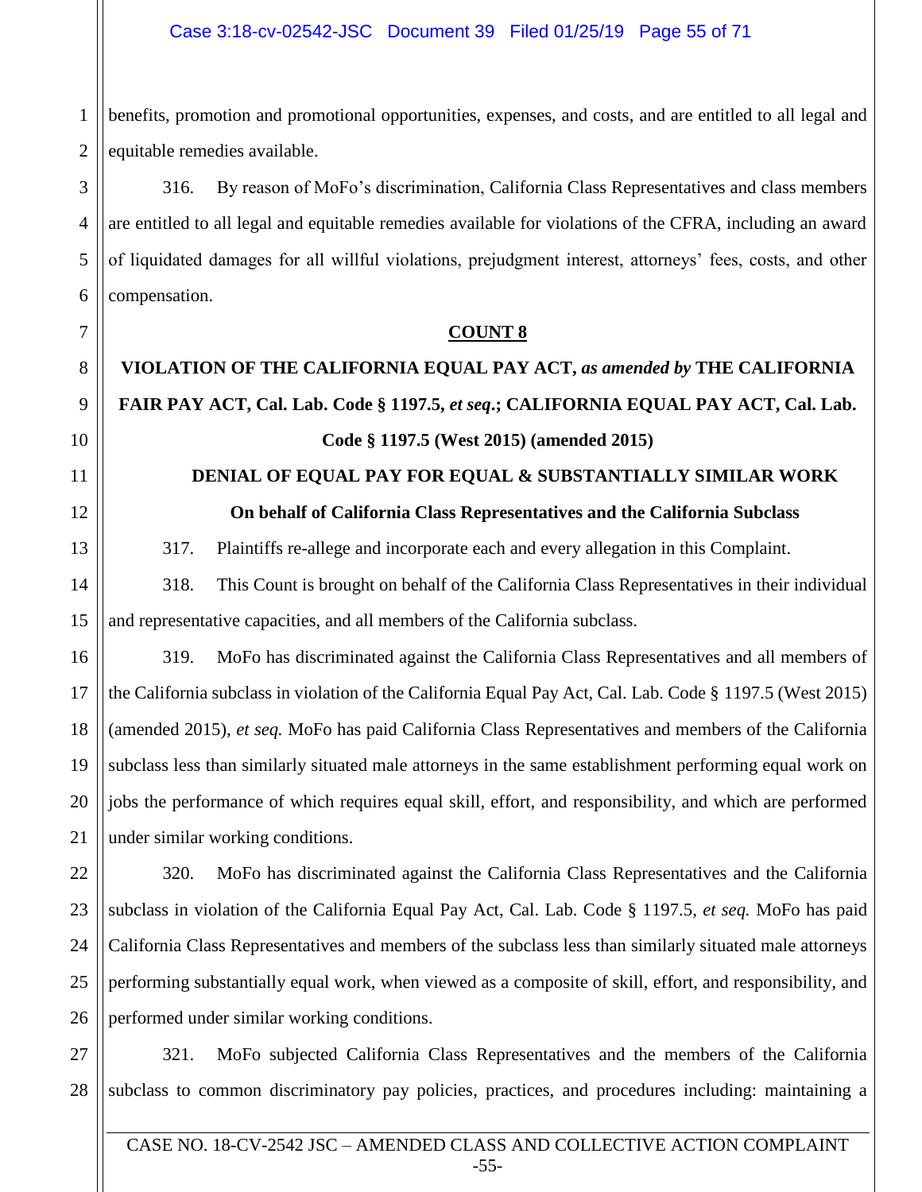benefits, promotion and promotional opportunities, expenses, and costs, and are entitled to all legal and equitable remedies available.

316. By reason of MoFo's discrimination, California Class Representatives and class members are entitled to all legal and equitable remedies available for violations of the CFRA, including an award of liquidated damages for all willful violations, prejudgment interest, attorneys' fees, costs, and other compensation.

**COUNT 8**

**VIOLATION OF THE CALIFORNIA EQUAL PAY ACT, *as amended by* THE CALIFORNIA FAIR PAY ACT, Cal. Lab. Code § 1197.5, *et seq*.; CALIFORNIA EQUAL PAY ACT, Cal. Lab. Code § 1197.5 (West 2015) (amended 2015)**

**DENIAL OF EQUAL PAY FOR EQUAL & SUBSTANTIALLY SIMILAR WORK**

**On behalf of California Class Representatives and the California Subclass**

317. Plaintiffs re-allege and incorporate each and every allegation in this Complaint.

318. This Count is brought on behalf of the California Class Representatives in their individual and representative capacities, and all members of the California subclass.

319. MoFo has discriminated against the California Class Representatives and all members of the California subclass in violation of the California Equal Pay Act, Cal. Lab. Code § 1197.5 (West 2015) (amended 2015), *et seq.* MoFo has paid California Class Representatives and members of the California subclass less than similarly situated male attorneys in the same establishment performing equal work on jobs the performance of which requires equal skill, effort, and responsibility, and which are performed under similar working conditions.

320. MoFo has discriminated against the California Class Representatives and the California subclass in violation of the California Equal Pay Act, Cal. Lab. Code § 1197.5, *et seq.* MoFo has paid California Class Representatives and members of the subclass less than similarly situated male attorneys performing substantially equal work, when viewed as a composite of skill, effort, and responsibility, and performed under similar working conditions.

321. MoFo subjected California Class Representatives and the members of the California subclass to common discriminatory pay policies, practices, and procedures including: maintaining a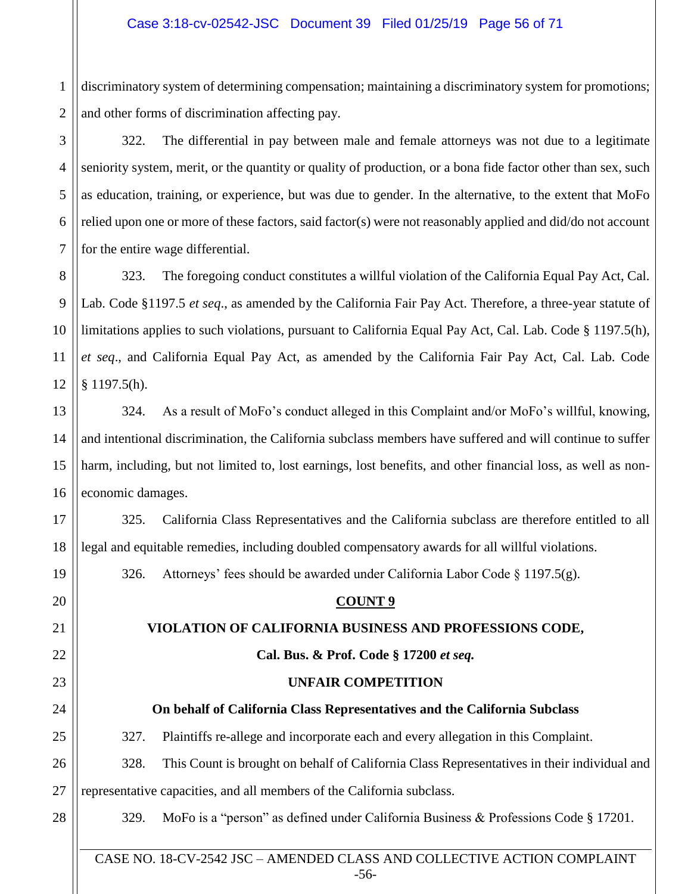discriminatory system of determining compensation; maintaining a discriminatory system for promotions; and other forms of discrimination affecting pay.

322. The differential in pay between male and female attorneys was not due to a legitimate seniority system, merit, or the quantity or quality of production, or a bona fide factor other than sex, such as education, training, or experience, but was due to gender. In the alternative, to the extent that MoFo relied upon one or more of these factors, said factor(s) were not reasonably applied and did/do not account for the entire wage differential.

323. The foregoing conduct constitutes a willful violation of the California Equal Pay Act, Cal. Lab. Code §1197.5 *et seq*., as amended by the California Fair Pay Act. Therefore, a three-year statute of limitations applies to such violations, pursuant to California Equal Pay Act, Cal. Lab. Code § 1197.5(h), *et seq*., and California Equal Pay Act, as amended by the California Fair Pay Act, Cal. Lab. Code § 1197.5(h).

324. As a result of MoFo's conduct alleged in this Complaint and/or MoFo's willful, knowing, and intentional discrimination, the California subclass members have suffered and will continue to suffer harm, including, but not limited to, lost earnings, lost benefits, and other financial loss, as well as non-economic damages.

325. California Class Representatives and the California subclass are therefore entitled to all legal and equitable remedies, including doubled compensatory awards for all willful violations.

326. Attorneys' fees should be awarded under California Labor Code § 1197.5(g).

**COUNT 9**

**VIOLATION OF CALIFORNIA BUSINESS AND PROFESSIONS CODE,**

**Cal. Bus. & Prof. Code § 17200 *et seq.***

**UNFAIR COMPETITION**

**On behalf of California Class Representatives and the California Subclass**

327. Plaintiffs re-allege and incorporate each and every allegation in this Complaint.

328. This Count is brought on behalf of California Class Representatives in their individual and representative capacities, and all members of the California subclass.

329. MoFo is a "person" as defined under California Business & Professions Code § 17201.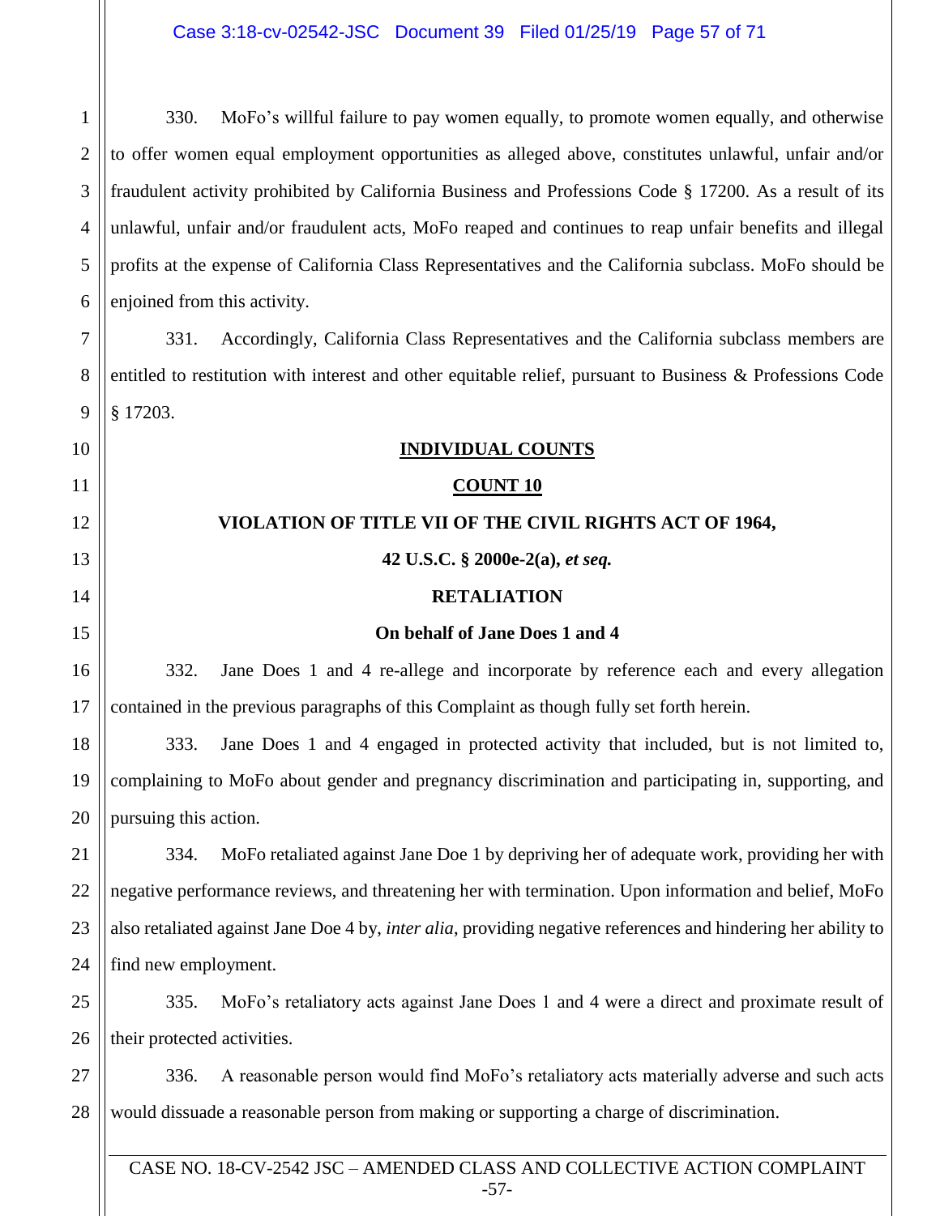330. MoFo's willful failure to pay women equally, to promote women equally, and otherwise to offer women equal employment opportunities as alleged above, constitutes unlawful, unfair and/or fraudulent activity prohibited by California Business and Professions Code § 17200. As a result of its unlawful, unfair and/or fraudulent acts, MoFo reaped and continues to reap unfair benefits and illegal profits at the expense of California Class Representatives and the California subclass. MoFo should be enjoined from this activity.

331. Accordingly, California Class Representatives and the California subclass members are entitled to restitution with interest and other equitable relief, pursuant to Business & Professions Code § 17203.

## INDIVIDUAL COUNTS

### COUNT 10

### VIOLATION OF TITLE VII OF THE CIVIL RIGHTS ACT OF 1964,

### 42 U.S.C. § 2000e-2(a), *et seq.*

### RETALIATION

**On behalf of Jane Does 1 and 4**

332. Jane Does 1 and 4 re-allege and incorporate by reference each and every allegation contained in the previous paragraphs of this Complaint as though fully set forth herein.

333. Jane Does 1 and 4 engaged in protected activity that included, but is not limited to, complaining to MoFo about gender and pregnancy discrimination and participating in, supporting, and pursuing this action.

334. MoFo retaliated against Jane Doe 1 by depriving her of adequate work, providing her with negative performance reviews, and threatening her with termination. Upon information and belief, MoFo also retaliated against Jane Doe 4 by, *inter alia*, providing negative references and hindering her ability to find new employment.

335. MoFo's retaliatory acts against Jane Does 1 and 4 were a direct and proximate result of their protected activities.

336. A reasonable person would find MoFo's retaliatory acts materially adverse and such acts would dissuade a reasonable person from making or supporting a charge of discrimination.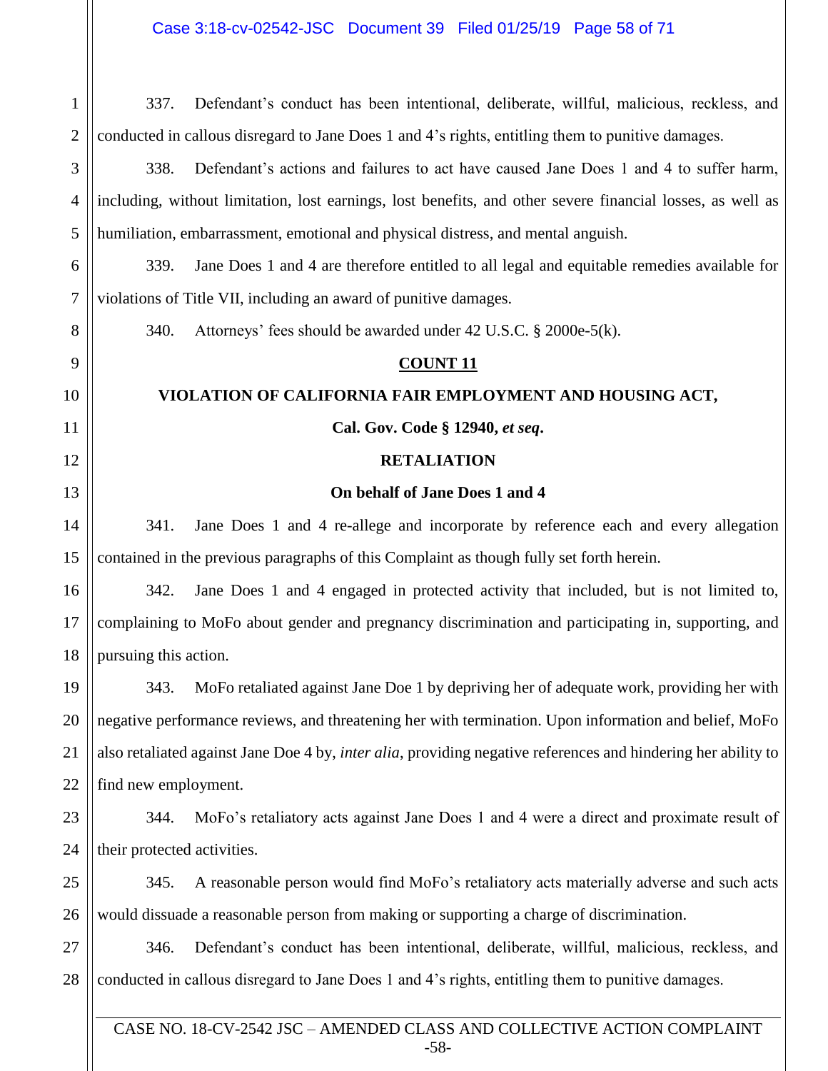337. Defendant's conduct has been intentional, deliberate, willful, malicious, reckless, and conducted in callous disregard to Jane Does 1 and 4's rights, entitling them to punitive damages.

338. Defendant's actions and failures to act have caused Jane Does 1 and 4 to suffer harm, including, without limitation, lost earnings, lost benefits, and other severe financial losses, as well as humiliation, embarrassment, emotional and physical distress, and mental anguish.

339. Jane Does 1 and 4 are therefore entitled to all legal and equitable remedies available for violations of Title VII, including an award of punitive damages.

340. Attorneys' fees should be awarded under 42 U.S.C. § 2000e-5(k).

**COUNT 11**

**VIOLATION OF CALIFORNIA FAIR EMPLOYMENT AND HOUSING ACT,**

**Cal. Gov. Code § 12940, *et seq*.**

**RETALIATION**

**On behalf of Jane Does 1 and 4**

341. Jane Does 1 and 4 re-allege and incorporate by reference each and every allegation contained in the previous paragraphs of this Complaint as though fully set forth herein.

342. Jane Does 1 and 4 engaged in protected activity that included, but is not limited to, complaining to MoFo about gender and pregnancy discrimination and participating in, supporting, and pursuing this action.

343. MoFo retaliated against Jane Doe 1 by depriving her of adequate work, providing her with negative performance reviews, and threatening her with termination. Upon information and belief, MoFo also retaliated against Jane Doe 4 by, *inter alia*, providing negative references and hindering her ability to find new employment.

344. MoFo's retaliatory acts against Jane Does 1 and 4 were a direct and proximate result of their protected activities.

345. A reasonable person would find MoFo's retaliatory acts materially adverse and such acts would dissuade a reasonable person from making or supporting a charge of discrimination.

346. Defendant's conduct has been intentional, deliberate, willful, malicious, reckless, and conducted in callous disregard to Jane Does 1 and 4's rights, entitling them to punitive damages.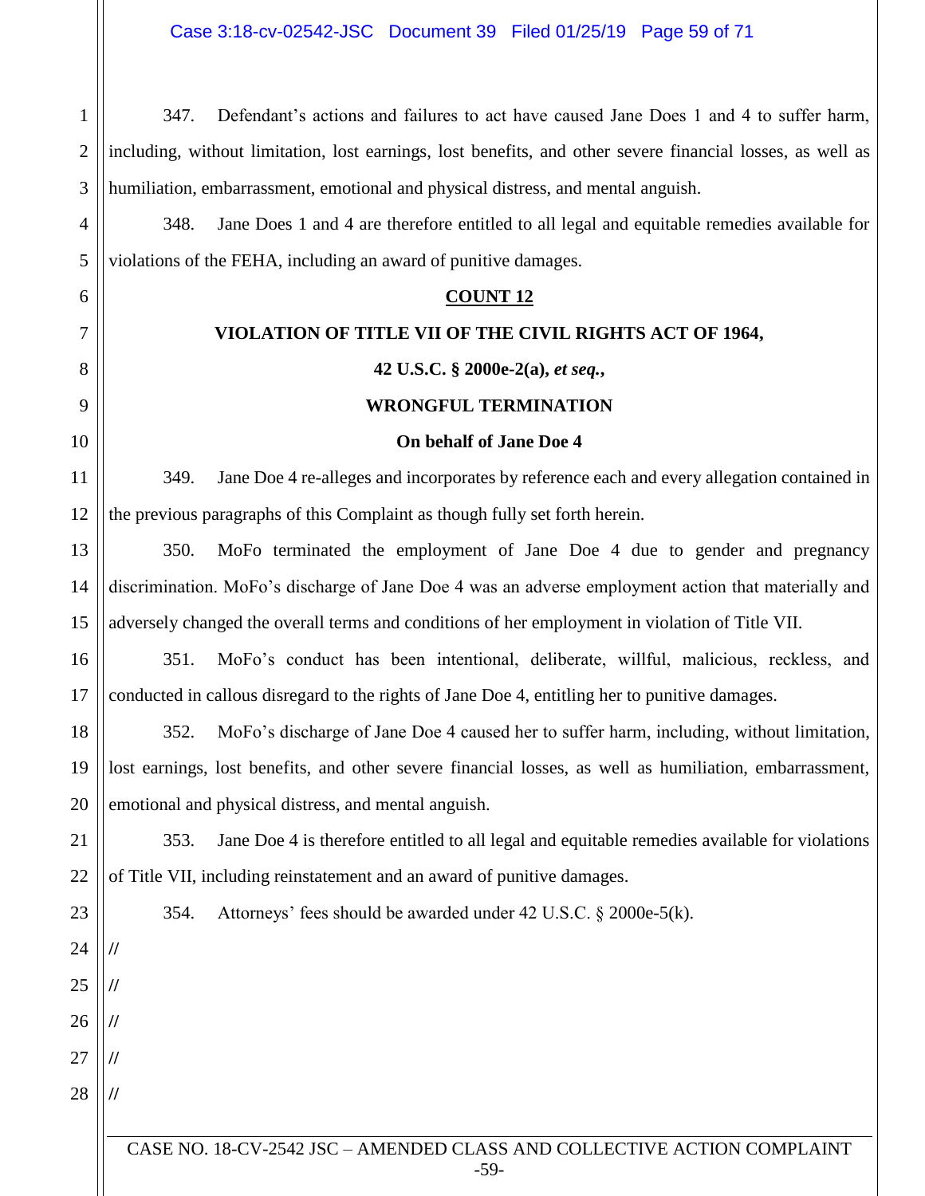347. Defendant's actions and failures to act have caused Jane Does 1 and 4 to suffer harm, including, without limitation, lost earnings, lost benefits, and other severe financial losses, as well as humiliation, embarrassment, emotional and physical distress, and mental anguish.

348. Jane Does 1 and 4 are therefore entitled to all legal and equitable remedies available for violations of the FEHA, including an award of punitive damages.

**COUNT 12**

**VIOLATION OF TITLE VII OF THE CIVIL RIGHTS ACT OF 1964,**

**42 U.S.C. § 2000e-2(a), *et seq.*,**

**WRONGFUL TERMINATION**

**On behalf of Jane Doe 4**

349. Jane Doe 4 re-alleges and incorporates by reference each and every allegation contained in the previous paragraphs of this Complaint as though fully set forth herein.

350. MoFo terminated the employment of Jane Doe 4 due to gender and pregnancy discrimination. MoFo's discharge of Jane Doe 4 was an adverse employment action that materially and adversely changed the overall terms and conditions of her employment in violation of Title VII.

351. MoFo's conduct has been intentional, deliberate, willful, malicious, reckless, and conducted in callous disregard to the rights of Jane Doe 4, entitling her to punitive damages.

352. MoFo's discharge of Jane Doe 4 caused her to suffer harm, including, without limitation, lost earnings, lost benefits, and other severe financial losses, as well as humiliation, embarrassment, emotional and physical distress, and mental anguish.

353. Jane Doe 4 is therefore entitled to all legal and equitable remedies available for violations of Title VII, including reinstatement and an award of punitive damages.

354. Attorneys' fees should be awarded under 42 U.S.C. § 2000e-5(k).

//

//

//

//

//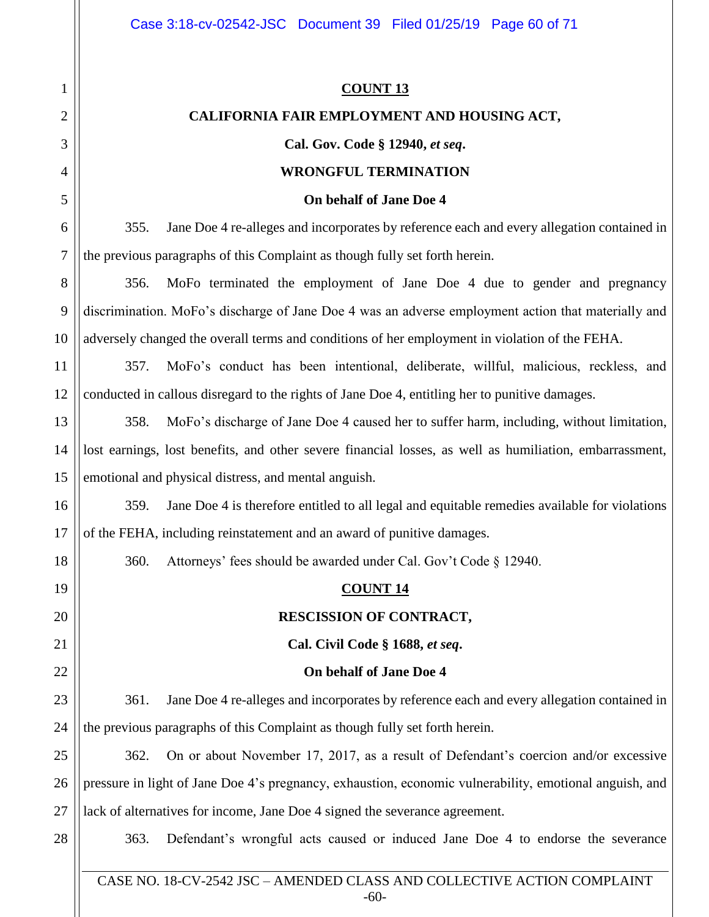**COUNT 13**

**CALIFORNIA FAIR EMPLOYMENT AND HOUSING ACT,**

**Cal. Gov. Code § 12940, *et seq*.**

**WRONGFUL TERMINATION**

**On behalf of Jane Doe 4**

355. Jane Doe 4 re-alleges and incorporates by reference each and every allegation contained in the previous paragraphs of this Complaint as though fully set forth herein.

356. MoFo terminated the employment of Jane Doe 4 due to gender and pregnancy discrimination. MoFo's discharge of Jane Doe 4 was an adverse employment action that materially and adversely changed the overall terms and conditions of her employment in violation of the FEHA.

357. MoFo's conduct has been intentional, deliberate, willful, malicious, reckless, and conducted in callous disregard to the rights of Jane Doe 4, entitling her to punitive damages.

358. MoFo's discharge of Jane Doe 4 caused her to suffer harm, including, without limitation, lost earnings, lost benefits, and other severe financial losses, as well as humiliation, embarrassment, emotional and physical distress, and mental anguish.

359. Jane Doe 4 is therefore entitled to all legal and equitable remedies available for violations of the FEHA, including reinstatement and an award of punitive damages.

360. Attorneys' fees should be awarded under Cal. Gov't Code § 12940.

**COUNT 14**

**RESCISSION OF CONTRACT,**

**Cal. Civil Code § 1688, *et seq*.**

**On behalf of Jane Doe 4**

361. Jane Doe 4 re-alleges and incorporates by reference each and every allegation contained in the previous paragraphs of this Complaint as though fully set forth herein.

362. On or about November 17, 2017, as a result of Defendant's coercion and/or excessive pressure in light of Jane Doe 4's pregnancy, exhaustion, economic vulnerability, emotional anguish, and lack of alternatives for income, Jane Doe 4 signed the severance agreement.

363. Defendant's wrongful acts caused or induced Jane Doe 4 to endorse the severance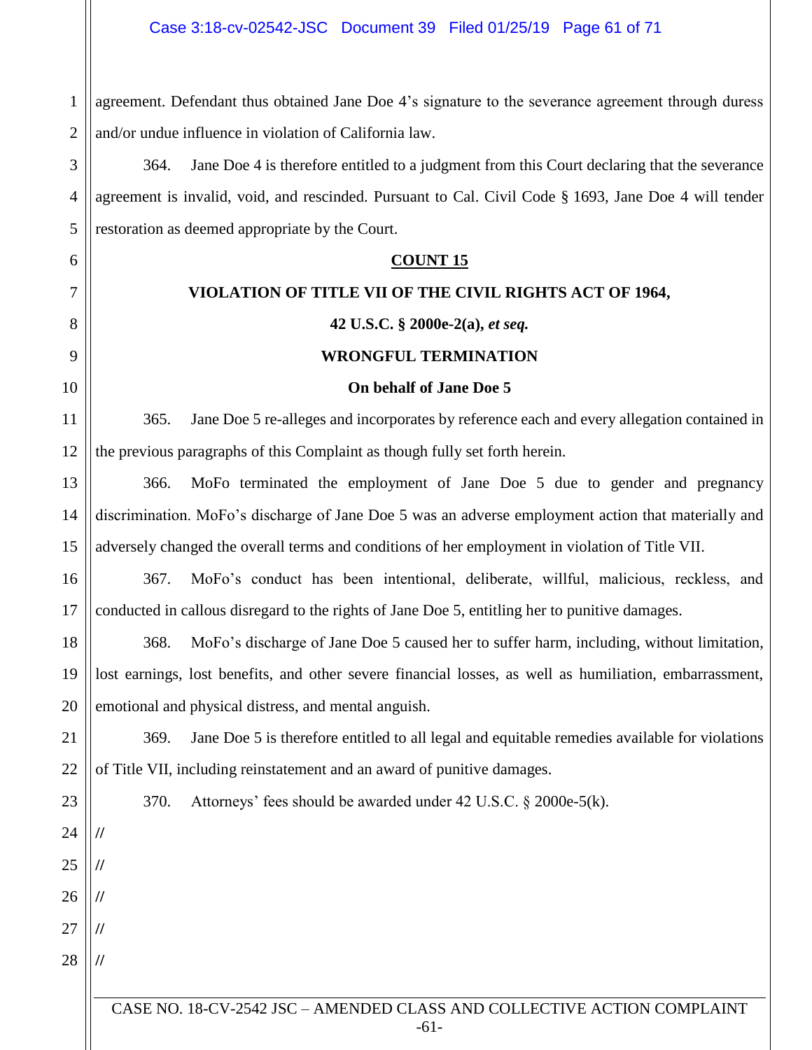agreement. Defendant thus obtained Jane Doe 4's signature to the severance agreement through duress and/or undue influence in violation of California law.

364. Jane Doe 4 is therefore entitled to a judgment from this Court declaring that the severance agreement is invalid, void, and rescinded. Pursuant to Cal. Civil Code § 1693, Jane Doe 4 will tender restoration as deemed appropriate by the Court.

**COUNT 15**

**VIOLATION OF TITLE VII OF THE CIVIL RIGHTS ACT OF 1964,**

**42 U.S.C. § 2000e-2(a),** ***et seq.***

**WRONGFUL TERMINATION**

**On behalf of Jane Doe 5**

365. Jane Doe 5 re-alleges and incorporates by reference each and every allegation contained in the previous paragraphs of this Complaint as though fully set forth herein.

366. MoFo terminated the employment of Jane Doe 5 due to gender and pregnancy discrimination. MoFo's discharge of Jane Doe 5 was an adverse employment action that materially and adversely changed the overall terms and conditions of her employment in violation of Title VII.

367. MoFo's conduct has been intentional, deliberate, willful, malicious, reckless, and conducted in callous disregard to the rights of Jane Doe 5, entitling her to punitive damages.

368. MoFo's discharge of Jane Doe 5 caused her to suffer harm, including, without limitation, lost earnings, lost benefits, and other severe financial losses, as well as humiliation, embarrassment, emotional and physical distress, and mental anguish.

369. Jane Doe 5 is therefore entitled to all legal and equitable remedies available for violations of Title VII, including reinstatement and an award of punitive damages.

370. Attorneys' fees should be awarded under 42 U.S.C. § 2000e-5(k).

//

//

//

//

//

CASE NO. 18-CV-2542 JSC – AMENDED CLASS AND COLLECTIVE ACTION COMPLAINT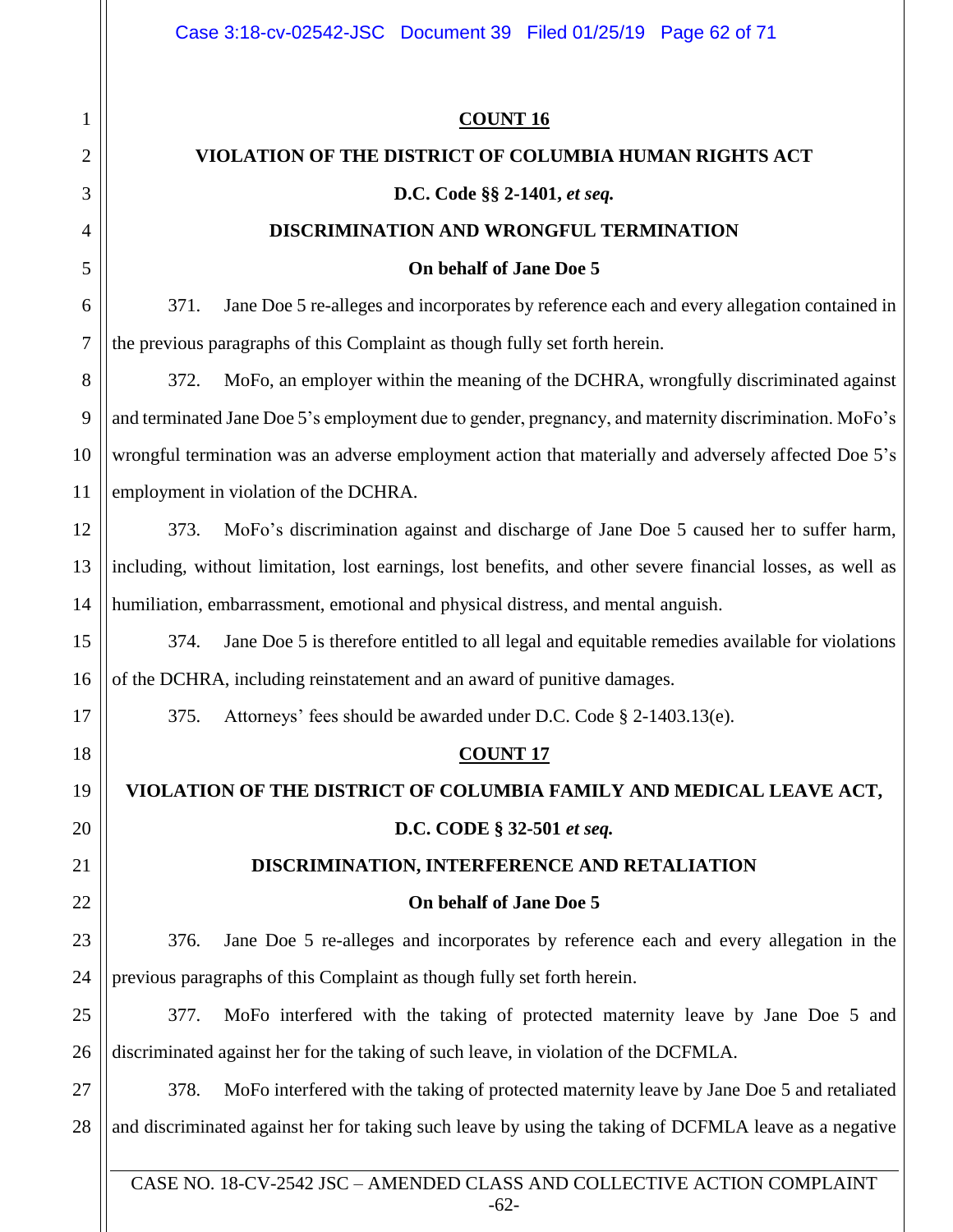**COUNT 16**

**VIOLATION OF THE DISTRICT OF COLUMBIA HUMAN RIGHTS ACT**

**D.C. Code §§ 2-1401,** ***et seq.***

**DISCRIMINATION AND WRONGFUL TERMINATION**

**On behalf of Jane Doe 5**

371. Jane Doe 5 re-alleges and incorporates by reference each and every allegation contained in the previous paragraphs of this Complaint as though fully set forth herein.

372. MoFo, an employer within the meaning of the DCHRA, wrongfully discriminated against and terminated Jane Doe 5's employment due to gender, pregnancy, and maternity discrimination. MoFo's wrongful termination was an adverse employment action that materially and adversely affected Doe 5's employment in violation of the DCHRA.

373. MoFo's discrimination against and discharge of Jane Doe 5 caused her to suffer harm, including, without limitation, lost earnings, lost benefits, and other severe financial losses, as well as humiliation, embarrassment, emotional and physical distress, and mental anguish.

374. Jane Doe 5 is therefore entitled to all legal and equitable remedies available for violations of the DCHRA, including reinstatement and an award of punitive damages.

375. Attorneys' fees should be awarded under D.C. Code § 2-1403.13(e).

**COUNT 17**

**VIOLATION OF THE DISTRICT OF COLUMBIA FAMILY AND MEDICAL LEAVE ACT,**

**D.C. CODE § 32-501** ***et seq.***

**DISCRIMINATION, INTERFERENCE AND RETALIATION**

**On behalf of Jane Doe 5**

376. Jane Doe 5 re-alleges and incorporates by reference each and every allegation in the previous paragraphs of this Complaint as though fully set forth herein.

377. MoFo interfered with the taking of protected maternity leave by Jane Doe 5 and discriminated against her for the taking of such leave, in violation of the DCFMLA.

378. MoFo interfered with the taking of protected maternity leave by Jane Doe 5 and retaliated and discriminated against her for taking such leave by using the taking of DCFMLA leave as a negative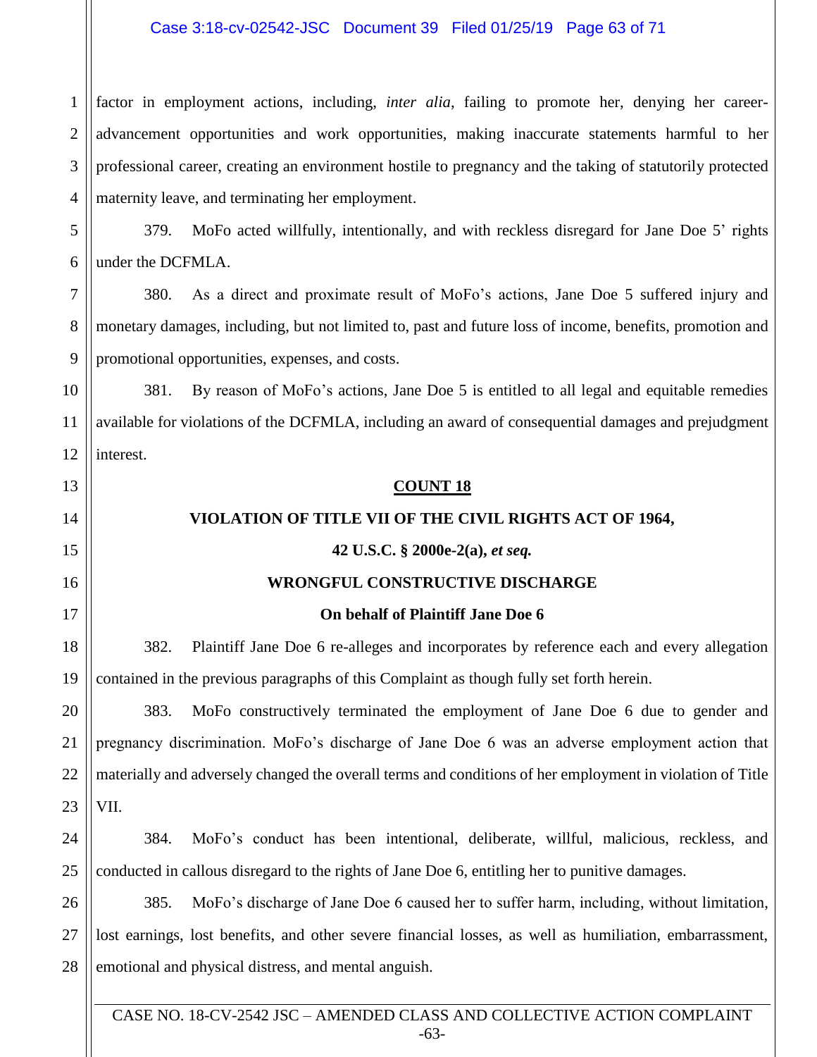factor in employment actions, including, *inter alia*, failing to promote her, denying her career-advancement opportunities and work opportunities, making inaccurate statements harmful to her professional career, creating an environment hostile to pregnancy and the taking of statutorily protected maternity leave, and terminating her employment.

379. MoFo acted willfully, intentionally, and with reckless disregard for Jane Doe 5' rights under the DCFMLA.

380. As a direct and proximate result of MoFo's actions, Jane Doe 5 suffered injury and monetary damages, including, but not limited to, past and future loss of income, benefits, promotion and promotional opportunities, expenses, and costs.

381. By reason of MoFo's actions, Jane Doe 5 is entitled to all legal and equitable remedies available for violations of the DCFMLA, including an award of consequential damages and prejudgment interest.

**COUNT 18**

**VIOLATION OF TITLE VII OF THE CIVIL RIGHTS ACT OF 1964,**

**42 U.S.C. § 2000e-2(a), *et seq.***

**WRONGFUL CONSTRUCTIVE DISCHARGE**

**On behalf of Plaintiff Jane Doe 6**

382. Plaintiff Jane Doe 6 re-alleges and incorporates by reference each and every allegation contained in the previous paragraphs of this Complaint as though fully set forth herein.

383. MoFo constructively terminated the employment of Jane Doe 6 due to gender and pregnancy discrimination. MoFo's discharge of Jane Doe 6 was an adverse employment action that materially and adversely changed the overall terms and conditions of her employment in violation of Title VII.

384. MoFo's conduct has been intentional, deliberate, willful, malicious, reckless, and conducted in callous disregard to the rights of Jane Doe 6, entitling her to punitive damages.

385. MoFo's discharge of Jane Doe 6 caused her to suffer harm, including, without limitation, lost earnings, lost benefits, and other severe financial losses, as well as humiliation, embarrassment, emotional and physical distress, and mental anguish.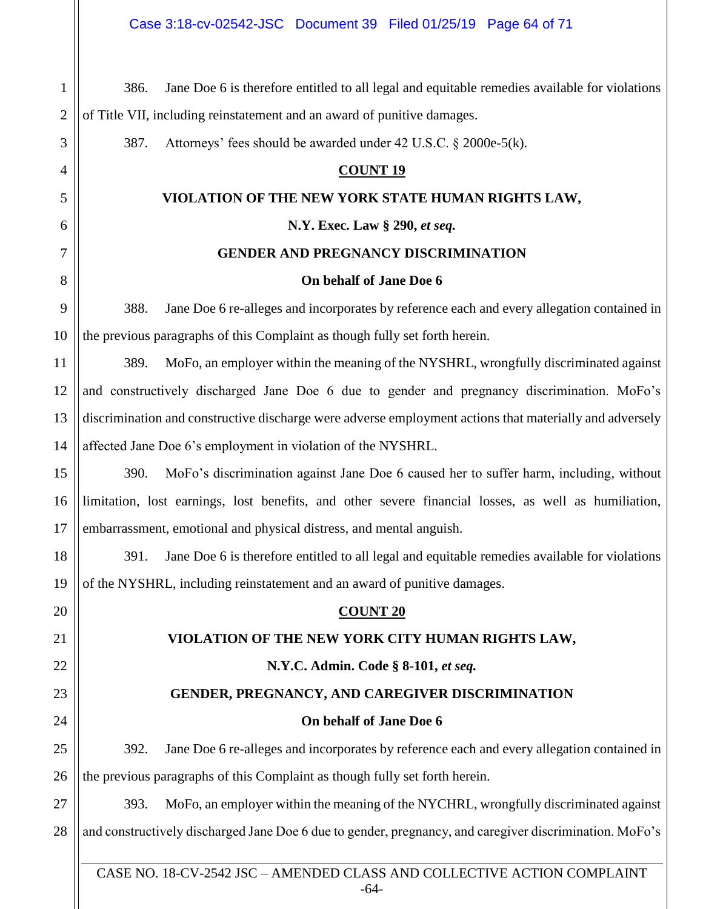386. Jane Doe 6 is therefore entitled to all legal and equitable remedies available for violations of Title VII, including reinstatement and an award of punitive damages.

387. Attorneys' fees should be awarded under 42 U.S.C. § 2000e-5(k).

**COUNT 19**

**VIOLATION OF THE NEW YORK STATE HUMAN RIGHTS LAW,**

**N.Y. Exec. Law § 290, *et seq.***

**GENDER AND PREGNANCY DISCRIMINATION**

**On behalf of Jane Doe 6**

388. Jane Doe 6 re-alleges and incorporates by reference each and every allegation contained in the previous paragraphs of this Complaint as though fully set forth herein.

389. MoFo, an employer within the meaning of the NYSHRL, wrongfully discriminated against and constructively discharged Jane Doe 6 due to gender and pregnancy discrimination. MoFo's discrimination and constructive discharge were adverse employment actions that materially and adversely affected Jane Doe 6's employment in violation of the NYSHRL.

390. MoFo's discrimination against Jane Doe 6 caused her to suffer harm, including, without limitation, lost earnings, lost benefits, and other severe financial losses, as well as humiliation, embarrassment, emotional and physical distress, and mental anguish.

391. Jane Doe 6 is therefore entitled to all legal and equitable remedies available for violations of the NYSHRL, including reinstatement and an award of punitive damages.

**COUNT 20**

**VIOLATION OF THE NEW YORK CITY HUMAN RIGHTS LAW,**

**N.Y.C. Admin. Code § 8-101, *et seq.***

**GENDER, PREGNANCY, AND CAREGIVER DISCRIMINATION**

**On behalf of Jane Doe 6**

392. Jane Doe 6 re-alleges and incorporates by reference each and every allegation contained in the previous paragraphs of this Complaint as though fully set forth herein.

393. MoFo, an employer within the meaning of the NYCHRL, wrongfully discriminated against and constructively discharged Jane Doe 6 due to gender, pregnancy, and caregiver discrimination. MoFo's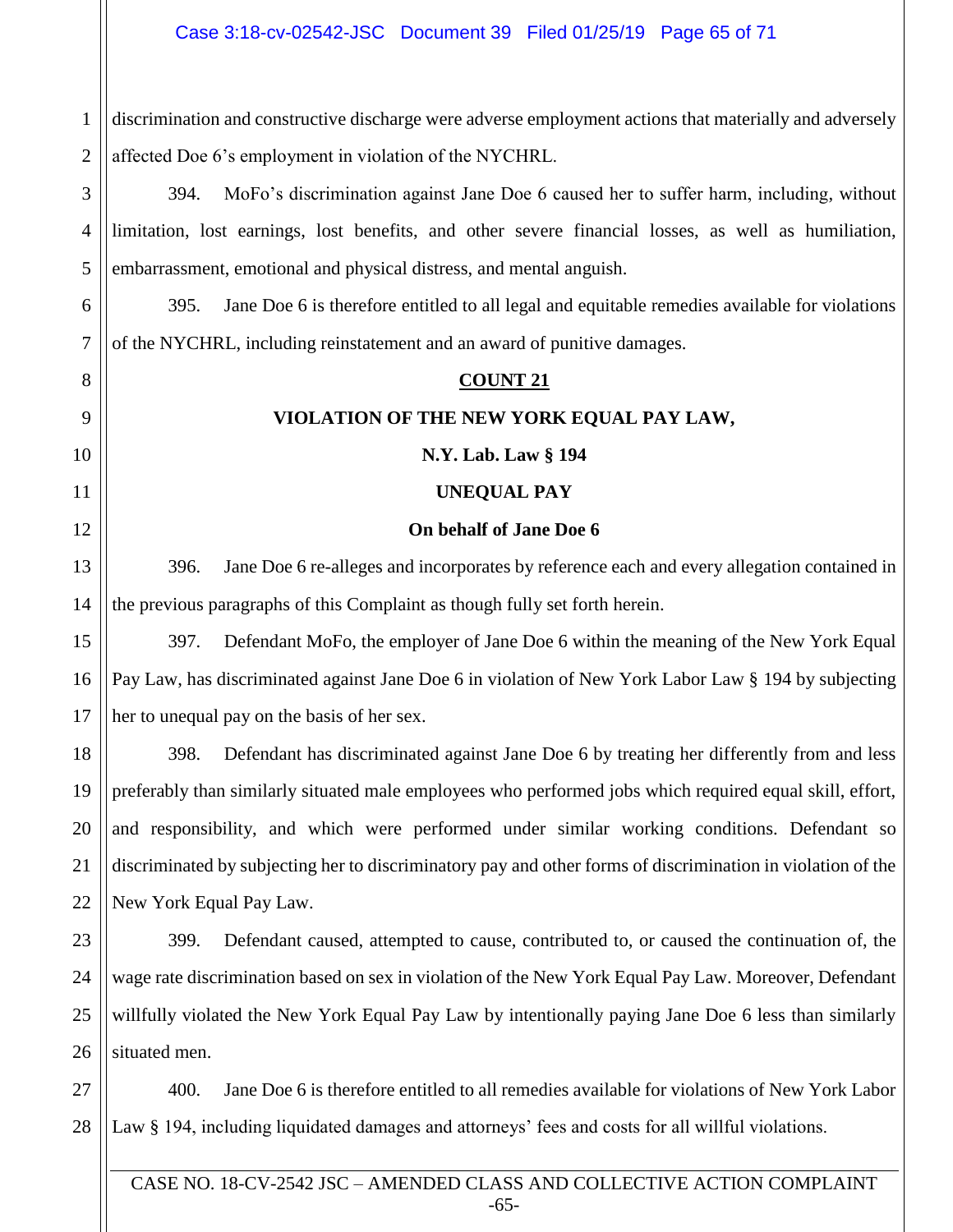discrimination and constructive discharge were adverse employment actions that materially and adversely affected Doe 6's employment in violation of the NYCHRL.

394. MoFo's discrimination against Jane Doe 6 caused her to suffer harm, including, without limitation, lost earnings, lost benefits, and other severe financial losses, as well as humiliation, embarrassment, emotional and physical distress, and mental anguish.

395. Jane Doe 6 is therefore entitled to all legal and equitable remedies available for violations of the NYCHRL, including reinstatement and an award of punitive damages.

**COUNT 21**

**VIOLATION OF THE NEW YORK EQUAL PAY LAW,**

**N.Y. Lab. Law § 194**

**UNEQUAL PAY**

**On behalf of Jane Doe 6**

396. Jane Doe 6 re-alleges and incorporates by reference each and every allegation contained in the previous paragraphs of this Complaint as though fully set forth herein.

397. Defendant MoFo, the employer of Jane Doe 6 within the meaning of the New York Equal Pay Law, has discriminated against Jane Doe 6 in violation of New York Labor Law § 194 by subjecting her to unequal pay on the basis of her sex.

398. Defendant has discriminated against Jane Doe 6 by treating her differently from and less preferably than similarly situated male employees who performed jobs which required equal skill, effort, and responsibility, and which were performed under similar working conditions. Defendant so discriminated by subjecting her to discriminatory pay and other forms of discrimination in violation of the New York Equal Pay Law.

399. Defendant caused, attempted to cause, contributed to, or caused the continuation of, the wage rate discrimination based on sex in violation of the New York Equal Pay Law. Moreover, Defendant willfully violated the New York Equal Pay Law by intentionally paying Jane Doe 6 less than similarly situated men.

400. Jane Doe 6 is therefore entitled to all remedies available for violations of New York Labor Law § 194, including liquidated damages and attorneys' fees and costs for all willful violations.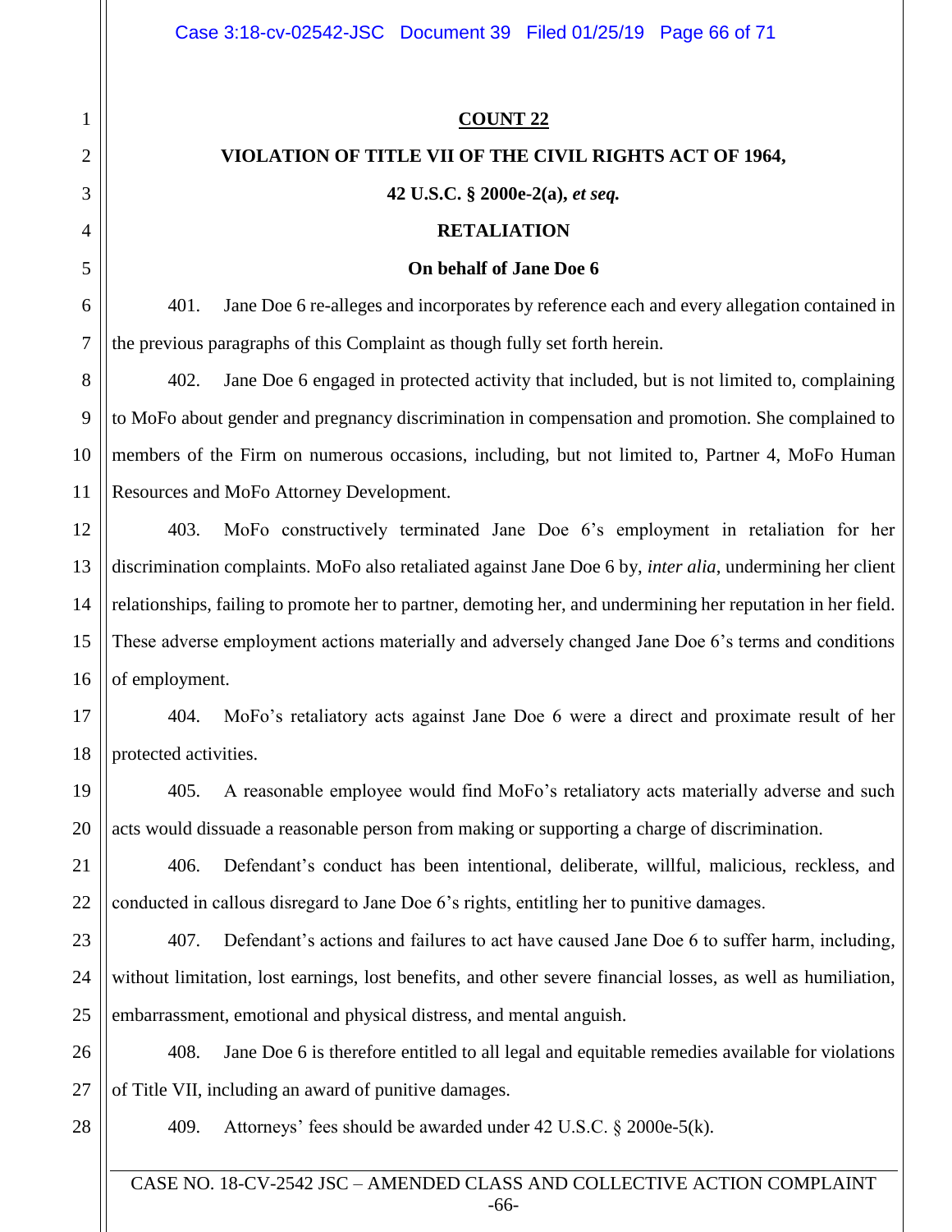**COUNT 22**

**VIOLATION OF TITLE VII OF THE CIVIL RIGHTS ACT OF 1964,**

**42 U.S.C. § 2000e-2(a),** ***et seq.***

**RETALIATION**

**On behalf of Jane Doe 6**

401. Jane Doe 6 re-alleges and incorporates by reference each and every allegation contained in the previous paragraphs of this Complaint as though fully set forth herein.

402. Jane Doe 6 engaged in protected activity that included, but is not limited to, complaining to MoFo about gender and pregnancy discrimination in compensation and promotion. She complained to members of the Firm on numerous occasions, including, but not limited to, Partner 4, MoFo Human Resources and MoFo Attorney Development.

403. MoFo constructively terminated Jane Doe 6's employment in retaliation for her discrimination complaints. MoFo also retaliated against Jane Doe 6 by, *inter alia*, undermining her client relationships, failing to promote her to partner, demoting her, and undermining her reputation in her field. These adverse employment actions materially and adversely changed Jane Doe 6's terms and conditions of employment.

404. MoFo's retaliatory acts against Jane Doe 6 were a direct and proximate result of her protected activities.

405. A reasonable employee would find MoFo's retaliatory acts materially adverse and such acts would dissuade a reasonable person from making or supporting a charge of discrimination.

406. Defendant's conduct has been intentional, deliberate, willful, malicious, reckless, and conducted in callous disregard to Jane Doe 6's rights, entitling her to punitive damages.

407. Defendant's actions and failures to act have caused Jane Doe 6 to suffer harm, including, without limitation, lost earnings, lost benefits, and other severe financial losses, as well as humiliation, embarrassment, emotional and physical distress, and mental anguish.

408. Jane Doe 6 is therefore entitled to all legal and equitable remedies available for violations of Title VII, including an award of punitive damages.

409. Attorneys' fees should be awarded under 42 U.S.C. § 2000e-5(k).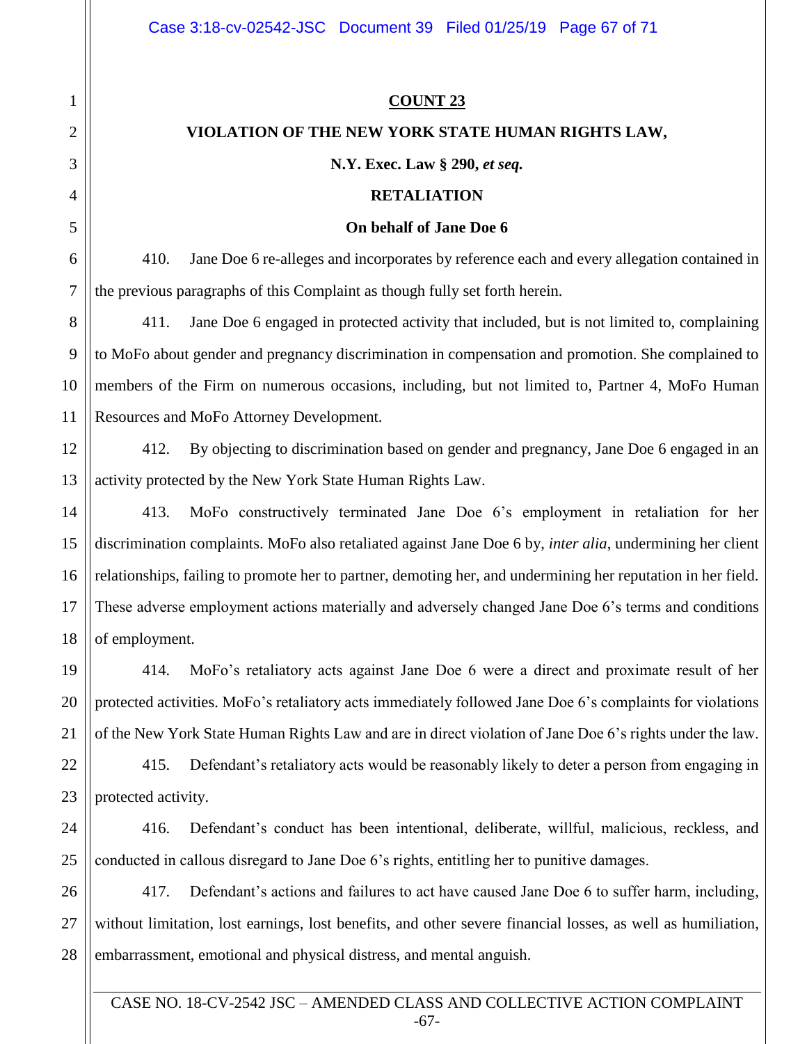**COUNT 23**

**VIOLATION OF THE NEW YORK STATE HUMAN RIGHTS LAW,**

**N.Y. Exec. Law § 290, *et seq.***

**RETALIATION**

**On behalf of Jane Doe 6**

410. Jane Doe 6 re-alleges and incorporates by reference each and every allegation contained in the previous paragraphs of this Complaint as though fully set forth herein.

411. Jane Doe 6 engaged in protected activity that included, but is not limited to, complaining to MoFo about gender and pregnancy discrimination in compensation and promotion. She complained to members of the Firm on numerous occasions, including, but not limited to, Partner 4, MoFo Human Resources and MoFo Attorney Development.

412. By objecting to discrimination based on gender and pregnancy, Jane Doe 6 engaged in an activity protected by the New York State Human Rights Law.

413. MoFo constructively terminated Jane Doe 6's employment in retaliation for her discrimination complaints. MoFo also retaliated against Jane Doe 6 by, *inter alia*, undermining her client relationships, failing to promote her to partner, demoting her, and undermining her reputation in her field. These adverse employment actions materially and adversely changed Jane Doe 6's terms and conditions of employment.

414. MoFo's retaliatory acts against Jane Doe 6 were a direct and proximate result of her protected activities. MoFo's retaliatory acts immediately followed Jane Doe 6's complaints for violations of the New York State Human Rights Law and are in direct violation of Jane Doe 6's rights under the law.

415. Defendant's retaliatory acts would be reasonably likely to deter a person from engaging in protected activity.

416. Defendant's conduct has been intentional, deliberate, willful, malicious, reckless, and conducted in callous disregard to Jane Doe 6's rights, entitling her to punitive damages.

417. Defendant's actions and failures to act have caused Jane Doe 6 to suffer harm, including, without limitation, lost earnings, lost benefits, and other severe financial losses, as well as humiliation, embarrassment, emotional and physical distress, and mental anguish.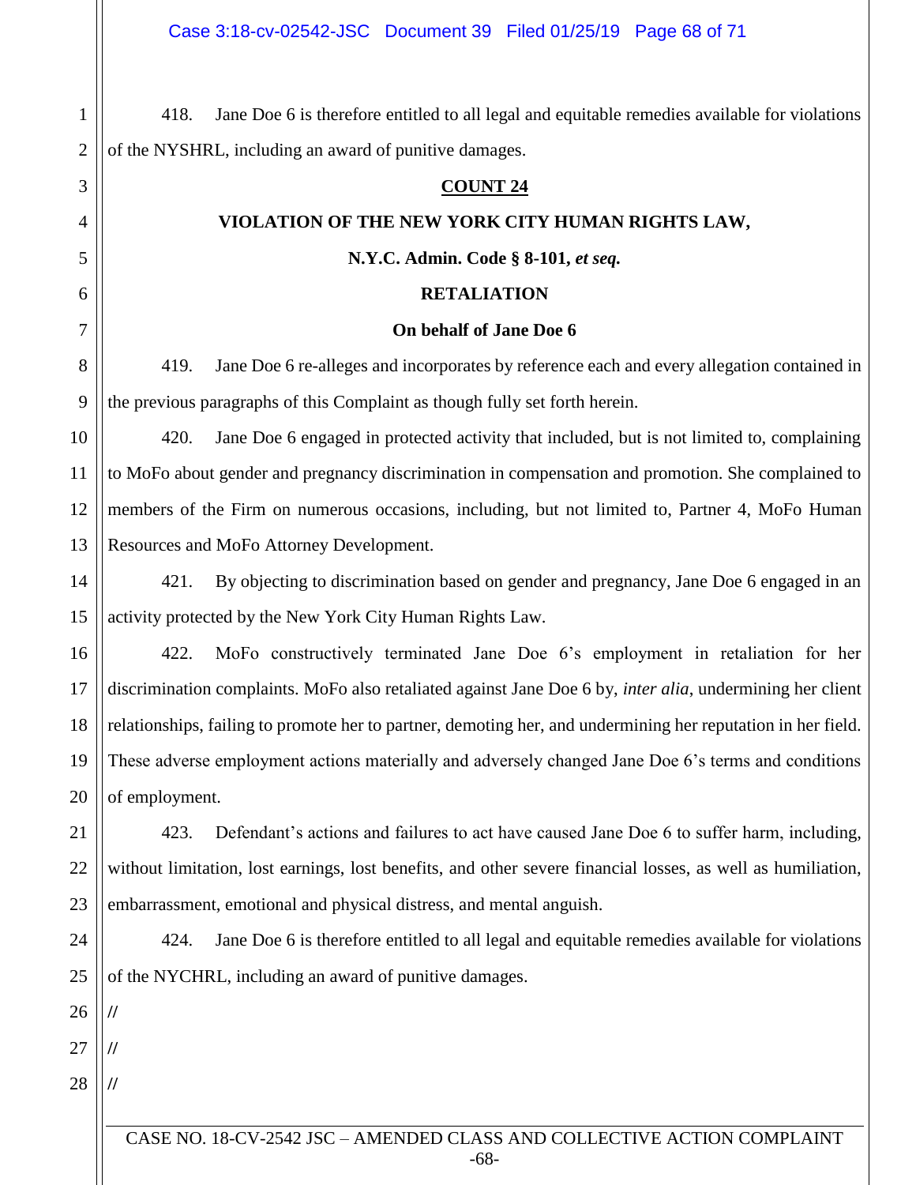418. Jane Doe 6 is therefore entitled to all legal and equitable remedies available for violations of the NYSHRL, including an award of punitive damages.

**COUNT 24**

**VIOLATION OF THE NEW YORK CITY HUMAN RIGHTS LAW,**

**N.Y.C. Admin. Code § 8-101, *et seq.***

**RETALIATION**

**On behalf of Jane Doe 6**

419. Jane Doe 6 re-alleges and incorporates by reference each and every allegation contained in the previous paragraphs of this Complaint as though fully set forth herein.

420. Jane Doe 6 engaged in protected activity that included, but is not limited to, complaining to MoFo about gender and pregnancy discrimination in compensation and promotion. She complained to members of the Firm on numerous occasions, including, but not limited to, Partner 4, MoFo Human Resources and MoFo Attorney Development.

421. By objecting to discrimination based on gender and pregnancy, Jane Doe 6 engaged in an activity protected by the New York City Human Rights Law.

422. MoFo constructively terminated Jane Doe 6's employment in retaliation for her discrimination complaints. MoFo also retaliated against Jane Doe 6 by, *inter alia*, undermining her client relationships, failing to promote her to partner, demoting her, and undermining her reputation in her field. These adverse employment actions materially and adversely changed Jane Doe 6's terms and conditions of employment.

423. Defendant's actions and failures to act have caused Jane Doe 6 to suffer harm, including, without limitation, lost earnings, lost benefits, and other severe financial losses, as well as humiliation, embarrassment, emotional and physical distress, and mental anguish.

424. Jane Doe 6 is therefore entitled to all legal and equitable remedies available for violations of the NYCHRL, including an award of punitive damages.

//

//

//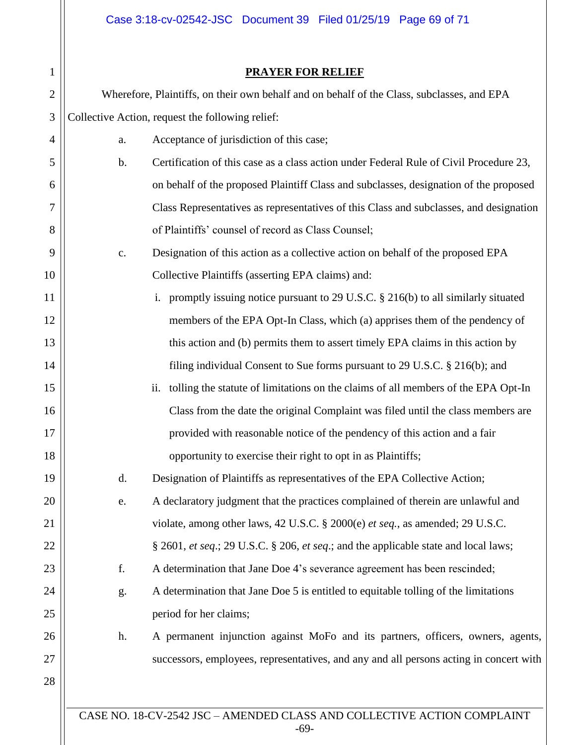## PRAYER FOR RELIEF

Wherefore, Plaintiffs, on their own behalf and on behalf of the Class, subclasses, and EPA Collective Action, request the following relief:

a. Acceptance of jurisdiction of this case;

b. Certification of this case as a class action under Federal Rule of Civil Procedure 23, on behalf of the proposed Plaintiff Class and subclasses, designation of the proposed Class Representatives as representatives of this Class and subclasses, and designation of Plaintiffs' counsel of record as Class Counsel;

c. Designation of this action as a collective action on behalf of the proposed EPA Collective Plaintiffs (asserting EPA claims) and:

   i. promptly issuing notice pursuant to 29 U.S.C. § 216(b) to all similarly situated members of the EPA Opt-In Class, which (a) apprises them of the pendency of this action and (b) permits them to assert timely EPA claims in this action by filing individual Consent to Sue forms pursuant to 29 U.S.C. § 216(b); and

   ii. tolling the statute of limitations on the claims of all members of the EPA Opt-In Class from the date the original Complaint was filed until the class members are provided with reasonable notice of the pendency of this action and a fair opportunity to exercise their right to opt in as Plaintiffs;

d. Designation of Plaintiffs as representatives of the EPA Collective Action;

e. A declaratory judgment that the practices complained of therein are unlawful and violate, among other laws, 42 U.S.C. § 2000(e) *et seq.*, as amended; 29 U.S.C. § 2601, *et seq*.; 29 U.S.C. § 206, *et seq*.; and the applicable state and local laws;

f. A determination that Jane Doe 4's severance agreement has been rescinded;

g. A determination that Jane Doe 5 is entitled to equitable tolling of the limitations period for her claims;

h. A permanent injunction against MoFo and its partners, officers, owners, agents, successors, employees, representatives, and any and all persons acting in concert with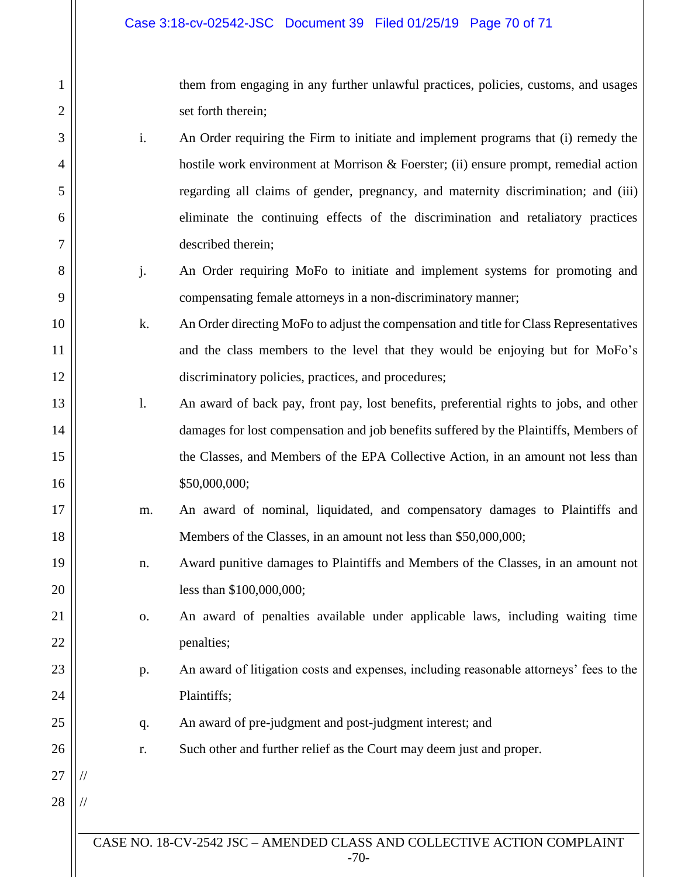them from engaging in any further unlawful practices, policies, customs, and usages set forth therein;

i. An Order requiring the Firm to initiate and implement programs that (i) remedy the hostile work environment at Morrison & Foerster; (ii) ensure prompt, remedial action regarding all claims of gender, pregnancy, and maternity discrimination; and (iii) eliminate the continuing effects of the discrimination and retaliatory practices described therein;

j. An Order requiring MoFo to initiate and implement systems for promoting and compensating female attorneys in a non-discriminatory manner;

k. An Order directing MoFo to adjust the compensation and title for Class Representatives and the class members to the level that they would be enjoying but for MoFo's discriminatory policies, practices, and procedures;

l. An award of back pay, front pay, lost benefits, preferential rights to jobs, and other damages for lost compensation and job benefits suffered by the Plaintiffs, Members of the Classes, and Members of the EPA Collective Action, in an amount not less than $50,000,000;

m. An award of nominal, liquidated, and compensatory damages to Plaintiffs and Members of the Classes, in an amount not less than $50,000,000;

n. Award punitive damages to Plaintiffs and Members of the Classes, in an amount not less than $100,000,000;

o. An award of penalties available under applicable laws, including waiting time penalties;

p. An award of litigation costs and expenses, including reasonable attorneys' fees to the Plaintiffs;

q. An award of pre-judgment and post-judgment interest; and

r. Such other and further relief as the Court may deem just and proper.

//

//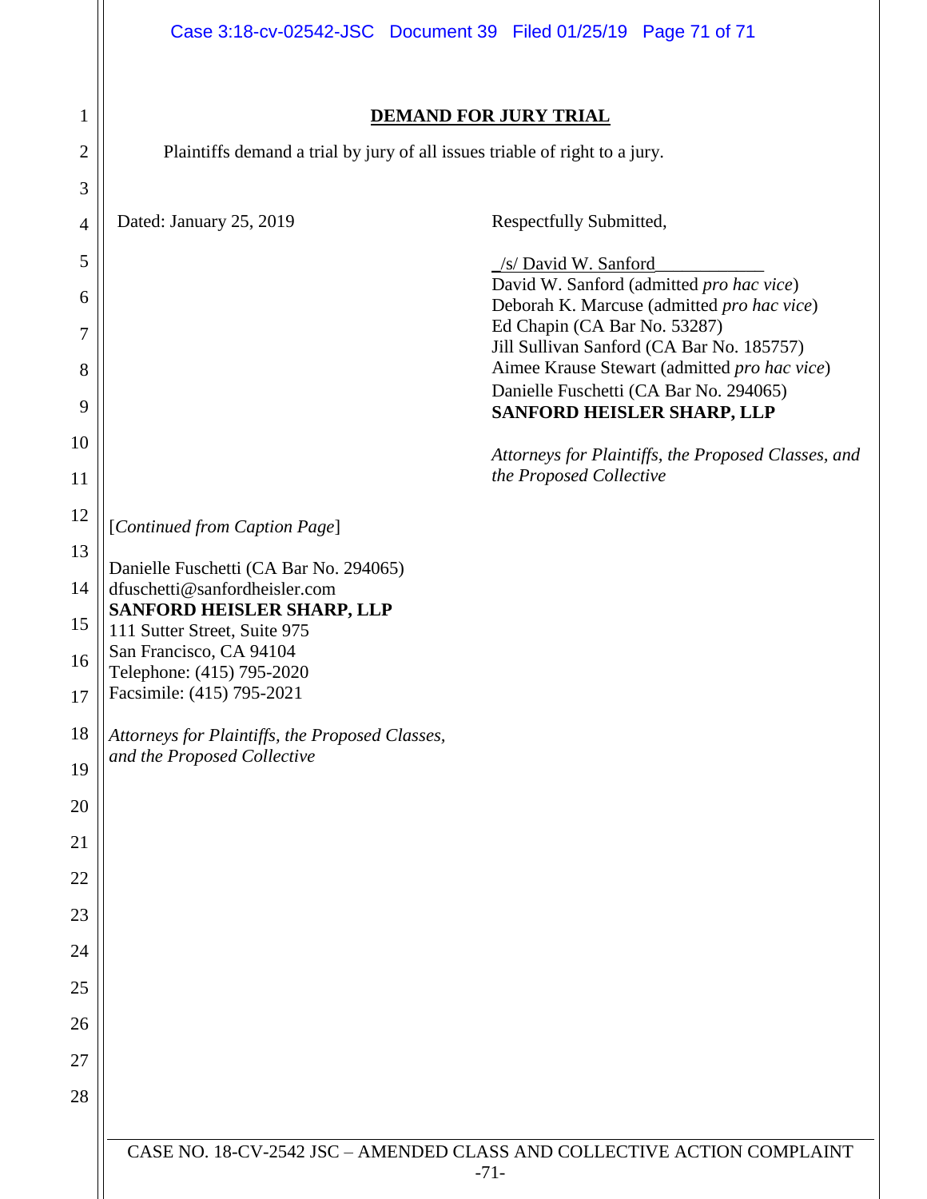**DEMAND FOR JURY TRIAL**

Plaintiffs demand a trial by jury of all issues triable of right to a jury.

Dated: January 25, 2019

Respectfully Submitted,

/s/ David W. Sanford
David W. Sanford (admitted *pro hac vice*)
Deborah K. Marcuse (admitted *pro hac vice*)
Ed Chapin (CA Bar No. 53287)
Jill Sullivan Sanford (CA Bar No. 185757)
Aimee Krause Stewart (admitted *pro hac vice*)
Danielle Fuschetti (CA Bar No. 294065)
**SANFORD HEISLER SHARP, LLP**

*Attorneys for Plaintiffs, the Proposed Classes, and the Proposed Collective*

[*Continued from Caption Page*]

Danielle Fuschetti (CA Bar No. 294065)
dfuschetti@sanfordheisler.com
**SANFORD HEISLER SHARP, LLP**
111 Sutter Street, Suite 975
San Francisco, CA 94104
Telephone: (415) 795-2020
Facsimile: (415) 795-2021

*Attorneys for Plaintiffs, the Proposed Classes, and the Proposed Collective*